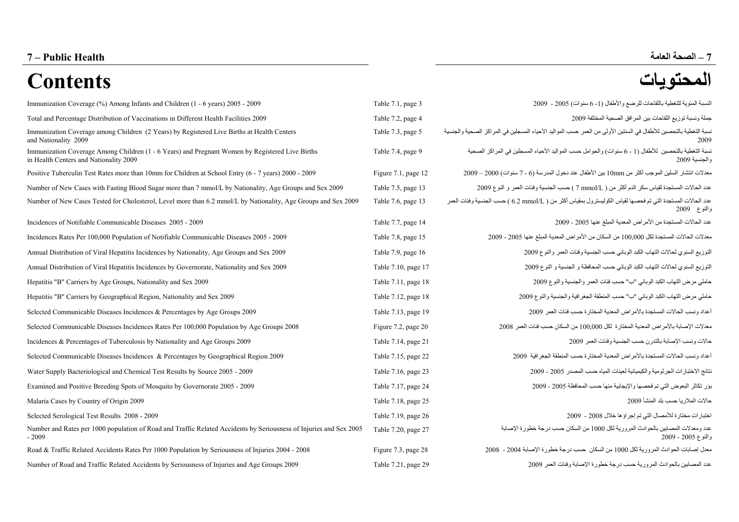# 7 – Public Health

# 7 – الصحة العامة

# Contents

# المحتويات

| Contents | Reference | المحتويات |
|---|---|---|
| Immunization Coverage (%) Among Infants and Children (1 - 6 years) 2005 - 2009 | Table 7.1, page 3 | النسبة المئوية للتغطية باللقاحات للرضع والأطفال (1- 6 سنوات) 2005 - 2009 |
| Total and Percentage Distribution of Vaccinations in Different Health Facilities 2009 | Table 7.2, page 4 | جملة ونسبة توزيع اللقاحات بين المرافق الصحية المختلفة 2009 |
| Immunization Coverage among Children (2 Years) by Registered Live Births at Health Centers and Nationality 2009 | Table 7.3, page 5 | نسبة التغطية بالتحصين للأطفال في السنتين الأولى من العمر حسب المواليد الأحياء المسجلين في المراكز الصحية والجنسية 2009 |
| Immunization Coverage Among Children (1 - 6 Years) and Pregnant Women by Registered Live Births in Health Centers and Nationality 2009 | Table 7.4, page 9 | نسبة التغطية بالتحصين للأطفال (1 - 6 سنوات) والحوامل حسب المواليد الأحياء المسجلين في المراكز الصحية والجنسية 2009 |
| Positive Tuberculin Test Rates more than 10mm for Children at School Entry (6 - 7 years) 2000 - 2009 | Figure 7.1, page 12 | معدلات انتشار السلين الموجب أكثر من 10mm بين الأطفال عند دخول المدرسة (6 - 7 سنوات) 2000 – 2009 |
| Number of New Cases with Fasting Blood Sugar more than 7 mmol/L by Nationality, Age Groups and Sex 2009 | Table 7.5, page 13 | عدد الحالات المستجدة لقياس سكر الدم أكثر من ( 7 mmol/L ) حسب الجنسية وفئات العمر و النوع 2009 |
| Number of New Cases Tested for Cholesterol, Level more than 6.2 mmol/L by Nationality, Age Groups and Sex 2009 | Table 7.6, page 13 | عدد الحالات المستجدة التي تم فحصها لقياس الكوليسترول بمقياس أكثر من ( 6.2 mmol/L ) حسب الجنسية وفئات العمر والنوع 2009 |
| Incidences of Notifiable Communicable Diseases 2005 - 2009 | Table 7.7, page 14 | عدد الحالات المستجدة من الأمراض المعدية المبلغ عنها 2005 - 2009 |
| Incidences Rates Per 100,000 Population of Notifiable Communicable Diseases 2005 - 2009 | Table 7.8, page 15 | معدلات الحالات المستجدة لكل 100,000 من السكان من الأمراض المعدية المبلغ عنها 2005 - 2009 |
| Annual Distribution of Viral Hepatitis Incidences by Nationality, Age Groups and Sex 2009 | Table 7.9, page 16 | التوزيع السنوي لحالات التهاب الكبد الوبائي حسب الجنسية وفئات العمر والنوع 2009 |
| Annual Distribution of Viral Hepatitis Incidences by Governorate, Nationality and Sex 2009 | Table 7.10, page 17 | التوزيع السنوي لحالات التهاب الكبد الوبائي حسب المحافظة و الجنسية و النوع 2009 |
| Hepatitis "B" Carriers by Age Groups, Nationality and Sex 2009 | Table 7.11, page 18 | حاملي مرض التهاب الكبد الوبائي "ب" حسب فئات العمر والجنسية والنوع 2009 |
| Hepatitis "B" Carriers by Geographical Region, Nationality and Sex 2009 | Table 7.12, page 18 | حاملي مرض التهاب الكبد الوبائي "ب" حسب المنطقة الجغرافية والجنسية والنوع 2009 |
| Selected Communicable Diseases Incidences & Percentages by Age Groups 2009 | Table 7.13, page 19 | أعداد ونسب الحالات المستجدة بالأمراض المعدية المختارة حسب فئات العمر 2009 |
| Selected Communicable Diseases Incidences Rates Per 100,000 Population by Age Groups 2008 | Figure 7.2, page 20 | معدلات الإصابة بالأمراض المعدية المختارة لكل 100,000 من السكان حسب فئات العمر 2008 |
| Incidences & Percentages of Tuberculosis by Nationality and Age Groups 2009 | Table 7.14, page 21 | حالات ونسب الإصابة بالتدرن حسب الجنسية وفئات العمر 2009 |
| Selected Communicable Diseases Incidences & Percentages by Geographical Region 2009 | Table 7.15, page 22 | أعداد ونسب الحالات المستجدة بالأمراض المعدية المختارة حسب المنطقة الجغرافية 2009 |
| Water Supply Bacteriological and Chemical Test Results by Source 2005 - 2009 | Table 7.16, page 23 | نتائج الاختبارات الجرثومية والكيميائية لعينات المياه حسب المصدر 2005 - 2009 |
| Examined and Positive Breeding Spots of Mosquito by Governorate 2005 - 2009 | Table 7.17, page 24 | بؤر تكاثر البعوض التي تم فحصها والإيجابية منها حسب المحافظة 2005 - 2009 |
| Malaria Cases by Country of Origin 2009 | Table 7.18, page 25 | حالات الملاريا حسب بلد المنشأ 2009 |
| Selected Serological Test Results 2008 - 2009 | Table 7.19, page 26 | اختبارات مختارة للأمصال التي تم إجراؤها خلال 2008 - 2009 |
| Number and Rates per 1000 population of Road and Traffic Related Accidents by Seriousness of Injuries and Sex 2005 - 2009 | Table 7.20, page 27 | عدد ومعدلات المصابين بالحوادث المرورية لكل 1000 من السكان حسب درجة خطورة الإصابة والنوع 2005 - 2009 |
| Road & Traffic Related Accidents Rates Per 1000 Population by Seriousness of Injuries 2004 - 2008 | Figure 7.3, page 28 | معدل إصابات الحوادث المرورية لكل 1000 من السكان حسب درجة خطورة الإصابة 2004 - 2008 |
| Number of Road and Traffic Related Accidents by Seriousness of Injuries and Age Groups 2009 | Table 7.21, page 29 | عدد المصابين بالحوادث المرورية حسب درجة خطورة الإصابة وفئات العمر 2009 |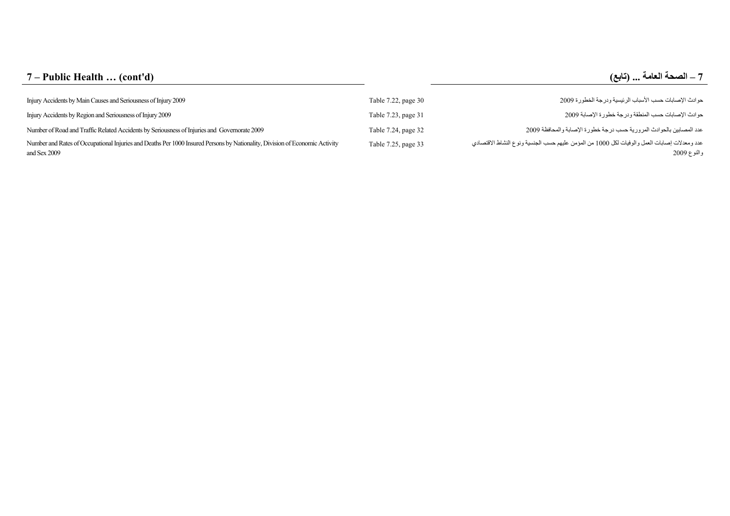## 7 – Public Health … (cont'd)

## 7 – الصحة العامة ... (تابع)

| | | |
|---|---|---|
| Injury Accidents by Main Causes and Seriousness of Injury 2009 | Table 7.22, page 30 | حوادث الإصابات حسب الأسباب الرئيسية ودرجة الخطورة 2009 |
| Injury Accidents by Region and Seriousness of Injury 2009 | Table 7.23, page 31 | حوادث الإصابات حسب المنطقة ودرجة خطورة الإصابة 2009 |
| Number of Road and Traffic Related Accidents by Seriousness of Injuries and Governorate 2009 | Table 7.24, page 32 | عدد المصابين بالحوادث المرورية حسب درجة خطورة الإصابة والمحافظة 2009 |
| Number and Rates of Occupational Injuries and Deaths Per 1000 Insured Persons by Nationality, Division of Economic Activity and Sex 2009 | Table 7.25, page 33 | عدد ومعدلات إصابات العمل والوفيات لكل 1000 من المؤمن عليهم حسب الجنسية ونوع النشاط الاقتصادي والنوع 2009 |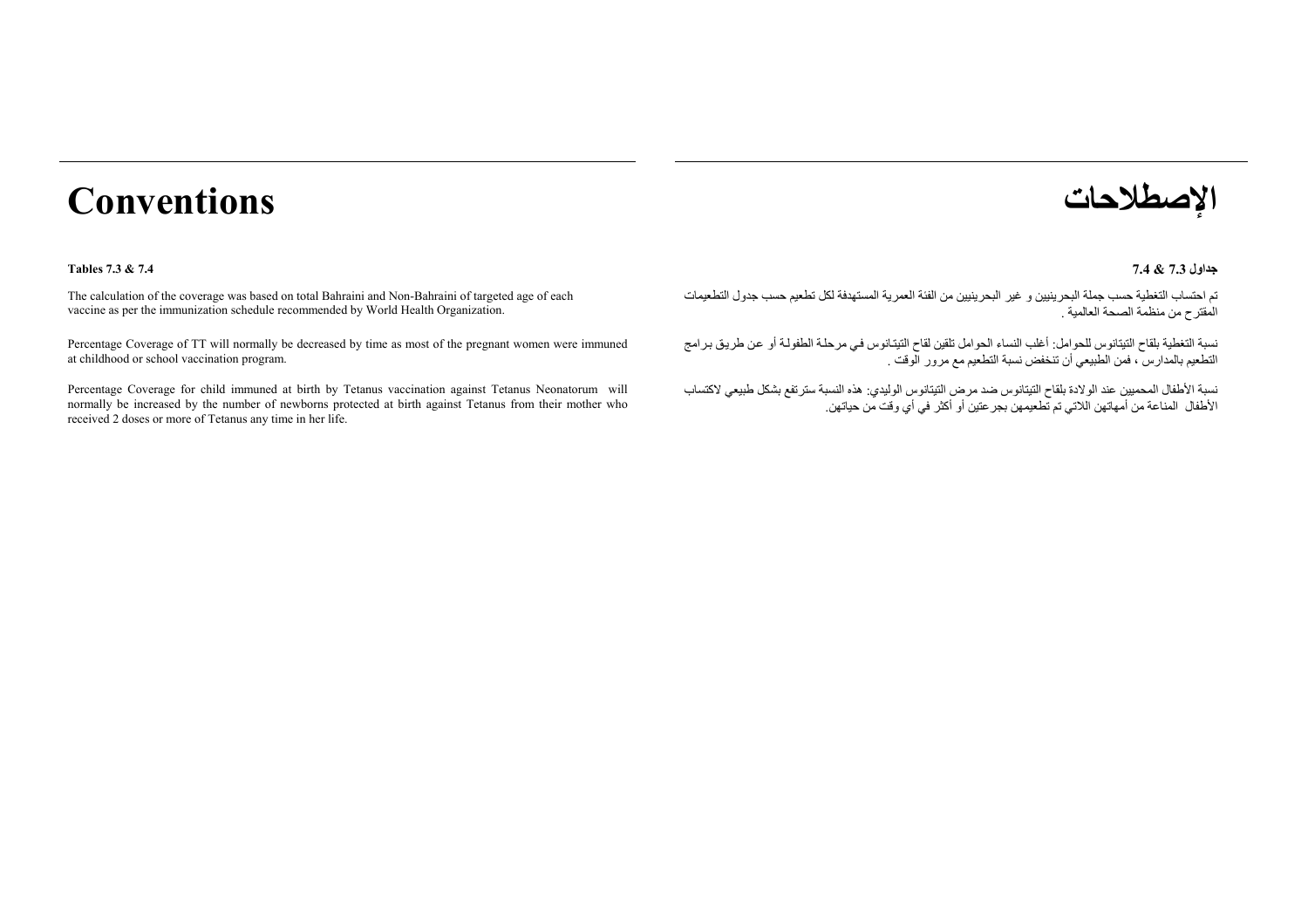# Conventions

**Tables 7.3 & 7.4**

The calculation of the coverage was based on total Bahraini and Non-Bahraini of targeted age of each vaccine as per the immunization schedule recommended by World Health Organization.

Percentage Coverage of TT will normally be decreased by time as most of the pregnant women were immuned at childhood or school vaccination program.

Percentage Coverage for child immuned at birth by Tetanus vaccination against Tetanus Neonatorum will normally be increased by the number of newborns protected at birth against Tetanus from their mother who received 2 doses or more of Tetanus any time in her life.

# الإصطلاحات

**جداول 7.3 & 7.4**

تم احتساب التغطية حسب جملة البحرينيين و غير البحرينيين من الفئة العمرية المستهدفة لكل تطعيم حسب جدول التطعيمات المقترح من منظمة الصحة العالمية .

نسبة التغطية بلقاح التيتانوس للحوامل: أغلب النساء الحوامل تلقين لقاح التيتانوس في مرحلة الطفولة أو عن طريق برامج التطعيم بالمدارس ، فمن الطبيعي أن تنخفض نسبة التطعيم مع مرور الوقت .

نسبة الأطفال المحميين عند الولادة بلقاح التيتانوس ضد مرض التيتانوس الوليدي: هذه النسبة سترتفع بشكل طبيعي لاكتساب الأطفال المناعة من أمهاتهن اللاتي تم تطعيمهن بجرعتين أو أكثر في أي وقت من حياتهن.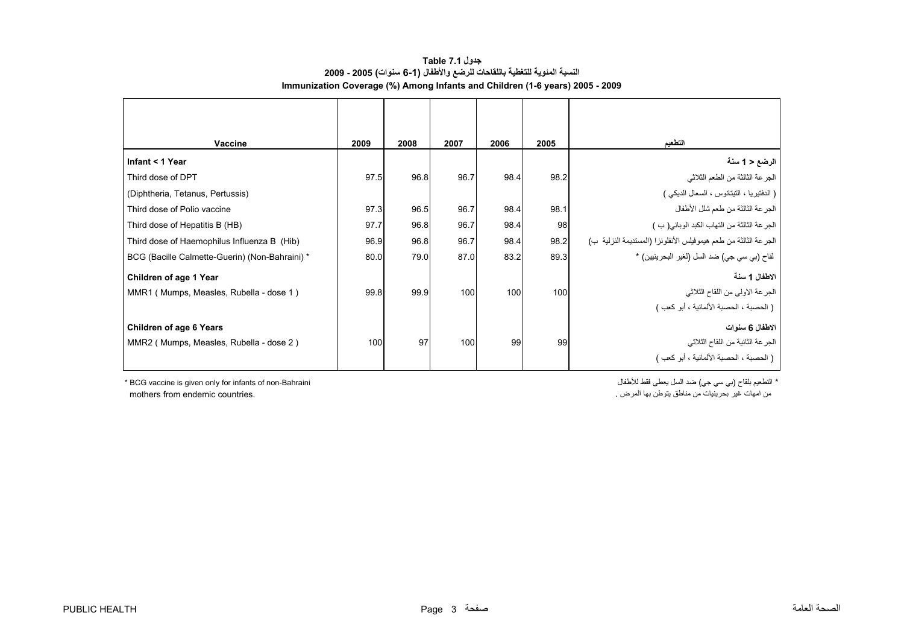# جدول Table 7.1

## النسبة المئوية للتغطية باللقاحات للرضع والأطفال (1-6 سنوات) 2005 - 2009

## Immunization Coverage (%) Among Infants and Children (1-6 years) 2005 - 2009

| Vaccine | 2009 | 2008 | 2007 | 2006 | 2005 | التطعيم |
|---|---|---|---|---|---|---|
| **Infant < 1 Year** | | | | | | **الرضع < 1 سنة** |
| Third dose of DPT | 97.5 | 96.8 | 96.7 | 98.4 | 98.2 | الجرعة الثالثة من الطعم الثلاثي |
| (Diphtheria, Tetanus, Pertussis) | | | | | | ( الدفتيريا ، التيتانوس ، السعال الديكي ) |
| Third dose of Polio vaccine | 97.3 | 96.5 | 96.7 | 98.4 | 98.1 | الجرعة الثالثة من طعم شلل الأطفال |
| Third dose of Hepatitis B (HB) | 97.7 | 96.8 | 96.7 | 98.4 | 98 | الجرعة الثالثة من التهاب الكبد الوبائي( ب ) |
| Third dose of Haemophilus Influenza B (Hib) | 96.9 | 96.8 | 96.7 | 98.4 | 98.2 | الجرعة الثالثة من طعم هيموفيلس الأنفلونزا (المستديمة النزلية ب) |
| BCG (Bacille Calmette-Guerin) (Non-Bahraini) * | 80.0 | 79.0 | 87.0 | 83.2 | 89.3 | لقاح (بي سي جي) ضد السل (لغير البحرينيين) * |
| **Children of age 1 Year** | | | | | | **الاطفال 1 سنة** |
| MMR1 ( Mumps, Measles, Rubella - dose 1 ) | 99.8 | 99.9 | 100 | 100 | 100 | الجرعة الاولى من اللقاح الثلاثي |
| | | | | | | ( الحصبة ، الحصبة الألمانية ، أبو كعب ) |
| **Children of age 6 Years** | | | | | | **الاطفال 6 سنوات** |
| MMR2 ( Mumps, Measles, Rubella - dose 2 ) | 100 | 97 | 100 | 99 | 99 | الجرعة الثانية من اللقاح الثلاثي |
| | | | | | | ( الحصبة ، الحصبة الألمانية ، أبو كعب ) |

* BCG vaccine is given only for infants of non-Bahraini mothers from endemic countries.

* التطعيم بلقاح (بي سي جي) ضد السل يعطى فقط للأطفال من امهات غير بحرينيات من مناطق يتوطن بها المرض .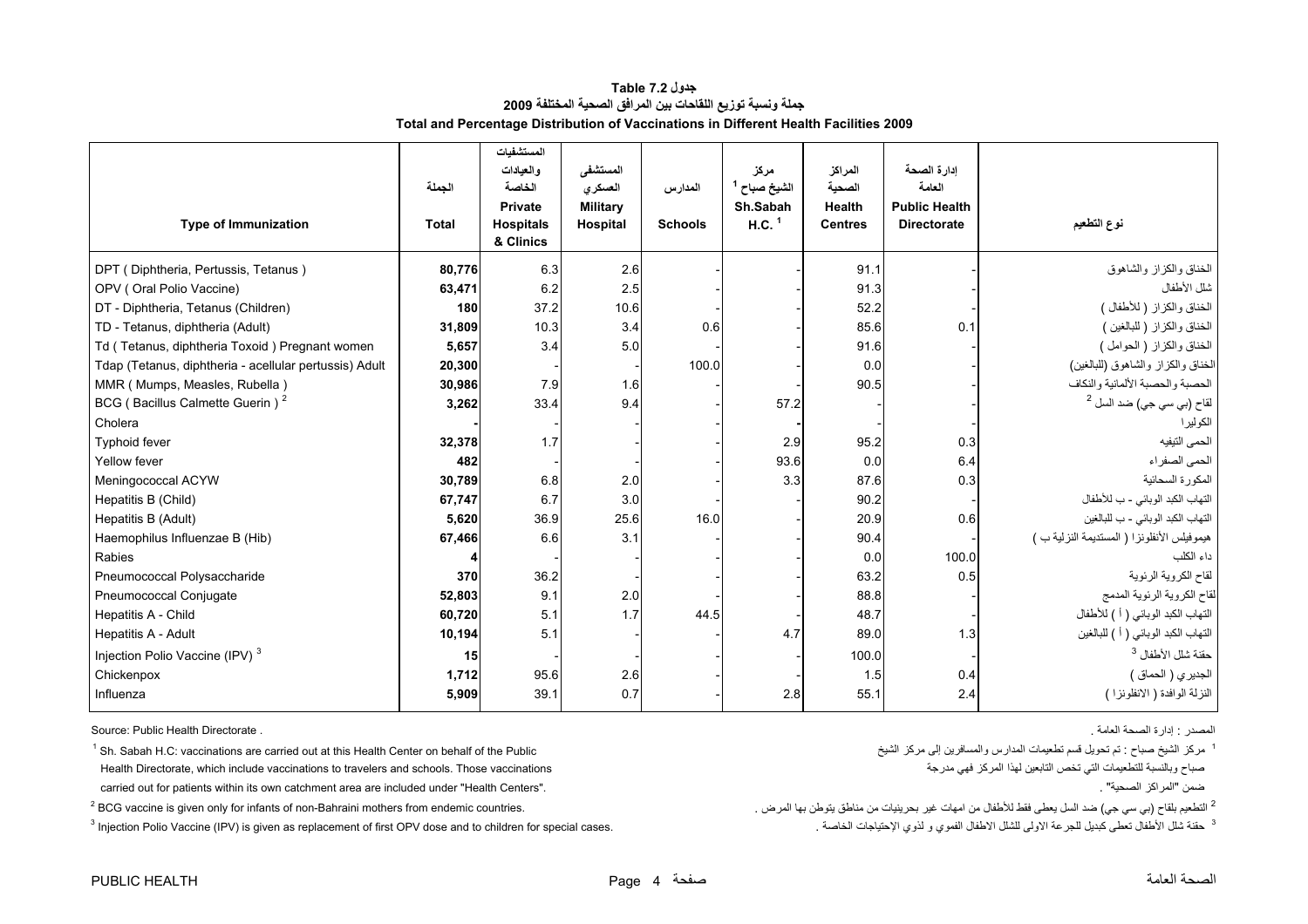# جدول Table 7.2

## جملة ونسبة توزيع اللقاحات بين المرافق الصحية المختلفة 2009

## Total and Percentage Distribution of Vaccinations in Different Health Facilities 2009

| Type of Immunization | الجملة Total | المستشفيات والعيادات الخاصة Private Hospitals & Clinics | المستشفى العسكري Military Hospital | المدارس Schools | مركز الشيخ صباح [1] Sh.Sabah H.C. [1] | المراكز الصحية Health Centres | إدارة الصحة العامة Public Health Directorate | نوع التطعيم |
|---|---|---|---|---|---|---|---|---|
| DPT ( Diphtheria, Pertussis, Tetanus ) | **80,776** | 6.3 | 2.6 | - | - | 91.1 | - | الخناق والكزاز والشاهوق |
| OPV ( Oral Polio Vaccine) | **63,471** | 6.2 | 2.5 | - | - | 91.3 | - | شلل الأطفال |
| DT - Diphtheria, Tetanus (Children) | **180** | 37.2 | 10.6 | - | - | 52.2 | - | الخناق والكزاز ( للأطفال ) |
| TD - Tetanus, diphtheria (Adult) | **31,809** | 10.3 | 3.4 | 0.6 | - | 85.6 | 0.1 | الخناق والكزاز ( للبالغين ) |
| Td ( Tetanus, diphtheria Toxoid ) Pregnant women | **5,657** | 3.4 | 5.0 | - | - | 91.6 | - | الخناق والكزاز ( الحوامل ) |
| Tdap (Tetanus, diphtheria - acellular pertussis) Adult | **20,300** | - | - | 100.0 | - | 0.0 | - | الخناق والكزاز والشاهوق (للبالغين) |
| MMR ( Mumps, Measles, Rubella ) | **30,986** | 7.9 | 1.6 | - | - | 90.5 | - | الحصبة والحصبة الألمانية والنكاف |
| BCG ( Bacillus Calmette Guerin ) [2] | **3,262** | 33.4 | 9.4 | - | 57.2 | - | - | لقاح (بي سي جي) ضد السل [2] |
| Cholera | **-** | - | - | - | - | - | - | الكوليرا |
| Typhoid fever | **32,378** | 1.7 | - | - | 2.9 | 95.2 | 0.3 | الحمى التيفيه |
| Yellow fever | **482** | - | - | - | 93.6 | 0.0 | 6.4 | الحمى الصفراء |
| Meningococcal ACYW | **30,789** | 6.8 | 2.0 | - | 3.3 | 87.6 | 0.3 | المكورة السحائية |
| Hepatitis B (Child) | **67,747** | 6.7 | 3.0 | - | - | 90.2 | - | التهاب الكبد الوبائي - ب للأطفال |
| Hepatitis B (Adult) | **5,620** | 36.9 | 25.6 | 16.0 | - | 20.9 | 0.6 | التهاب الكبد الوبائي - ب للبالغين |
| Haemophilus Influenzae B (Hib) | **67,466** | 6.6 | 3.1 | - | - | 90.4 | - | هيموفيلس الأنفلونزا ( المستديمة النزلية ب ) |
| Rabies | **4** | - | - | - | - | 0.0 | 100.0 | داء الكلب |
| Pneumococcal Polysaccharide | **370** | 36.2 | - | - | - | 63.2 | 0.5 | لقاح الكروية الرئوية |
| Pneumococcal Conjugate | **52,803** | 9.1 | 2.0 | - | - | 88.8 | - | لقاح الكروية الرئوية المدمج |
| Hepatitis A - Child | **60,720** | 5.1 | 1.7 | 44.5 | - | 48.7 | - | التهاب الكبد الوبائي ( أ ) للأطفال |
| Hepatitis A - Adult | **10,194** | 5.1 | - | - | 4.7 | 89.0 | 1.3 | التهاب الكبد الوبائي ( أ ) للبالغين |
| Injection Polio Vaccine (IPV) [3] | **15** | - | - | - | - | 100.0 | - | حقنة شلل الأطفال [3] |
| Chickenpox | **1,712** | 95.6 | 2.6 | - | - | 1.5 | 0.4 | الجديري ( الحماق ) |
| Influenza | **5,909** | 39.1 | 0.7 | - | 2.8 | 55.1 | 2.4 | النزلة الوافدة ( الانفلونزا ) |

Source: Public Health Directorate .

المصدر : إدارة الصحة العامة .

[1] Sh. Sabah H.C: vaccinations are carried out at this Health Center on behalf of the Public Health Directorate, which include vaccinations to travelers and schools. Those vaccinations carried out for patients within its own catchment area are included under "Health Centers".

[1] مركز الشيخ صباح : تم تحويل قسم تطعيمات المدارس والمسافرين إلى مركز الشيخ صباح وبالنسبة للتطعيمات التي تخص التابعين لهذا المركز فهي مدرجة ضمن "المراكز الصحية" .

[2] BCG vaccine is given only for infants of non-Bahraini mothers from endemic countries.

[2] التطعيم بلقاح (بي سي جي) ضد السل يعطى فقط للأطفال من امهات غير بحرينيات من مناطق يتوطن بها المرض .

[3] Injection Polio Vaccine (IPV) is given as replacement of first OPV dose and to children for special cases.

[3] حقنة شلل الأطفال تعطى كبديل للجرعة الاولى للشلل الاطفال الفموي و لذوي الإحتياجات الخاصة .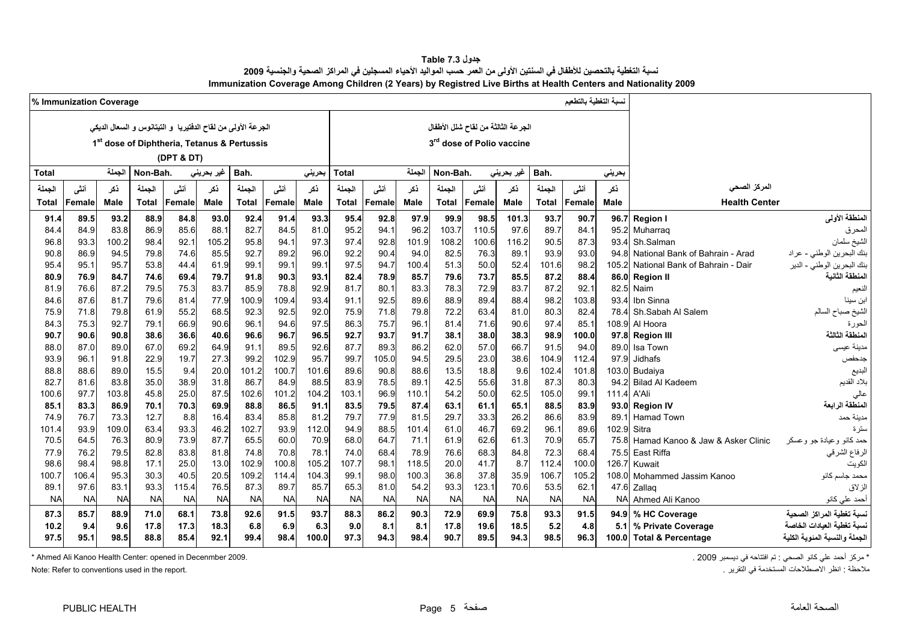**جدول Table 7.3**

**نسبة التغطية بالتحصين للأطفال في السنتين الأولى من العمر حسب المواليد الأحياء المسجلين في المراكز الصحية والجنسية 2009**

**Immunization Coverage Among Children (2 Years) by Registred Live Births at Health Centers and Nationality 2009**

| % Immunization Coverage نسبة التغطية بالتطعيم | | | | | | | | | | | | | | | | | | | |
|---|---|---|---|---|---|---|---|---|---|---|---|---|---|---|---|---|---|---|---|
| الجرعة الأولى من لقاح الدفتيريا و التيتانوس و السعال الديكي 1st dose of Diphtheria, Tetanus & Pertussis (DPT & DT) | | | | | | | | | الجرعة الثالثة من لقاح شلل الأطفال 3rd dose of Polio vaccine | | | | | | | | | | |
| Total الجملة | | | Non-Bah. غير بحريني | | | Bah. بحريني | | | Total الجملة | | | Non-Bah. غير بحريني | | | Bah. بحريني | | | | |
| الجملة Total | أنثى Female | ذكر Male | الجملة Total | أنثى Female | ذكر Male | الجملة Total | أنثى Female | ذكر Male | الجملة Total | أنثى Female | ذكر Male | الجملة Total | أنثى Female | ذكر Male | الجملة Total | أنثى Female | ذكر Male | Health Center | المركز الصحي |
| **91.4** | **89.5** | **93.2** | **88.9** | **84.8** | **93.0** | **92.4** | **91.4** | **93.3** | **95.4** | **92.8** | **97.9** | **99.9** | **98.5** | **101.3** | **93.7** | **90.7** | **96.7** | **Region I** | **المنطقة الأولى** |
| 84.4 | 84.9 | 83.8 | 86.9 | 85.6 | 88.1 | 82.7 | 84.5 | 81.0 | 95.2 | 94.1 | 96.2 | 103.7 | 110.5 | 97.6 | 89.7 | 84.1 | 95.2 | Muharraq | المحرق |
| 96.8 | 93.3 | 100.2 | 98.4 | 92.1 | 105.2 | 95.8 | 94.1 | 97.3 | 97.4 | 92.8 | 101.9 | 108.2 | 100.6 | 116.2 | 90.5 | 87.3 | 93.4 | Sh.Salman | الشيخ سلمان |
| 90.8 | 86.9 | 94.5 | 79.8 | 74.6 | 85.5 | 92.7 | 89.2 | 96.0 | 92.2 | 90.4 | 94.0 | 82.5 | 76.3 | 89.1 | 93.9 | 93.0 | 94.8 | National Bank of Bahrain - Arad | بنك البحرين الوطني - عراد |
| 95.4 | 95.1 | 95.7 | 53.8 | 44.4 | 61.9 | 99.1 | 99.1 | 99.1 | 97.5 | 94.7 | 100.4 | 51.3 | 50.0 | 52.4 | 101.6 | 98.2 | 105.2 | National Bank of Bahrain - Dair | بنك البحرين الوطني - الدير |
| **80.9** | **76.9** | **84.7** | **74.6** | **69.4** | **79.7** | **91.8** | **90.3** | **93.1** | **82.4** | **78.9** | **85.7** | **79.6** | **73.7** | **85.5** | **87.2** | **88.4** | **86.0** | **Region II** | **المنطقة الثانية** |
| 81.9 | 76.6 | 87.2 | 79.5 | 75.3 | 83.7 | 85.9 | 78.8 | 92.9 | 81.7 | 80.1 | 83.3 | 78.3 | 72.9 | 83.7 | 87.2 | 92.1 | 82.5 | Naim | النعيم |
| 84.6 | 87.6 | 81.7 | 79.6 | 81.4 | 77.9 | 100.9 | 109.4 | 93.4 | 91.1 | 92.5 | 89.6 | 88.9 | 89.4 | 88.4 | 98.2 | 103.8 | 93.4 | Ibn Sinna | ابن سينا |
| 75.9 | 71.8 | 79.8 | 61.9 | 55.2 | 68.5 | 92.3 | 92.5 | 92.0 | 75.9 | 71.8 | 79.8 | 72.2 | 63.4 | 81.0 | 80.3 | 82.4 | 78.4 | Sh.Sabah Al Salem | الشيخ صباح السالم |
| 84.3 | 75.3 | 92.7 | 79.1 | 66.9 | 90.6 | 96.1 | 94.6 | 97.5 | 86.3 | 75.7 | 96.1 | 81.4 | 71.6 | 90.6 | 97.4 | 85.1 | 108.9 | Al Hoora | الحورة |
| **90.7** | **90.6** | **90.8** | **38.6** | **36.6** | **40.6** | **96.6** | **96.7** | **96.5** | **92.7** | **93.7** | **91.7** | **38.1** | **38.0** | **38.3** | **98.9** | **100.0** | **97.8** | **Region III** | **المنطقة الثالثة** |
| 88.0 | 87.0 | 89.0 | 67.0 | 69.2 | 64.9 | 91.1 | 89.5 | 92.6 | 87.7 | 89.3 | 86.2 | 62.0 | 57.0 | 66.7 | 91.5 | 94.0 | 89.0 | Isa Town | مدينة عيسى |
| 93.9 | 96.1 | 91.8 | 22.9 | 19.7 | 27.3 | 99.2 | 102.9 | 95.7 | 99.7 | 105.0 | 94.5 | 29.5 | 23.0 | 38.6 | 104.9 | 112.4 | 97.9 | Jidhafs | جدحفص |
| 88.8 | 88.6 | 89.0 | 15.5 | 9.4 | 20.0 | 101.2 | 100.7 | 101.6 | 89.6 | 90.8 | 88.6 | 13.5 | 18.8 | 9.6 | 102.4 | 101.8 | 103.0 | Budaiya | البديع |
| 82.7 | 81.6 | 83.8 | 35.0 | 38.9 | 31.8 | 86.7 | 84.9 | 88.5 | 83.9 | 78.5 | 89.1 | 42.5 | 55.6 | 31.8 | 87.3 | 80.3 | 94.2 | Bilad Al Kadeem | بلاد القديم |
| 100.6 | 97.7 | 103.8 | 45.8 | 25.0 | 87.5 | 102.6 | 101.2 | 104.2 | 103.1 | 96.9 | 110.1 | 54.2 | 50.0 | 62.5 | 105.0 | 99.1 | 111.4 | A'Ali | عالي |
| **85.1** | **83.3** | **86.9** | **70.1** | **70.3** | **69.9** | **88.8** | **86.5** | **91.1** | **83.5** | **79.5** | **87.4** | **63.1** | **61.1** | **65.1** | **88.5** | **83.9** | **93.0** | **Region IV** | **المنطقة الرابعة** |
| 74.9 | 76.7 | 73.3 | 12.7 | 8.8 | 16.4 | 83.4 | 85.8 | 81.2 | 79.7 | 77.9 | 81.5 | 29.7 | 33.3 | 26.2 | 86.6 | 83.9 | 89.1 | Hamad Town | مدينة حمد |
| 101.4 | 93.9 | 109.0 | 63.4 | 93.3 | 46.2 | 102.7 | 93.9 | 112.0 | 94.9 | 88.5 | 101.4 | 61.0 | 46.7 | 69.2 | 96.1 | 89.6 | 102.9 | Sitra | سترة |
| 70.5 | 64.5 | 76.3 | 80.9 | 73.9 | 87.7 | 65.5 | 60.0 | 70.9 | 68.0 | 64.7 | 71.1 | 61.9 | 62.6 | 61.3 | 70.9 | 65.7 | 75.8 | Hamad Kanoo & Jaw & Asker Clinic | حمد كانو وعيادة جو وعسكر |
| 77.9 | 76.2 | 79.5 | 82.8 | 83.8 | 81.8 | 74.8 | 70.8 | 78.1 | 74.0 | 68.4 | 78.9 | 76.6 | 68.3 | 84.8 | 72.3 | 68.4 | 75.5 | East Riffa | الرفاع الشرقي |
| 98.6 | 98.4 | 98.8 | 17.1 | 25.0 | 13.0 | 102.9 | 100.8 | 105.2 | 107.7 | 98.1 | 118.5 | 20.0 | 41.7 | 8.7 | 112.4 | 100.0 | 126.7 | Kuwait | الكويت |
| 100.7 | 106.4 | 95.3 | 30.3 | 40.5 | 20.5 | 109.2 | 114.4 | 104.3 | 99.1 | 98.0 | 100.3 | 36.8 | 37.8 | 35.9 | 106.7 | 105.2 | 108.0 | Mohammed Jassim Kanoo | محمد جاسم كانو |
| 89.1 | 97.6 | 83.1 | 93.3 | 115.4 | 76.5 | 87.3 | 89.7 | 85.7 | 65.3 | 81.0 | 54.2 | 93.3 | 123.1 | 70.6 | 53.5 | 62.1 | 47.6 | Zallaq | الزلاق |
| NA | NA | NA | NA | NA | NA | NA | NA | NA | NA | NA | NA | NA | NA | NA | NA | NA | NA | Ahmed Ali Kanoo | أحمد علي كانو |
| **87.3** | **85.7** | **88.9** | **71.0** | **68.1** | **73.8** | **92.6** | **91.5** | **93.7** | **88.3** | **86.2** | **90.3** | **72.9** | **69.9** | **75.8** | **93.3** | **91.5** | **94.9** | **% HC Coverage** | **نسبة تغطية المراكز الصحية** |
| **10.2** | **9.4** | **9.6** | **17.8** | **17.3** | **18.3** | **6.8** | **6.9** | **6.3** | **9.0** | **8.1** | **8.1** | **17.8** | **19.6** | **18.5** | **5.2** | **4.8** | **5.1** | **% Private Coverage** | **نسبة تغطية العيادات الخاصة** |
| **97.5** | **95.1** | **98.5** | **88.8** | **85.4** | **92.1** | **99.4** | **98.4** | **100.0** | **97.3** | **94.3** | **98.4** | **90.7** | **89.5** | **94.3** | **98.5** | **96.3** | **100.0** | **Total & Percentage** | **الجملة والنسبة المئوية الكلية** |

* Ahmed Ali Kanoo Health Center: opened in Decenmber 2009.

* مركز أحمد علي كانو الصحي : تم افتتاحه في ديسمبر 2009 .

Note: Refer to conventions used in the report.

ملاحظة : انظر الاصطلاحات المستخدمة في التقرير .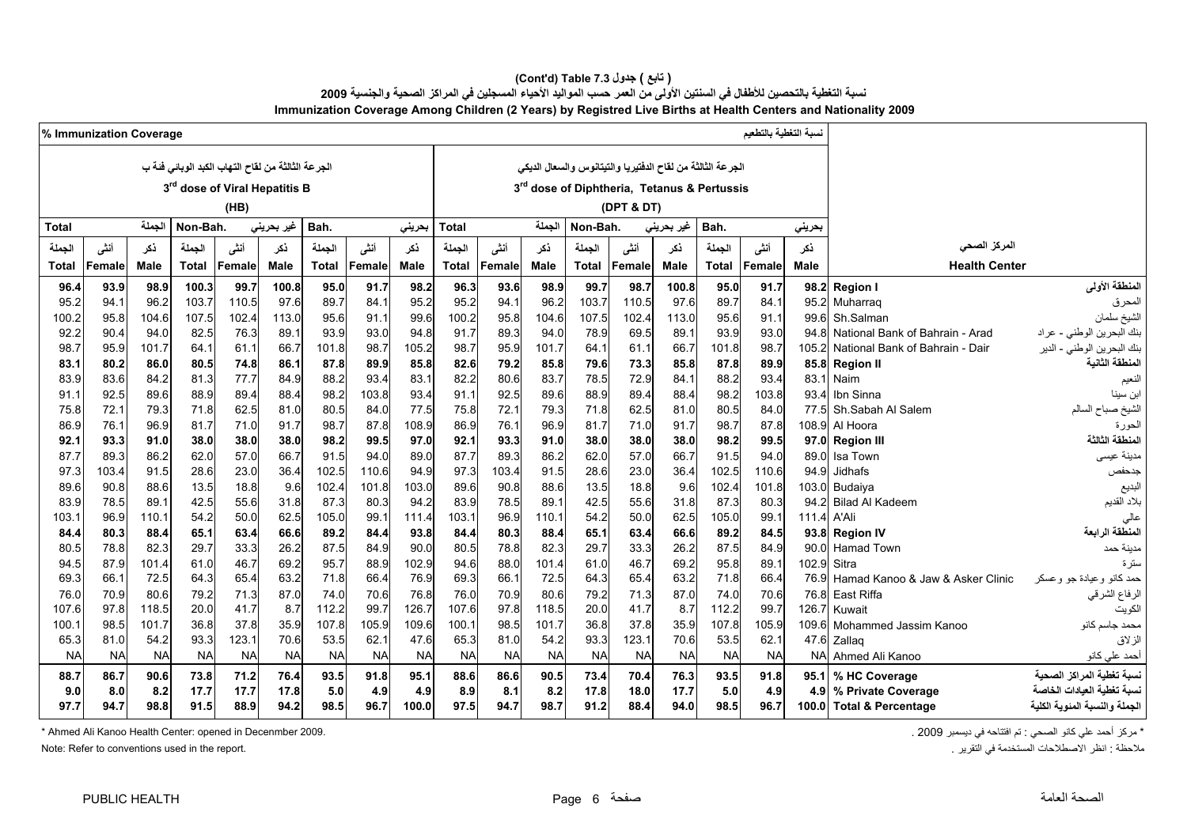**( تابع ) جدول 7.3 (Cont'd) Table**

**نسبة التغطية بالتحصين للأطفال في السنتين الأولى من العمر حسب المواليد الأحياء المسجلين في المراكز الصحية والجنسية 2009**

**Immunization Coverage Among Children (2 Years) by Registred Live Births at Health Centers and Nationality 2009**

| % Immunization Coverage | | | | | | | | | | | | | | | | | | نسبة التغطية بالتطعيم | | |
|---|---|---|---|---|---|---|---|---|---|---|---|---|---|---|---|---|---|---|---|
| الجرعة الثالثة من لقاح التهاب الكبد الوبائي فئة ب 3rd dose of Viral Hepatitis B (HB) | | | | | | | | | الجرعة الثالثة من لقاح الدفتيريا والتيتانوس والسعال الديكي 3rd dose of Diphtheria, Tetanus & Pertussis (DPT & DT) | | | | | | | | | | |
| Total الجملة | | | Non-Bah. غير بحريني | | | Bah. بحريني | | | Total الجملة | | | Non-Bah. غير بحريني | | | Bah. بحريني | | | | |
| الجملة Total | أنثى Female | ذكر Male | الجملة Total | أنثى Female | ذكر Male | الجملة Total | أنثى Female | ذكر Male | الجملة Total | أنثى Female | ذكر Male | الجملة Total | أنثى Female | ذكر Male | الجملة Total | أنثى Female | ذكر Male | Health Center | المركز الصحي |
| **96.4** | **93.9** | **98.9** | **100.3** | **99.7** | **100.8** | **95.0** | **91.7** | **98.2** | **96.3** | **93.6** | **98.9** | **99.7** | **98.7** | **100.8** | **95.0** | **91.7** | **98.2** | **Region I** | **المنطقة الأولى** |
| 95.2 | 94.1 | 96.2 | 103.7 | 110.5 | 97.6 | 89.7 | 84.1 | 95.2 | 95.2 | 94.1 | 96.2 | 103.7 | 110.5 | 97.6 | 89.7 | 84.1 | 95.2 | Muharraq | المحرق |
| 100.2 | 95.8 | 104.6 | 107.5 | 102.4 | 113.0 | 95.6 | 91.1 | 99.6 | 100.2 | 95.8 | 104.6 | 107.5 | 102.4 | 113.0 | 95.6 | 91.1 | 99.6 | Sh.Salman | الشيخ سلمان |
| 92.2 | 90.4 | 94.0 | 82.5 | 76.3 | 89.1 | 93.9 | 93.0 | 94.8 | 91.7 | 89.3 | 94.0 | 78.9 | 69.5 | 89.1 | 93.9 | 93.0 | 94.8 | National Bank of Bahrain - Arad | بنك البحرين الوطني - عراد |
| 98.7 | 95.9 | 101.7 | 64.1 | 61.1 | 66.7 | 101.8 | 98.7 | 105.2 | 98.7 | 95.9 | 101.7 | 64.1 | 61.1 | 66.7 | 101.8 | 98.7 | 105.2 | National Bank of Bahrain - Dair | بنك البحرين الوطني - الدير |
| **83.1** | **80.2** | **86.0** | **80.5** | **74.8** | **86.1** | **87.8** | **89.9** | **85.8** | **82.6** | **79.2** | **85.8** | **79.6** | **73.3** | **85.8** | **87.8** | **89.9** | **85.8** | **Region II** | **المنطقة الثانية** |
| 83.9 | 83.6 | 84.2 | 81.3 | 77.7 | 84.9 | 88.2 | 93.4 | 83.1 | 82.2 | 80.6 | 83.7 | 78.5 | 72.9 | 84.1 | 88.2 | 93.4 | 83.1 | Naim | النعيم |
| 91.1 | 92.5 | 89.6 | 88.9 | 89.4 | 88.4 | 98.2 | 103.8 | 93.4 | 91.1 | 92.5 | 89.6 | 88.9 | 89.4 | 88.4 | 98.2 | 103.8 | 93.4 | Ibn Sinna | ابن سينا |
| 75.8 | 72.1 | 79.3 | 71.8 | 62.5 | 81.0 | 80.5 | 84.0 | 77.5 | 75.8 | 72.1 | 79.3 | 71.8 | 62.5 | 81.0 | 80.5 | 84.0 | 77.5 | Sh.Sabah Al Salem | الشيخ صباح السالم |
| 86.9 | 76.1 | 96.9 | 81.7 | 71.0 | 91.7 | 98.7 | 87.8 | 108.9 | 86.9 | 76.1 | 96.9 | 81.7 | 71.0 | 91.7 | 98.7 | 87.8 | 108.9 | Al Hoora | الحورة |
| **92.1** | **93.3** | **91.0** | **38.0** | **38.0** | **38.0** | **98.2** | **99.5** | **97.0** | **92.1** | **93.3** | **91.0** | **38.0** | **38.0** | **38.0** | **98.2** | **99.5** | **97.0** | **Region III** | **المنطقة الثالثة** |
| 87.7 | 89.3 | 86.2 | 62.0 | 57.0 | 66.7 | 91.5 | 94.0 | 89.0 | 87.7 | 89.3 | 86.2 | 62.0 | 57.0 | 66.7 | 91.5 | 94.0 | 89.0 | Isa Town | مدينة عيسى |
| 97.3 | 103.4 | 91.5 | 28.6 | 23.0 | 36.4 | 102.5 | 110.6 | 94.9 | 97.3 | 103.4 | 91.5 | 28.6 | 23.0 | 36.4 | 102.5 | 110.6 | 94.9 | Jidhafs | جدحفص |
| 89.6 | 90.8 | 88.6 | 13.5 | 18.8 | 9.6 | 102.4 | 101.8 | 103.0 | 89.6 | 90.8 | 88.6 | 13.5 | 18.8 | 9.6 | 102.4 | 101.8 | 103.0 | Budaiya | البديع |
| 83.9 | 78.5 | 89.1 | 42.5 | 55.6 | 31.8 | 87.3 | 80.3 | 94.2 | 83.9 | 78.5 | 89.1 | 42.5 | 55.6 | 31.8 | 87.3 | 80.3 | 94.2 | Bilad Al Kadeem | بلاد القديم |
| 103.1 | 96.9 | 110.1 | 54.2 | 50.0 | 62.5 | 105.0 | 99.1 | 111.4 | 103.1 | 96.9 | 110.1 | 54.2 | 50.0 | 62.5 | 105.0 | 99.1 | 111.4 | A'Ali | عالي |
| **84.4** | **80.3** | **88.4** | **65.1** | **63.4** | **66.6** | **89.2** | **84.4** | **93.8** | **84.4** | **80.3** | **88.4** | **65.1** | **63.4** | **66.6** | **89.2** | **84.5** | **93.8** | **Region IV** | **المنطقة الرابعة** |
| 80.5 | 78.8 | 82.3 | 29.7 | 33.3 | 26.2 | 87.5 | 84.9 | 90.0 | 80.5 | 78.8 | 82.3 | 29.7 | 33.3 | 26.2 | 87.5 | 84.9 | 90.0 | Hamad Town | مدينة حمد |
| 94.5 | 87.9 | 101.4 | 61.0 | 46.7 | 69.2 | 95.7 | 88.9 | 102.9 | 94.6 | 88.0 | 101.4 | 61.0 | 46.7 | 69.2 | 95.8 | 89.1 | 102.9 | Sitra | سترة |
| 69.3 | 66.1 | 72.5 | 64.3 | 65.4 | 63.2 | 71.8 | 66.4 | 76.9 | 69.3 | 66.1 | 72.5 | 64.3 | 65.4 | 63.2 | 71.8 | 66.4 | 76.9 | Hamad Kanoo & Jaw & Asker Clinic | حمد كانو وعيادة جو وعسكر |
| 76.0 | 70.9 | 80.6 | 79.2 | 71.3 | 87.0 | 74.0 | 70.6 | 76.8 | 76.0 | 70.9 | 80.6 | 79.2 | 71.3 | 87.0 | 74.0 | 70.6 | 76.8 | East Riffa | الرفاع الشرقي |
| 107.6 | 97.8 | 118.5 | 20.0 | 41.7 | 8.7 | 112.2 | 99.7 | 126.7 | 107.6 | 97.8 | 118.5 | 20.0 | 41.7 | 8.7 | 112.2 | 99.7 | 126.7 | Kuwait | الكويت |
| 100.1 | 98.5 | 101.7 | 36.8 | 37.8 | 35.9 | 107.8 | 105.9 | 109.6 | 100.1 | 98.5 | 101.7 | 36.8 | 37.8 | 35.9 | 107.8 | 105.9 | 109.6 | Mohammed Jassim Kanoo | محمد جاسم كانو |
| 65.3 | 81.0 | 54.2 | 93.3 | 123.1 | 70.6 | 53.5 | 62.1 | 47.6 | 65.3 | 81.0 | 54.2 | 93.3 | 123.1 | 70.6 | 53.5 | 62.1 | 47.6 | Zallaq | الزلاق |
| NA | NA | NA | NA | NA | NA | NA | NA | NA | NA | NA | NA | NA | NA | NA | NA | NA | NA | Ahmed Ali Kanoo | أحمد علي كانو |
| **88.7** | **86.7** | **90.6** | **73.8** | **71.2** | **76.4** | **93.5** | **91.8** | **95.1** | **88.6** | **86.6** | **90.5** | **73.4** | **70.4** | **76.3** | **93.5** | **91.8** | **95.1** | **% HC Coverage** | **نسبة تغطية المراكز الصحية** |
| **9.0** | **8.0** | **8.2** | **17.7** | **17.7** | **17.8** | **5.0** | **4.9** | **4.9** | **8.9** | **8.1** | **8.2** | **17.8** | **18.0** | **17.7** | **5.0** | **4.9** | **4.9** | **% Private Coverage** | **نسبة تغطية العيادات الخاصة** |
| **97.7** | **94.7** | **98.8** | **91.5** | **88.9** | **94.2** | **98.5** | **96.7** | **100.0** | **97.5** | **94.7** | **98.7** | **91.2** | **88.4** | **94.0** | **98.5** | **96.7** | **100.0** | **Total & Percentage** | **الجملة والنسبة المئوية الكلية** |

* Ahmed Ali Kanoo Health Center: opened in Decenmber 2009.

* مركز أحمد علي كانو الصحي : تم افتتاحه في ديسمبر 2009 .

Note: Refer to conventions used in the report.

ملاحظة : انظر الاصطلاحات المستخدمة في التقرير .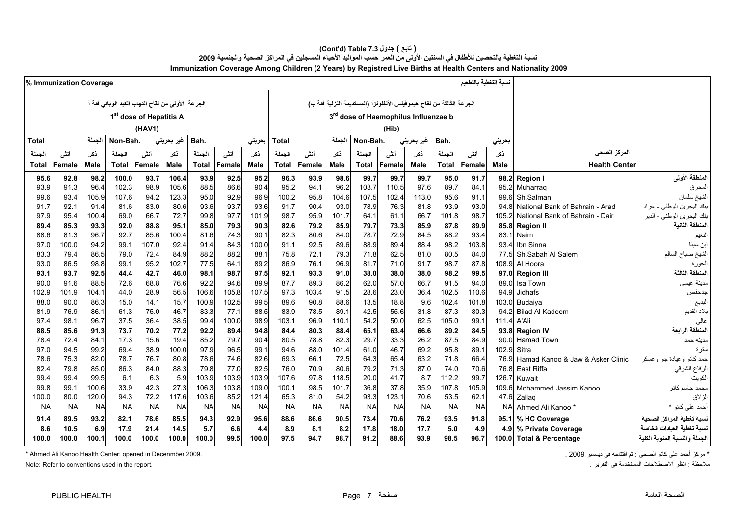**( تابع ) جدول 7.3 (Cont'd) Table**

**نسبة التغطية بالتحصين للأطفال في السنتين الأولى من العمر حسب المواليد الأحياء المسجلين في المراكز الصحية والجنسية 2009**

**Immunization Coverage Among Children (2 Years) by Registred Live Births at Health Centers and Nationality 2009**

| % Immunization Coverage | | | | | | | | | | | | | | | | | نسبة التغطية بالتطعيم | | |
|---|---|---|---|---|---|---|---|---|---|---|---|---|---|---|---|---|---|---|---|
| الجرعة الأولى من لقاح التهاب الكبد الوبائي فئة أ 1[st] dose of Hepatitis A (HAV1) | | | | | | | | | الجرعة الثالثة من لقاح هيموفيلس الأنفلونزا (المستديمة النزلية فئة ب) 3[rd] dose of Haemophilus Influenzae b (Hib) | | | | | | | | | | |
| Total الجملة | | | Non-Bah. غير بحريني | | | Bah. بحريني | | | Total الجملة | | | Non-Bah. غير بحريني | | | Bah. بحريني | | | | |
| الجملة Total | أنثى Female | ذكر Male | الجملة Total | أنثى Female | ذكر Male | الجملة Total | أنثى Female | ذكر Male | الجملة Total | أنثى Female | ذكر Male | الجملة Total | أنثى Female | ذكر Male | الجملة Total | أنثى Female | ذكر Male | Health Center | المركز الصحي |
| **95.6** | **92.8** | **98.2** | **100.0** | **93.7** | **106.4** | **93.9** | **92.5** | **95.2** | **96.3** | **93.9** | **98.6** | **99.7** | **99.7** | **99.7** | **95.0** | **91.7** | **98.2** | **Region I** | **المنطقة الأولى** |
| 93.9 | 91.3 | 96.4 | 102.3 | 98.9 | 105.6 | 88.5 | 86.6 | 90.4 | 95.2 | 94.1 | 96.2 | 103.7 | 110.5 | 97.6 | 89.7 | 84.1 | 95.2 | Muharraq | المحرق |
| 99.6 | 93.4 | 105.9 | 107.6 | 94.2 | 123.3 | 95.0 | 92.9 | 96.9 | 100.2 | 95.8 | 104.6 | 107.5 | 102.4 | 113.0 | 95.6 | 91.1 | 99.6 | Sh.Salman | الشيخ سلمان |
| 91.7 | 92.1 | 91.4 | 81.6 | 83.0 | 80.6 | 93.6 | 93.7 | 93.6 | 91.7 | 90.4 | 93.0 | 78.9 | 76.3 | 81.8 | 93.9 | 93.0 | 94.8 | National Bank of Bahrain - Arad | بنك البحرين الوطني - عراد |
| 97.9 | 95.4 | 100.4 | 69.0 | 66.7 | 72.7 | 99.8 | 97.7 | 101.9 | 98.7 | 95.9 | 101.7 | 64.1 | 61.1 | 66.7 | 101.8 | 98.7 | 105.2 | National Bank of Bahrain - Dair | بنك البحرين الوطني - الدير |
| **89.4** | **85.3** | **93.3** | **92.0** | **88.8** | **95.1** | **85.0** | **79.3** | **90.3** | **82.6** | **79.2** | **85.9** | **79.7** | **73.3** | **85.9** | **87.8** | **89.9** | **85.8** | **Region II** | **المنطقة الثانية** |
| 88.6 | 81.3 | 96.7 | 92.7 | 85.6 | 100.4 | 81.6 | 74.3 | 90.1 | 82.3 | 80.6 | 84.0 | 78.7 | 72.9 | 84.5 | 88.2 | 93.4 | 83.1 | Naim | النعيم |
| 97.0 | 100.0 | 94.2 | 99.1 | 107.0 | 92.4 | 91.4 | 84.3 | 100.0 | 91.1 | 92.5 | 89.6 | 88.9 | 89.4 | 88.4 | 98.2 | 103.8 | 93.4 | Ibn Sinna | ابن سينا |
| 83.3 | 79.4 | 86.5 | 79.0 | 72.4 | 84.9 | 88.2 | 88.2 | 88.1 | 75.8 | 72.1 | 79.3 | 71.8 | 62.5 | 81.0 | 80.5 | 84.0 | 77.5 | Sh.Sabah Al Salem | الشيخ صباح السالم |
| 93.0 | 86.5 | 98.8 | 99.1 | 95.2 | 102.7 | 77.5 | 64.1 | 89.2 | 86.9 | 76.1 | 96.9 | 81.7 | 71.0 | 91.7 | 98.7 | 87.8 | 108.9 | Al Hoora | الحورة |
| **93.1** | **93.7** | **92.5** | **44.4** | **42.7** | **46.0** | **98.1** | **98.7** | **97.5** | **92.1** | **93.3** | **91.0** | **38.0** | **38.0** | **38.0** | **98.2** | **99.5** | **97.0** | **Region III** | **المنطقة الثالثة** |
| 90.0 | 91.6 | 88.5 | 72.6 | 68.8 | 76.6 | 92.2 | 94.6 | 89.9 | 87.7 | 89.3 | 86.2 | 62.0 | 57.0 | 66.7 | 91.5 | 94.0 | 89.0 | Isa Town | مدينة عيسى |
| 102.9 | 101.9 | 104.1 | 44.0 | 28.9 | 56.5 | 106.6 | 105.8 | 107.5 | 97.3 | 103.4 | 91.5 | 28.6 | 23.0 | 36.4 | 102.5 | 110.6 | 94.9 | Jidhafs | جدحفص |
| 88.0 | 90.0 | 86.3 | 15.0 | 14.1 | 15.7 | 100.9 | 102.5 | 99.5 | 89.6 | 90.8 | 88.6 | 13.5 | 18.8 | 9.6 | 102.4 | 101.8 | 103.0 | Budaiya | البديع |
| 81.9 | 76.9 | 86.1 | 61.3 | 75.0 | 46.7 | 83.3 | 77.1 | 88.5 | 83.9 | 78.5 | 89.1 | 42.5 | 55.6 | 31.8 | 87.3 | 80.3 | 94.2 | Bilad Al Kadeem | بلاد القديم |
| 97.4 | 98.1 | 96.7 | 37.5 | 36.4 | 38.5 | 99.4 | 100.0 | 98.9 | 103.1 | 96.9 | 110.1 | 54.2 | 50.0 | 62.5 | 105.0 | 99.1 | 111.4 | A'Ali | عالي |
| **88.5** | **85.6** | **91.3** | **73.7** | **70.2** | **77.2** | **92.2** | **89.4** | **94.8** | **84.4** | **80.3** | **88.4** | **65.1** | **63.4** | **66.6** | **89.2** | **84.5** | **93.8** | **Region IV** | **المنطقة الرابعة** |
| 78.4 | 72.4 | 84.1 | 17.3 | 15.6 | 19.4 | 85.2 | 79.7 | 90.4 | 80.5 | 78.8 | 82.3 | 29.7 | 33.3 | 26.2 | 87.5 | 84.9 | 90.0 | Hamad Town | مدينة حمد |
| 97.0 | 94.5 | 99.2 | 69.4 | 38.9 | 100.0 | 97.9 | 96.5 | 99.1 | 94.6 | 88.0 | 101.4 | 61.0 | 46.7 | 69.2 | 95.8 | 89.1 | 102.9 | Sitra | سترة |
| 78.6 | 75.3 | 82.0 | 78.7 | 76.7 | 80.8 | 78.6 | 74.6 | 82.6 | 69.3 | 66.1 | 72.5 | 64.3 | 65.4 | 63.2 | 71.8 | 66.4 | 76.9 | Hamad Kanoo & Jaw & Asker Clinic | حمد كانو وعيادة جو وعسكر |
| 82.4 | 79.8 | 85.0 | 86.3 | 84.0 | 88.3 | 79.8 | 77.0 | 82.5 | 76.0 | 70.9 | 80.6 | 79.2 | 71.3 | 87.0 | 74.0 | 70.6 | 76.8 | East Riffa | الرفاع الشرقي |
| 99.4 | 99.4 | 99.5 | 6.1 | 6.3 | 5.9 | 103.9 | 103.9 | 103.9 | 107.6 | 97.8 | 118.5 | 20.0 | 41.7 | 8.7 | 112.2 | 99.7 | 126.7 | Kuwait | الكويت |
| 99.8 | 99.1 | 100.6 | 33.9 | 42.3 | 27.3 | 106.3 | 103.8 | 109.0 | 100.1 | 98.5 | 101.7 | 36.8 | 37.8 | 35.9 | 107.8 | 105.9 | 109.6 | Mohammed Jassim Kanoo | محمد جاسم كانو |
| 100.0 | 80.0 | 120.0 | 94.3 | 72.2 | 117.6 | 103.6 | 85.2 | 121.4 | 65.3 | 81.0 | 54.2 | 93.3 | 123.1 | 70.6 | 53.5 | 62.1 | 47.6 | Zallaq | الزلاق |
| NA | NA | NA | NA | NA | NA | NA | NA | NA | NA | NA | NA | NA | NA | NA | NA | NA | NA | Ahmed Ali Kanoo * | أحمد علي كانو * |
| **91.4** | **89.5** | **93.2** | **82.1** | **78.6** | **85.5** | **94.3** | **92.9** | **95.6** | **88.6** | **86.6** | **90.5** | **73.4** | **70.6** | **76.2** | **93.5** | **91.8** | **95.1** | **% HC Coverage** | **نسبة تغطية المراكز الصحية** |
| **8.6** | **10.5** | **6.9** | **17.9** | **21.4** | **14.5** | **5.7** | **6.6** | **4.4** | **8.9** | **8.1** | **8.2** | **17.8** | **18.0** | **17.7** | **5.0** | **4.9** | **4.9** | **% Private Coverage** | **نسبة تغطية العيادات الخاصة** |
| **100.0** | **100.0** | **100.1** | **100.0** | **100.0** | **100.0** | **100.0** | **99.5** | **100.0** | **97.5** | **94.7** | **98.7** | **91.2** | **88.6** | **93.9** | **98.5** | **96.7** | **100.0** | **Total & Percentage** | **الجملة والنسبة المئوية الكلية** |

\* Ahmed Ali Kanoo Health Center: opened in Decenmber 2009.

\* مركز أحمد علي كانو الصحي : تم افتتاحه في ديسمبر 2009 .

Note: Refer to conventions used in the report.

ملاحظة : انظر الاصطلاحات المستخدمة في التقرير .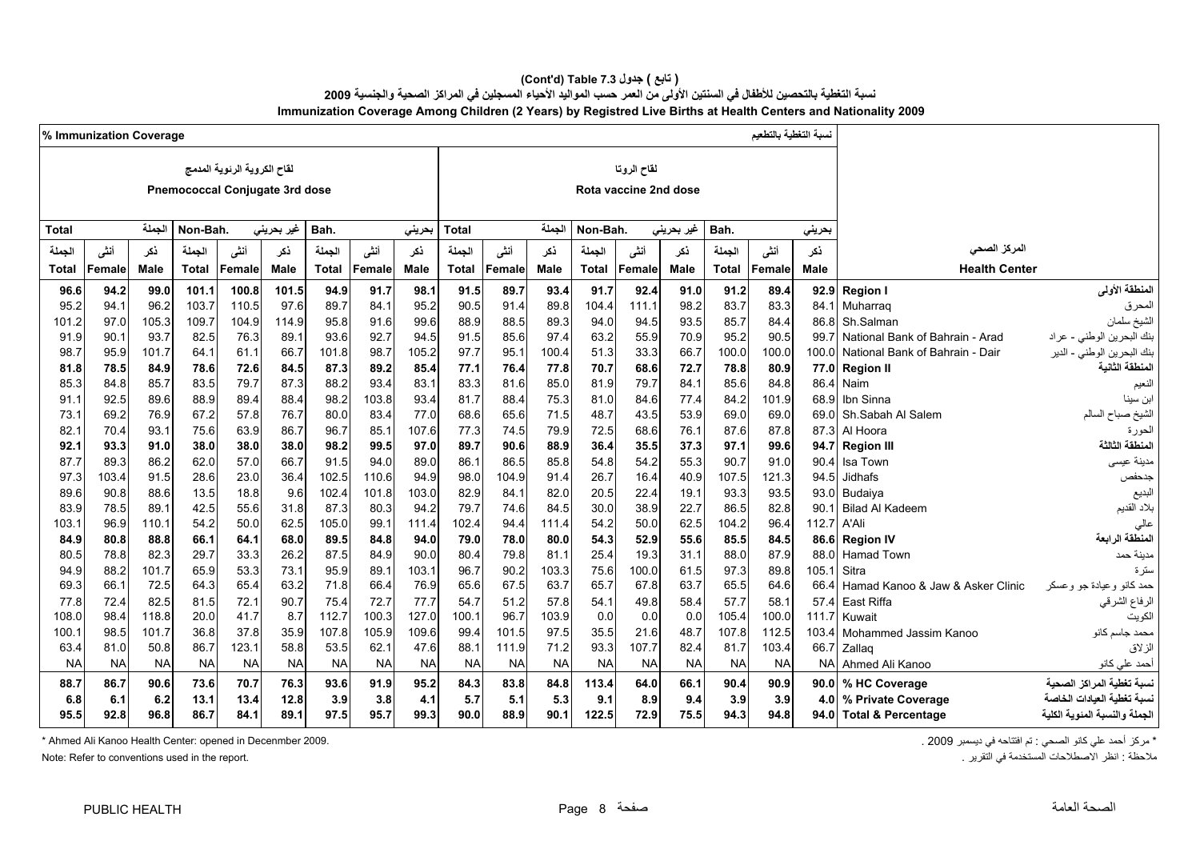**( تابع ) جدول 7.3 (Cont'd) Table**

**نسبة التغطية بالتحصين للأطفال في السنتين الأولى من العمر حسب المواليد الأحياء المسجلين في المراكز الصحية والجنسية 2009**

**Immunization Coverage Among Children (2 Years) by Registred Live Births at Health Centers and Nationality 2009**

| % Immunization Coverage نسبة التغطية بالتطعيم | | | | | | | | | | | | | | | | | | | |
|---|---|---|---|---|---|---|---|---|---|---|---|---|---|---|---|---|---|---|---|
| لقاح الكروية الرئوية المدمج Pneumococcal Conjugate 3rd dose | | | | | | | | | لقاح الروتا Rota vaccine 2nd dose | | | | | | | | | | |
| Total الجملة | | | Non-Bah. غير بحريني | | | Bah. بحريني | | | Total الجملة | | | Non-Bah. غير بحريني | | | Bah. بحريني | | | | |
| الجملة Total | أنثى Female | ذكر Male | الجملة Total | أنثى Female | ذكر Male | الجملة Total | أنثى Female | ذكر Male | الجملة Total | أنثى Female | ذكر Male | الجملة Total | أنثى Female | ذكر Male | الجملة Total | أنثى Female | ذكر Male | Health Center | المركز الصحي |
| **96.6** | **94.2** | **99.0** | **101.1** | **100.8** | **101.5** | **94.9** | **91.7** | **98.1** | **91.5** | **89.7** | **93.4** | **91.7** | **92.4** | **91.0** | **91.2** | **89.4** | **92.9** | **Region I** | **المنطقة الأولى** |
| 95.2 | 94.1 | 96.2 | 103.7 | 110.5 | 97.6 | 89.7 | 84.1 | 95.2 | 90.5 | 91.4 | 89.8 | 104.4 | 111.1 | 98.2 | 83.7 | 83.3 | 84.1 | Muharraq | المحرق |
| 101.2 | 97.0 | 105.3 | 109.7 | 104.9 | 114.9 | 95.8 | 91.6 | 99.6 | 88.9 | 88.5 | 89.3 | 94.0 | 94.5 | 93.5 | 85.7 | 84.4 | 86.8 | Sh.Salman | الشيخ سلمان |
| 91.9 | 90.1 | 93.7 | 82.5 | 76.3 | 89.1 | 93.6 | 92.7 | 94.5 | 91.5 | 85.6 | 97.4 | 63.2 | 55.9 | 70.9 | 95.2 | 90.5 | 99.7 | National Bank of Bahrain - Arad | بنك البحرين الوطني - عراد |
| 98.7 | 95.9 | 101.7 | 64.1 | 61.1 | 66.7 | 101.8 | 98.7 | 105.2 | 97.7 | 95.1 | 100.4 | 51.3 | 33.3 | 66.7 | 100.0 | 100.0 | 100.0 | National Bank of Bahrain - Dair | بنك البحرين الوطني - الدير |
| **81.8** | **78.5** | **84.9** | **78.6** | **72.6** | **84.5** | **87.3** | **89.2** | **85.4** | **77.1** | **76.4** | **77.8** | **70.7** | **68.6** | **72.7** | **78.8** | **80.9** | **77.0** | **Region II** | **المنطقة الثانية** |
| 85.3 | 84.8 | 85.7 | 83.5 | 79.7 | 87.3 | 88.2 | 93.4 | 83.1 | 83.3 | 81.6 | 85.0 | 81.9 | 79.7 | 84.1 | 85.6 | 84.8 | 86.4 | Naim | النعيم |
| 91.1 | 92.5 | 89.6 | 88.9 | 89.4 | 88.4 | 98.2 | 103.8 | 93.4 | 81.7 | 88.4 | 75.3 | 81.0 | 84.6 | 77.4 | 84.2 | 101.9 | 68.9 | Ibn Sinna | ابن سينا |
| 73.1 | 69.2 | 76.9 | 67.2 | 57.8 | 76.7 | 80.0 | 83.4 | 77.0 | 68.6 | 65.6 | 71.5 | 48.7 | 43.5 | 53.9 | 69.0 | 69.0 | 69.0 | Sh.Sabah Al Salem | الشيخ صباح السالم |
| 82.1 | 70.4 | 93.1 | 75.6 | 63.9 | 86.7 | 96.7 | 85.1 | 107.6 | 77.3 | 74.5 | 79.9 | 72.5 | 68.6 | 76.1 | 87.6 | 87.8 | 87.3 | Al Hoora | الحورة |
| **92.1** | **93.3** | **91.0** | **38.0** | **38.0** | **38.0** | **98.2** | **99.5** | **97.0** | **89.7** | **90.6** | **88.9** | **36.4** | **35.5** | **37.3** | **97.1** | **99.6** | **94.7** | **Region III** | **المنطقة الثالثة** |
| 87.7 | 89.3 | 86.2 | 62.0 | 57.0 | 66.7 | 91.5 | 94.0 | 89.0 | 86.1 | 86.5 | 85.8 | 54.8 | 54.2 | 55.3 | 90.7 | 91.0 | 90.4 | Isa Town | مدينة عيسى |
| 97.3 | 103.4 | 91.5 | 28.6 | 23.0 | 36.4 | 102.5 | 110.6 | 94.9 | 98.0 | 104.9 | 91.4 | 26.7 | 16.4 | 40.9 | 107.5 | 121.3 | 94.5 | Jidhafs | جدحفص |
| 89.6 | 90.8 | 88.6 | 13.5 | 18.8 | 9.6 | 102.4 | 101.8 | 103.0 | 82.9 | 84.1 | 82.0 | 20.5 | 22.4 | 19.1 | 93.3 | 93.5 | 93.0 | Budaiya | البديع |
| 83.9 | 78.5 | 89.1 | 42.5 | 55.6 | 31.8 | 87.3 | 80.3 | 94.2 | 79.7 | 74.6 | 84.5 | 30.0 | 38.9 | 22.7 | 86.5 | 82.8 | 90.1 | Bilad Al Kadeem | بلاد القديم |
| 103.1 | 96.9 | 110.1 | 54.2 | 50.0 | 62.5 | 105.0 | 99.1 | 111.4 | 102.4 | 94.4 | 111.4 | 54.2 | 50.0 | 62.5 | 104.2 | 96.4 | 112.7 | A'Ali | عالي |
| **84.9** | **80.8** | **88.8** | **66.1** | **64.1** | **68.0** | **89.5** | **84.8** | **94.0** | **79.0** | **78.0** | **80.0** | **54.3** | **52.9** | **55.6** | **85.5** | **84.5** | **86.6** | **Region IV** | **المنطقة الرابعة** |
| 80.5 | 78.8 | 82.3 | 29.7 | 33.3 | 26.2 | 87.5 | 84.9 | 90.0 | 80.4 | 79.8 | 81.1 | 25.4 | 19.3 | 31.1 | 88.0 | 87.9 | 88.0 | Hamad Town | مدينة حمد |
| 94.9 | 88.2 | 101.7 | 65.9 | 53.3 | 73.1 | 95.9 | 89.1 | 103.1 | 96.7 | 90.2 | 103.3 | 75.6 | 100.0 | 61.5 | 97.3 | 89.8 | 105.1 | Sitra | سترة |
| 69.3 | 66.1 | 72.5 | 64.3 | 65.4 | 63.2 | 71.8 | 66.4 | 76.9 | 65.6 | 67.5 | 63.7 | 65.7 | 67.8 | 63.7 | 65.5 | 64.6 | 66.4 | Hamad Kanoo & Jaw & Asker Clinic | حمد كانو وعيادة جو وعسكر |
| 77.8 | 72.4 | 82.5 | 81.5 | 72.1 | 90.7 | 75.4 | 72.7 | 77.7 | 54.7 | 51.2 | 57.8 | 54.1 | 49.8 | 58.4 | 57.7 | 58.1 | 57.4 | East Riffa | الرفاع الشرقي |
| 108.0 | 98.4 | 118.8 | 20.0 | 41.7 | 8.7 | 112.7 | 100.3 | 127.0 | 100.1 | 96.7 | 103.9 | 0.0 | 0.0 | 0.0 | 105.4 | 100.0 | 111.7 | Kuwait | الكويت |
| 100.1 | 98.5 | 101.7 | 36.8 | 37.8 | 35.9 | 107.8 | 105.9 | 109.6 | 99.4 | 101.5 | 97.5 | 35.5 | 21.6 | 48.7 | 107.8 | 112.5 | 103.4 | Mohammed Jassim Kanoo | محمد جاسم كانو |
| 63.4 | 81.0 | 50.8 | 86.7 | 123.1 | 58.8 | 53.5 | 62.1 | 47.6 | 88.1 | 111.9 | 71.2 | 93.3 | 107.7 | 82.4 | 81.7 | 103.4 | 66.7 | Zallaq | الزلاق |
| NA | NA | NA | NA | NA | NA | NA | NA | NA | NA | NA | NA | NA | NA | NA | NA | NA | NA | Ahmed Ali Kanoo | أحمد علي كانو |
| **88.7** | **86.7** | **90.6** | **73.6** | **70.7** | **76.3** | **93.6** | **91.9** | **95.2** | **84.3** | **83.8** | **84.8** | **113.4** | **64.0** | **66.1** | **90.4** | **90.9** | **90.0** | **% HC Coverage** | **نسبة تغطية المراكز الصحية** |
| **6.8** | **6.1** | **6.2** | **13.1** | **13.4** | **12.8** | **3.9** | **3.8** | **4.1** | **5.7** | **5.1** | **5.3** | **9.1** | **8.9** | **9.4** | **3.9** | **3.9** | **4.0** | **% Private Coverage** | **نسبة تغطية العيادات الخاصة** |
| **95.5** | **92.8** | **96.8** | **86.7** | **84.1** | **89.1** | **97.5** | **95.7** | **99.3** | **90.0** | **88.9** | **90.1** | **122.5** | **72.9** | **75.5** | **94.3** | **94.8** | **94.0** | **Total & Percentage** | **الجملة والنسبة المئوية الكلية** |

\* Ahmed Ali Kanoo Health Center: opened in Decenmber 2009.

\* مركز أحمد علي كانو الصحي : تم افتتاحه في ديسمبر 2009 .

Note: Refer to conventions used in the report.

ملاحظة : انظر الاصطلاحات المستخدمة في التقرير .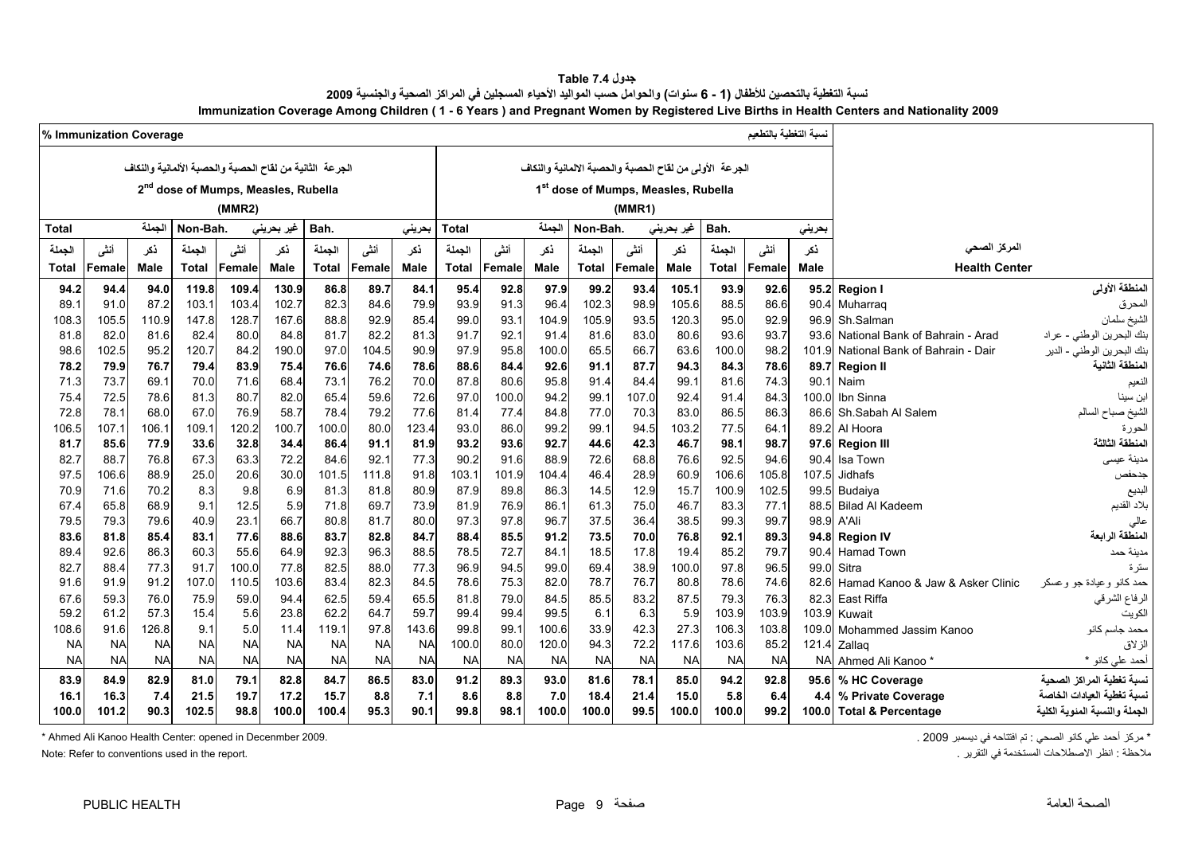جدول Table 7.4

نسبة التغطية بالتحصين للأطفال (1 - 6 سنوات) والحوامل حسب المواليد الأحياء المسجلين في المراكز الصحية والجنسية 2009

**Immunization Coverage Among Children ( 1 - 6 Years ) and Pregnant Women by Registered Live Births in Health Centers and Nationality 2009**

| % Immunization Coverage | | | | | | | | | | | | | | | | | | نسبة التغطية بالتطعيم | |
|---|---|---|---|---|---|---|---|---|---|---|---|---|---|---|---|---|---|---|---|
| الجرعة الثانية من لقاح الحصبة والحصبة الألمانية والنكاف 2nd dose of Mumps, Measles, Rubella (MMR2) | | | | | | | | | الجرعة الأولى من لقاح الحصبة والحصبة الالمانية والنكاف 1st dose of Mumps, Measles, Rubella (MMR1) | | | | | | | | | | |
| Total الجملة | | | Non-Bah. غير بحريني | | | Bah. بحريني | | | Total الجملة | | | Non-Bah. غير بحريني | | | Bah. بحريني | | | | |
| الجملة Total | أنثى Female | ذكر Male | الجملة Total | أنثى Female | ذكر Male | الجملة Total | أنثى Female | ذكر Male | الجملة Total | أنثى Female | ذكر Male | الجملة Total | أنثى Female | ذكر Male | الجملة Total | أنثى Female | ذكر Male | Health Center | المركز الصحي |
| **94.2** | **94.4** | **94.0** | **119.8** | **109.4** | **130.9** | **86.8** | **89.7** | **84.1** | **95.4** | **92.8** | **97.9** | **99.2** | **93.4** | **105.1** | **93.9** | **92.6** | **95.2** | **Region I** | **المنطقة الأولى** |
| 89.1 | 91.0 | 87.2 | 103.1 | 103.4 | 102.7 | 82.3 | 84.6 | 79.9 | 93.9 | 91.3 | 96.4 | 102.3 | 98.9 | 105.6 | 88.5 | 86.6 | 90.4 | Muharraq | المحرق |
| 108.3 | 105.5 | 110.9 | 147.8 | 128.7 | 167.6 | 88.8 | 92.9 | 85.4 | 99.0 | 93.1 | 104.9 | 105.9 | 93.5 | 120.3 | 95.0 | 92.9 | 96.9 | Sh.Salman | الشيخ سلمان |
| 81.8 | 82.0 | 81.6 | 82.4 | 80.0 | 84.8 | 81.7 | 82.2 | 81.3 | 91.7 | 92.1 | 91.4 | 81.6 | 83.0 | 80.6 | 93.6 | 93.7 | 93.6 | National Bank of Bahrain - Arad | بنك البحرين الوطني - عراد |
| 98.6 | 102.5 | 95.2 | 120.7 | 84.2 | 190.0 | 97.0 | 104.5 | 90.9 | 97.9 | 95.8 | 100.0 | 65.5 | 66.7 | 63.6 | 100.0 | 98.2 | 101.9 | National Bank of Bahrain - Dair | بنك البحرين الوطني - الدير |
| **78.2** | **79.9** | **76.7** | **79.4** | **83.9** | **75.4** | **76.6** | **74.6** | **78.6** | **88.6** | **84.4** | **92.6** | **91.1** | **87.7** | **94.3** | **84.3** | **78.6** | **89.7** | **Region II** | **المنطقة الثانية** |
| 71.3 | 73.7 | 69.1 | 70.0 | 71.6 | 68.4 | 73.1 | 76.2 | 70.0 | 87.8 | 80.6 | 95.8 | 91.4 | 84.4 | 99.1 | 81.6 | 74.3 | 90.1 | Naim | النعيم |
| 75.4 | 72.5 | 78.6 | 81.3 | 80.7 | 82.0 | 65.4 | 59.6 | 72.6 | 97.0 | 100.0 | 94.2 | 99.1 | 107.0 | 92.4 | 91.4 | 84.3 | 100.0 | Ibn Sinna | ابن سينا |
| 72.8 | 78.1 | 68.0 | 67.0 | 76.9 | 58.7 | 78.4 | 79.2 | 77.6 | 81.4 | 77.4 | 84.8 | 77.0 | 70.3 | 83.0 | 86.5 | 86.3 | 86.6 | Sh.Sabah Al Salem | الشيخ صباح السالم |
| 106.5 | 107.1 | 106.1 | 109.1 | 120.2 | 100.7 | 100.0 | 80.0 | 123.4 | 93.0 | 86.0 | 99.2 | 99.1 | 94.5 | 103.2 | 77.5 | 64.1 | 89.2 | Al Hoora | الحورة |
| **81.7** | **85.6** | **77.9** | **33.6** | **32.8** | **34.4** | **86.4** | **91.1** | **81.9** | **93.2** | **93.6** | **92.7** | **44.6** | **42.3** | **46.7** | **98.1** | **98.7** | **97.6** | **Region III** | **المنطقة الثالثة** |
| 82.7 | 88.7 | 76.8 | 67.3 | 63.3 | 72.2 | 84.6 | 92.1 | 77.3 | 90.2 | 91.6 | 88.9 | 72.6 | 68.8 | 76.6 | 92.5 | 94.6 | 90.4 | Isa Town | مدينة عيسى |
| 97.5 | 106.6 | 88.9 | 25.0 | 20.6 | 30.0 | 101.5 | 111.8 | 91.8 | 103.1 | 101.9 | 104.4 | 46.4 | 28.9 | 60.9 | 106.6 | 105.8 | 107.5 | Jidhafs | جدحفص |
| 70.9 | 71.6 | 70.2 | 8.3 | 9.8 | 6.9 | 81.3 | 81.8 | 80.9 | 87.9 | 89.8 | 86.3 | 14.5 | 12.9 | 15.7 | 100.9 | 102.5 | 99.5 | Budaiya | البديع |
| 67.4 | 65.8 | 68.9 | 9.1 | 12.5 | 5.9 | 71.8 | 69.7 | 73.9 | 81.9 | 76.9 | 86.1 | 61.3 | 75.0 | 46.7 | 83.3 | 77.1 | 88.5 | Bilad Al Kadeem | بلاد القديم |
| 79.5 | 79.3 | 79.6 | 40.9 | 23.1 | 66.7 | 80.8 | 81.7 | 80.0 | 97.3 | 97.8 | 96.7 | 37.5 | 36.4 | 38.5 | 99.3 | 99.7 | 98.9 | A'Ali | عالي |
| **83.6** | **81.8** | **85.4** | **83.1** | **77.6** | **88.6** | **83.7** | **82.8** | **84.7** | **88.4** | **85.5** | **91.2** | **73.5** | **70.0** | **76.8** | **92.1** | **89.3** | **94.8** | **Region IV** | **المنطقة الرابعة** |
| 89.4 | 92.6 | 86.3 | 60.3 | 55.6 | 64.9 | 92.3 | 96.3 | 88.5 | 78.5 | 72.7 | 84.1 | 18.5 | 17.8 | 19.4 | 85.2 | 79.7 | 90.4 | Hamad Town | مدينة حمد |
| 82.7 | 88.4 | 77.3 | 91.7 | 100.0 | 77.8 | 82.5 | 88.0 | 77.3 | 96.9 | 94.5 | 99.0 | 69.4 | 38.9 | 100.0 | 97.8 | 96.5 | 99.0 | Sitra | سترة |
| 91.6 | 91.9 | 91.2 | 107.0 | 110.5 | 103.6 | 83.4 | 82.3 | 84.5 | 78.6 | 75.3 | 82.0 | 78.7 | 76.7 | 80.8 | 78.6 | 74.6 | 82.6 | Hamad Kanoo & Jaw & Asker Clinic | حمد كانو وعيادة جو وعسكر |
| 67.6 | 59.3 | 76.0 | 75.9 | 59.0 | 94.4 | 62.5 | 59.4 | 65.5 | 81.8 | 79.0 | 84.5 | 85.5 | 83.2 | 87.5 | 79.3 | 76.3 | 82.3 | East Riffa | الرفاع الشرقي |
| 59.2 | 61.2 | 57.3 | 15.4 | 5.6 | 23.8 | 62.2 | 64.7 | 59.7 | 99.4 | 99.4 | 99.5 | 6.1 | 6.3 | 5.9 | 103.9 | 103.9 | 103.9 | Kuwait | الكويت |
| 108.6 | 91.6 | 126.8 | 9.1 | 5.0 | 11.4 | 119.1 | 97.8 | 143.6 | 99.8 | 99.1 | 100.6 | 33.9 | 42.3 | 27.3 | 106.3 | 103.8 | 109.0 | Mohammed Jassim Kanoo | محمد جاسم كانو |
| NA | NA | NA | NA | NA | NA | NA | NA | NA | 100.0 | 80.0 | 120.0 | 94.3 | 72.2 | 117.6 | 103.6 | 85.2 | 121.4 | Zallaq | الزلاق |
| NA | NA | NA | NA | NA | NA | NA | NA | NA | NA | NA | NA | NA | NA | NA | NA | NA | NA | Ahmed Ali Kanoo * | أحمد علي كانو * |
| **83.9** | **84.9** | **82.9** | **81.0** | **79.1** | **82.8** | **84.7** | **86.5** | **83.0** | **91.2** | **89.3** | **93.0** | **81.6** | **78.1** | **85.0** | **94.2** | **92.8** | **95.6** | **% HC Coverage** | **نسبة تغطية المراكز الصحية** |
| **16.1** | **16.3** | **7.4** | **21.5** | **19.7** | **17.2** | **15.7** | **8.8** | **7.1** | **8.6** | **8.8** | **7.0** | **18.4** | **21.4** | **15.0** | **5.8** | **6.4** | **4.4** | **% Private Coverage** | **نسبة تغطية العيادات الخاصة** |
| **100.0** | **101.2** | **90.3** | **102.5** | **98.8** | **100.0** | **100.4** | **95.3** | **90.1** | **99.8** | **98.1** | **100.0** | **100.0** | **99.5** | **100.0** | **100.0** | **99.2** | **100.0** | **Total & Percentage** | **الجملة والنسبة المئوية الكلية** |

\* Ahmed Ali Kanoo Health Center: opened in Decenmber 2009.

\* مركز أحمد علي كانو الصحي : تم افتتاحه في ديسمبر 2009 .

Note: Refer to conventions used in the report.

ملاحظة : انظر الاصطلاحات المستخدمة في التقرير .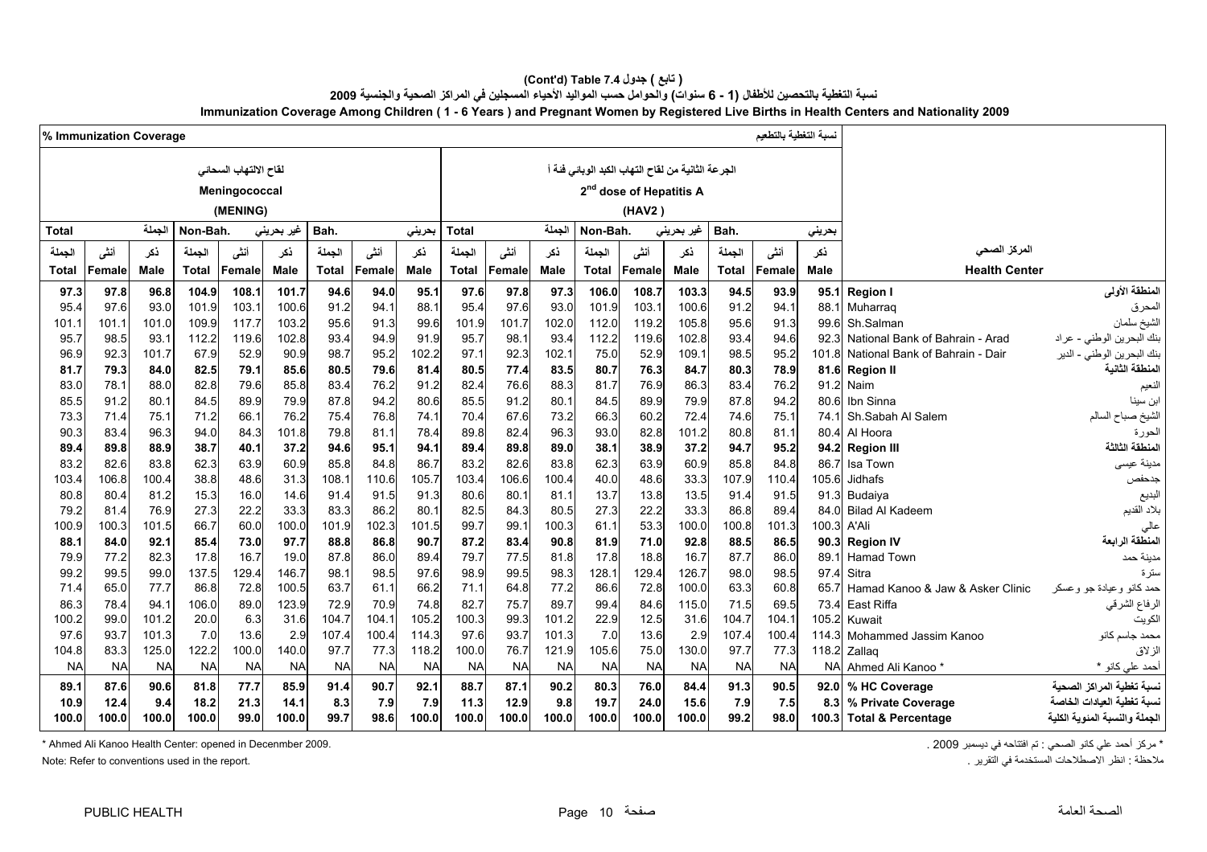**( تابع ) جدول 7.4 (Cont'd) Table**

**نسبة التغطية بالتحصين للأطفال (1 - 6 سنوات) والحوامل حسب المواليد الأحياء المسجلين في المراكز الصحية والجنسية 2009**

**Immunization Coverage Among Children ( 1 - 6 Years ) and Pregnant Women by Registered Live Births in Health Centers and Nationality 2009**

| % Immunization Coverage | | | | | | | | | | | | | | | | | نسبة التغطية بالتطعيم | | |
|---|---|---|---|---|---|---|---|---|---|---|---|---|---|---|---|---|---|---|---|
| لقاح الالتهاب السحائي Meningococcal (MENING) | | | | | | | | | الجرعة الثانية من لقاح التهاب الكبد الوبائي فئة أ 2nd dose of Hepatitis A (HAV2) | | | | | | | | | | |
| Total الجملة | | | Non-Bah. غير بحريني | | | Bah. بحريني | | | Total الجملة | | | Non-Bah. غير بحريني | | | Bah. بحريني | | | | |
| الجملة Total | أنثى Female | ذكر Male | الجملة Total | أنثى Female | ذكر Male | الجملة Total | أنثى Female | ذكر Male | الجملة Total | أنثى Female | ذكر Male | الجملة Total | أنثى Female | ذكر Male | الجملة Total | أنثى Female | ذكر Male | Health Center | المركز الصحي |
| **97.3** | **97.8** | **96.8** | **104.9** | **108.1** | **101.7** | **94.6** | **94.0** | **95.1** | **97.6** | **97.8** | **97.3** | **106.0** | **108.7** | **103.3** | **94.5** | **93.9** | **95.1** | **Region I** | **المنطقة الأولى** |
| 95.4 | 97.6 | 93.0 | 101.9 | 103.1 | 100.6 | 91.2 | 94.1 | 88.1 | 95.4 | 97.6 | 93.0 | 101.9 | 103.1 | 100.6 | 91.2 | 94.1 | 88.1 | Muharraq | المحرق |
| 101.1 | 101.1 | 101.0 | 109.9 | 117.7 | 103.2 | 95.6 | 91.3 | 99.6 | 101.9 | 101.7 | 102.0 | 112.0 | 119.2 | 105.8 | 95.6 | 91.3 | 99.6 | Sh.Salman | الشيخ سلمان |
| 95.7 | 98.5 | 93.1 | 112.2 | 119.6 | 102.8 | 93.4 | 94.9 | 91.9 | 95.7 | 98.1 | 93.4 | 112.2 | 119.6 | 102.8 | 93.4 | 94.6 | 92.3 | National Bank of Bahrain - Arad | بنك البحرين الوطني - عراد |
| 96.9 | 92.3 | 101.7 | 67.9 | 52.9 | 90.9 | 98.7 | 95.2 | 102.2 | 97.1 | 92.3 | 102.1 | 75.0 | 52.9 | 109.1 | 98.5 | 95.2 | 101.8 | National Bank of Bahrain - Dair | بنك البحرين الوطني - الدير |
| **81.7** | **79.3** | **84.0** | **82.5** | **79.1** | **85.6** | **80.5** | **79.6** | **81.4** | **80.5** | **77.4** | **83.5** | **80.7** | **76.3** | **84.7** | **80.3** | **78.9** | **81.6** | **Region II** | **المنطقة الثانية** |
| 83.0 | 78.1 | 88.0 | 82.8 | 79.6 | 85.8 | 83.4 | 76.2 | 91.2 | 82.4 | 76.6 | 88.3 | 81.7 | 76.9 | 86.3 | 83.4 | 76.2 | 91.2 | Naim | النعيم |
| 85.5 | 91.2 | 80.1 | 84.5 | 89.9 | 79.9 | 87.8 | 94.2 | 80.6 | 85.5 | 91.2 | 80.1 | 84.5 | 89.9 | 79.9 | 87.8 | 94.2 | 80.6 | Ibn Sinna | ابن سينا |
| 73.3 | 71.4 | 75.1 | 71.2 | 66.1 | 76.2 | 75.4 | 76.8 | 74.1 | 70.4 | 67.6 | 73.2 | 66.3 | 60.2 | 72.4 | 74.6 | 75.1 | 74.1 | Sh.Sabah Al Salem | الشيخ صباح السالم |
| 90.3 | 83.4 | 96.3 | 94.0 | 84.3 | 101.8 | 79.8 | 81.1 | 78.4 | 89.8 | 82.4 | 96.3 | 93.0 | 82.8 | 101.2 | 80.8 | 81.1 | 80.4 | Al Hoora | الحورة |
| **89.4** | **89.8** | **88.9** | **38.7** | **40.1** | **37.2** | **94.6** | **95.1** | **94.1** | **89.4** | **89.8** | **89.0** | **38.1** | **38.9** | **37.2** | **94.7** | **95.2** | **94.2** | **Region III** | **المنطقة الثالثة** |
| 83.2 | 82.6 | 83.8 | 62.3 | 63.9 | 60.9 | 85.8 | 84.8 | 86.7 | 83.2 | 82.6 | 83.8 | 62.3 | 63.9 | 60.9 | 85.8 | 84.8 | 86.7 | Isa Town | مدينة عيسى |
| 103.4 | 106.8 | 100.4 | 38.8 | 48.6 | 31.3 | 108.1 | 110.6 | 105.7 | 103.4 | 106.6 | 100.4 | 40.0 | 48.6 | 33.3 | 107.9 | 110.4 | 105.6 | Jidhafs | جدحفص |
| 80.8 | 80.4 | 81.2 | 15.3 | 16.0 | 14.6 | 91.4 | 91.5 | 91.3 | 80.6 | 80.1 | 81.1 | 13.7 | 13.8 | 13.5 | 91.4 | 91.5 | 91.3 | Budaiya | البديع |
| 79.2 | 81.4 | 76.9 | 27.3 | 22.2 | 33.3 | 83.3 | 86.2 | 80.1 | 82.5 | 84.3 | 80.5 | 27.3 | 22.2 | 33.3 | 86.8 | 89.4 | 84.0 | Bilad Al Kadeem | بلاد القديم |
| 100.9 | 100.3 | 101.5 | 66.7 | 60.0 | 100.0 | 101.9 | 102.3 | 101.5 | 99.7 | 99.1 | 100.3 | 61.1 | 53.3 | 100.0 | 100.8 | 101.3 | 100.3 | A'Ali | عالي |
| **88.1** | **84.0** | **92.1** | **85.4** | **73.0** | **97.7** | **88.8** | **86.8** | **90.7** | **87.2** | **83.4** | **90.8** | **81.9** | **71.0** | **92.8** | **88.5** | **86.5** | **90.3** | **Region IV** | **المنطقة الرابعة** |
| 79.9 | 77.2 | 82.3 | 17.8 | 16.7 | 19.0 | 87.8 | 86.0 | 89.4 | 79.7 | 77.5 | 81.8 | 17.8 | 18.8 | 16.7 | 87.7 | 86.0 | 89.1 | Hamad Town | مدينة حمد |
| 99.2 | 99.5 | 99.0 | 137.5 | 129.4 | 146.7 | 98.1 | 98.5 | 97.6 | 98.9 | 99.5 | 98.3 | 128.1 | 129.4 | 126.7 | 98.0 | 98.5 | 97.4 | Sitra | سترة |
| 71.4 | 65.0 | 77.7 | 86.8 | 72.8 | 100.5 | 63.7 | 61.1 | 66.2 | 71.1 | 64.8 | 77.2 | 86.6 | 72.8 | 100.0 | 63.3 | 60.8 | 65.7 | Hamad Kanoo & Jaw & Asker Clinic | حمد كانو وعيادة جو وعسكر |
| 86.3 | 78.4 | 94.1 | 106.0 | 89.0 | 123.9 | 72.9 | 70.9 | 74.8 | 82.7 | 75.7 | 89.7 | 99.4 | 84.6 | 115.0 | 71.5 | 69.5 | 73.4 | East Riffa | الرفاع الشرقي |
| 100.2 | 99.0 | 101.2 | 20.0 | 6.3 | 31.6 | 104.7 | 104.1 | 105.2 | 100.3 | 99.3 | 101.2 | 22.9 | 12.5 | 31.6 | 104.7 | 104.1 | 105.2 | Kuwait | الكويت |
| 97.6 | 93.7 | 101.3 | 7.0 | 13.6 | 2.9 | 107.4 | 100.4 | 114.3 | 97.6 | 93.7 | 101.3 | 7.0 | 13.6 | 2.9 | 107.4 | 100.4 | 114.3 | Mohammed Jassim Kanoo | محمد جاسم كانو |
| 104.8 | 83.3 | 125.0 | 122.2 | 100.0 | 140.0 | 97.7 | 77.3 | 118.2 | 100.0 | 76.7 | 121.9 | 105.6 | 75.0 | 130.0 | 97.7 | 77.3 | 118.2 | Zallaq | الزلاق |
| NA | NA | NA | NA | NA | NA | NA | NA | NA | NA | NA | NA | NA | NA | NA | NA | NA | NA | Ahmed Ali Kanoo * | أحمد علي كانو * |
| **89.1** | **87.6** | **90.6** | **81.8** | **77.7** | **85.9** | **91.4** | **90.7** | **92.1** | **88.7** | **87.1** | **90.2** | **80.3** | **76.0** | **84.4** | **91.3** | **90.5** | **92.0** | **% HC Coverage** | **نسبة تغطية المراكز الصحية** |
| **10.9** | **12.4** | **9.4** | **18.2** | **21.3** | **14.1** | **8.3** | **7.9** | **7.9** | **11.3** | **12.9** | **9.8** | **19.7** | **24.0** | **15.6** | **7.9** | **7.5** | **8.3** | **% Private Coverage** | **نسبة تغطية العيادات الخاصة** |
| **100.0** | **100.0** | **100.0** | **100.0** | **99.0** | **100.0** | **99.7** | **98.6** | **100.0** | **100.0** | **100.0** | **100.0** | **100.0** | **100.0** | **100.0** | **99.2** | **98.0** | **100.3** | **Total & Percentage** | **الجملة والنسبة المئوية الكلية** |

\* Ahmed Ali Kanoo Health Center: opened in Decenmber 2009.

\* مركز أحمد علي كانو الصحي : تم افتتاحه في ديسمبر 2009 .

Note: Refer to conventions used in the report.

ملاحظة : انظر الاصطلاحات المستخدمة في التقرير .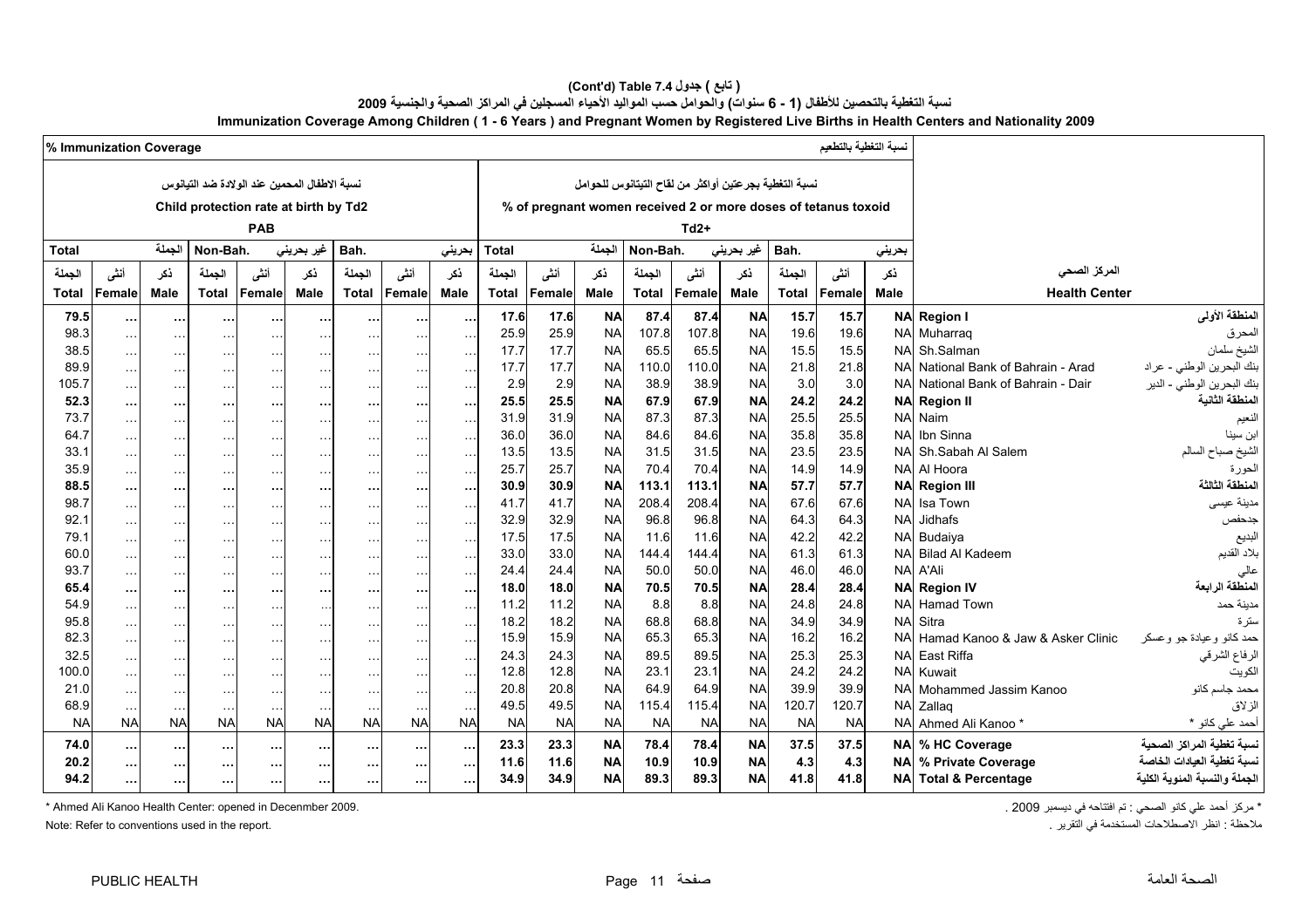# ( تابع ) جدول 7.4 (Cont'd) Table

## نسبة التغطية بالتحصين للأطفال (1 - 6 سنوات) والحوامل حسب المواليد الأحياء المسجلين في المراكز الصحية والجنسية 2009

## Immunization Coverage Among Children ( 1 - 6 Years ) and Pregnant Women by Registered Live Births in Health Centers and Nationality 2009

| % Immunization Coverage نسبة التغطية بالتطعيم | | | | | | | | | | | | | | | | | | | |
|---|---|---|---|---|---|---|---|---|---|---|---|---|---|---|---|---|---|---|---|
| نسبة الاطفال المحمين عند الولادة ضد التيانوس Child protection rate at birth by Td2 PAB | | | | | | | | | نسبة التغطية بجرعتين أواكثر من لقاح التيتانوس للحوامل % of pregnant women received 2 or more doses of tetanus toxoid Td2+ | | | | | | | | | | |
| Total الجملة | | | Non-Bah. غير بحريني | | | Bah. بحريني | | | Total الجملة | | | Non-Bah. غير بحريني | | | Bah. بحريني | | | | |
| الجملة Total | أنثى Female | ذكر Male | الجملة Total | أنثى Female | ذكر Male | الجملة Total | أنثى Female | ذكر Male | الجملة Total | أنثى Female | ذكر Male | الجملة Total | أنثى Female | ذكر Male | الجملة Total | أنثى Female | ذكر Male | Health Center | المركز الصحي |
| **79.5** | **…** | **…** | **…** | **…** | **…** | **…** | **…** | **…** | **17.6** | **17.6** | **NA** | **87.4** | **87.4** | **NA** | **15.7** | **15.7** | **NA** | **Region I** | **المنطقة الأولى** |
| 98.3 | … | … | … | … | … | … | … | … | 25.9 | 25.9 | NA | 107.8 | 107.8 | NA | 19.6 | 19.6 | NA | Muharraq | المحرق |
| 38.5 | … | … | … | … | … | … | … | … | 17.7 | 17.7 | NA | 65.5 | 65.5 | NA | 15.5 | 15.5 | NA | Sh.Salman | الشيخ سلمان |
| 89.9 | … | … | … | … | … | … | … | … | 17.7 | 17.7 | NA | 110.0 | 110.0 | NA | 21.8 | 21.8 | NA | National Bank of Bahrain - Arad | بنك البحرين الوطني - عراد |
| 105.7 | … | … | … | … | … | … | … | … | 2.9 | 2.9 | NA | 38.9 | 38.9 | NA | 3.0 | 3.0 | NA | National Bank of Bahrain - Dair | بنك البحرين الوطني - الدير |
| **52.3** | **…** | **…** | **…** | **…** | **…** | **…** | **…** | **…** | **25.5** | **25.5** | **NA** | **67.9** | **67.9** | **NA** | **24.2** | **24.2** | **NA** | **Region II** | **المنطقة الثانية** |
| 73.7 | … | … | … | … | … | … | … | … | 31.9 | 31.9 | NA | 87.3 | 87.3 | NA | 25.5 | 25.5 | NA | Naim | النعيم |
| 64.7 | … | … | … | … | … | … | … | … | 36.0 | 36.0 | NA | 84.6 | 84.6 | NA | 35.8 | 35.8 | NA | Ibn Sinna | ابن سينا |
| 33.1 | … | … | … | … | … | … | … | … | 13.5 | 13.5 | NA | 31.5 | 31.5 | NA | 23.5 | 23.5 | NA | Sh.Sabah Al Salem | الشيخ صباح السالم |
| 35.9 | … | … | … | … | … | … | … | … | 25.7 | 25.7 | NA | 70.4 | 70.4 | NA | 14.9 | 14.9 | NA | Al Hoora | الحورة |
| **88.5** | **…** | **…** | **…** | **…** | **…** | **…** | **…** | **…** | **30.9** | **30.9** | **NA** | **113.1** | **113.1** | **NA** | **57.7** | **57.7** | **NA** | **Region III** | **المنطقة الثالثة** |
| 98.7 | … | … | … | … | … | … | … | … | 41.7 | 41.7 | NA | 208.4 | 208.4 | NA | 67.6 | 67.6 | NA | Isa Town | مدينة عيسى |
| 92.1 | … | … | … | … | … | … | … | … | 32.9 | 32.9 | NA | 96.8 | 96.8 | NA | 64.3 | 64.3 | NA | Jidhafs | جدحفص |
| 79.1 | … | … | … | … | … | … | … | … | 17.5 | 17.5 | NA | 11.6 | 11.6 | NA | 42.2 | 42.2 | NA | Budaiya | البديع |
| 60.0 | … | … | … | … | … | … | … | … | 33.0 | 33.0 | NA | 144.4 | 144.4 | NA | 61.3 | 61.3 | NA | Bilad Al Kadeem | بلاد القديم |
| 93.7 | … | … | … | … | … | … | … | … | 24.4 | 24.4 | NA | 50.0 | 50.0 | NA | 46.0 | 46.0 | NA | A'Ali | عالي |
| **65.4** | **…** | **…** | **…** | **…** | **…** | **…** | **…** | **…** | **18.0** | **18.0** | **NA** | **70.5** | **70.5** | **NA** | **28.4** | **28.4** | **NA** | **Region IV** | **المنطقة الرابعة** |
| 54.9 | … | … | … | … | … | … | … | … | 11.2 | 11.2 | NA | 8.8 | 8.8 | NA | 24.8 | 24.8 | NA | Hamad Town | مدينة حمد |
| 95.8 | … | … | … | … | … | … | … | … | 18.2 | 18.2 | NA | 68.8 | 68.8 | NA | 34.9 | 34.9 | NA | Sitra | سترة |
| 82.3 | … | … | … | … | … | … | … | … | 15.9 | 15.9 | NA | 65.3 | 65.3 | NA | 16.2 | 16.2 | NA | Hamad Kanoo & Jaw & Asker Clinic | حمد كانو وعيادة جو وعسكر |
| 32.5 | … | … | … | … | … | … | … | … | 24.3 | 24.3 | NA | 89.5 | 89.5 | NA | 25.3 | 25.3 | NA | East Riffa | الرفاع الشرقي |
| 100.0 | … | … | … | … | … | … | … | … | 12.8 | 12.8 | NA | 23.1 | 23.1 | NA | 24.2 | 24.2 | NA | Kuwait | الكويت |
| 21.0 | … | … | … | … | … | … | … | … | 20.8 | 20.8 | NA | 64.9 | 64.9 | NA | 39.9 | 39.9 | NA | Mohammed Jassim Kanoo | محمد جاسم كانو |
| 68.9 | … | … | … | … | … | … | … | … | 49.5 | 49.5 | NA | 115.4 | 115.4 | NA | 120.7 | 120.7 | NA | Zallaq | الزلاق |
| NA | NA | NA | NA | NA | NA | NA | NA | NA | NA | NA | NA | NA | NA | NA | NA | NA | NA | Ahmed Ali Kanoo * | أحمد علي كانو * |
| **74.0** | **…** | **…** | **…** | **…** | **…** | **…** | **…** | **…** | **23.3** | **23.3** | **NA** | **78.4** | **78.4** | **NA** | **37.5** | **37.5** | **NA** | **% HC Coverage** | **نسبة تغطية المراكز الصحية** |
| **20.2** | **…** | **…** | **…** | **…** | **…** | **…** | **…** | **…** | **11.6** | **11.6** | **NA** | **10.9** | **10.9** | **NA** | **4.3** | **4.3** | **NA** | **% Private Coverage** | **نسبة تغطية العيادات الخاصة** |
| **94.2** | **…** | **…** | **…** | **…** | **…** | **…** | **…** | **…** | **34.9** | **34.9** | **NA** | **89.3** | **89.3** | **NA** | **41.8** | **41.8** | **NA** | **Total & Percentage** | **الجملة والنسبة المئوية الكلية** |

* Ahmed Ali Kanoo Health Center: opened in Decenmber 2009.

* مركز أحمد علي كانو الصحي : تم افتتاحه في ديسمبر 2009 .

Note: Refer to conventions used in the report.

ملاحظة : انظر الاصطلاحات المستخدمة في التقرير .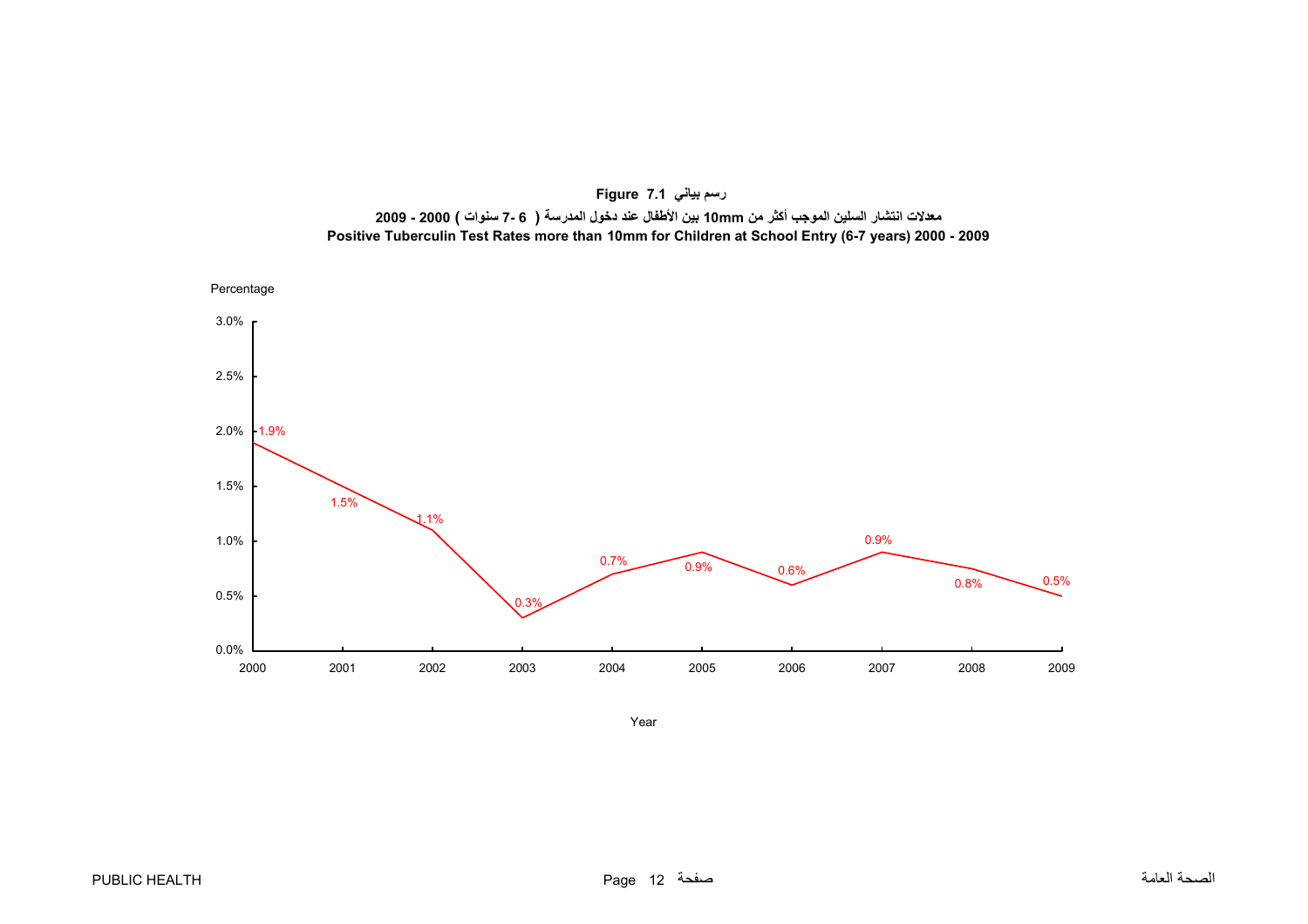**Figure 7.1 رسم بياني**

**معدلات انتشار السلين الموجب أكثر من 10mm بين الأطفال عند دخول المدرسة ( 6 -7 سنوات ) 2000 - 2009**

**Positive Tuberculin Test Rates more than 10mm for Children at School Entry (6-7 years) 2000 - 2009**

| Year | Percentage |
|---|---|
| 2000 | 1.9% |
| 2001 | 1.5% |
| 2002 | 1.1% |
| 2003 | 0.3% |
| 2004 | 0.7% |
| 2005 | 0.9% |
| 2006 | 0.6% |
| 2007 | 0.9% |
| 2008 | 0.8% |
| 2009 | 0.5% |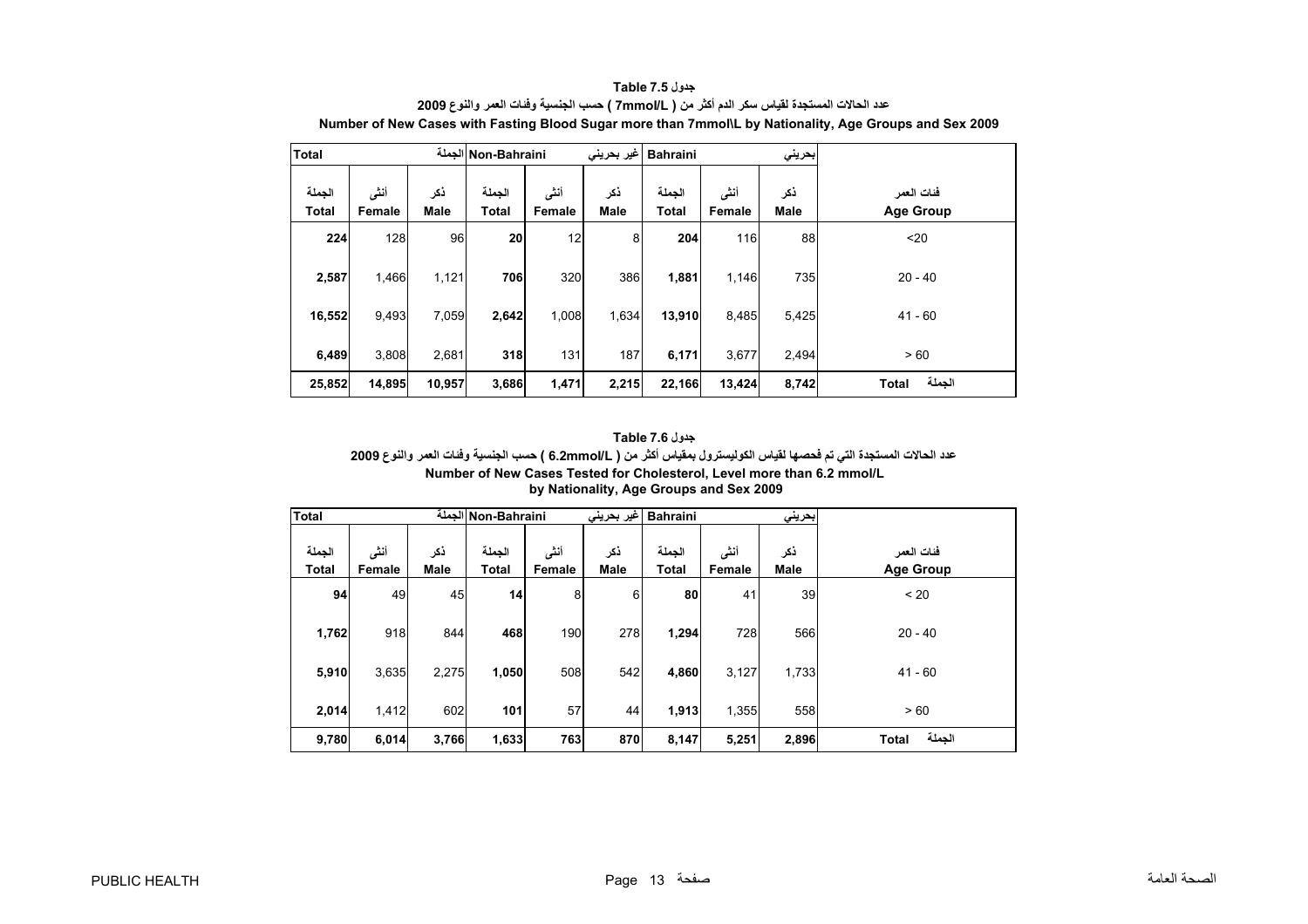**Table 7.5 جدول**

**عدد الحالات المستجدة لقياس سكر الدم أكثر من ( 7mmol/L ) حسب الجنسية وفئات العمر والنوع 2009**

**Number of New Cases with Fasting Blood Sugar more than 7mmol\L by Nationality, Age Groups and Sex 2009**

| Total | | الجملة | Non-Bahraini | | غير بحريني | Bahraini | | بحريني | |
|---|---|---|---|---|---|---|---|---|---|
| الجملة Total | أنثى Female | ذكر Male | الجملة Total | أنثى Female | ذكر Male | الجملة Total | أنثى Female | ذكر Male | فئات العمر Age Group |
| **224** | 128 | 96 | **20** | 12 | 8 | **204** | 116 | 88 | <20 |
| **2,587** | 1,466 | 1,121 | **706** | 320 | 386 | **1,881** | 1,146 | 735 | 20 - 40 |
| **16,552** | 9,493 | 7,059 | **2,642** | 1,008 | 1,634 | **13,910** | 8,485 | 5,425 | 41 - 60 |
| **6,489** | 3,808 | 2,681 | **318** | 131 | 187 | **6,171** | 3,677 | 2,494 | > 60 |
| **25,852** | **14,895** | **10,957** | **3,686** | **1,471** | **2,215** | **22,166** | **13,424** | **8,742** | **Total الجملة** |

**Table 7.6 جدول**

**عدد الحالات المستجدة التي تم فحصها لقياس الكوليسترول بمقياس أكثر من ( 6.2mmol/L ) حسب الجنسية وفئات العمر والنوع 2009**

**Number of New Cases Tested for Cholesterol, Level more than 6.2 mmol/L by Nationality, Age Groups and Sex 2009**

| Total | | الجملة | Non-Bahraini | | غير بحريني | Bahraini | | بحريني | |
|---|---|---|---|---|---|---|---|---|---|
| الجملة Total | أنثى Female | ذكر Male | الجملة Total | أنثى Female | ذكر Male | الجملة Total | أنثى Female | ذكر Male | فئات العمر Age Group |
| **94** | 49 | 45 | **14** | 8 | 6 | **80** | 41 | 39 | < 20 |
| **1,762** | 918 | 844 | **468** | 190 | 278 | **1,294** | 728 | 566 | 20 - 40 |
| **5,910** | 3,635 | 2,275 | **1,050** | 508 | 542 | **4,860** | 3,127 | 1,733 | 41 - 60 |
| **2,014** | 1,412 | 602 | **101** | 57 | 44 | **1,913** | 1,355 | 558 | > 60 |
| **9,780** | **6,014** | **3,766** | **1,633** | **763** | **870** | **8,147** | **5,251** | **2,896** | **Total الجملة** |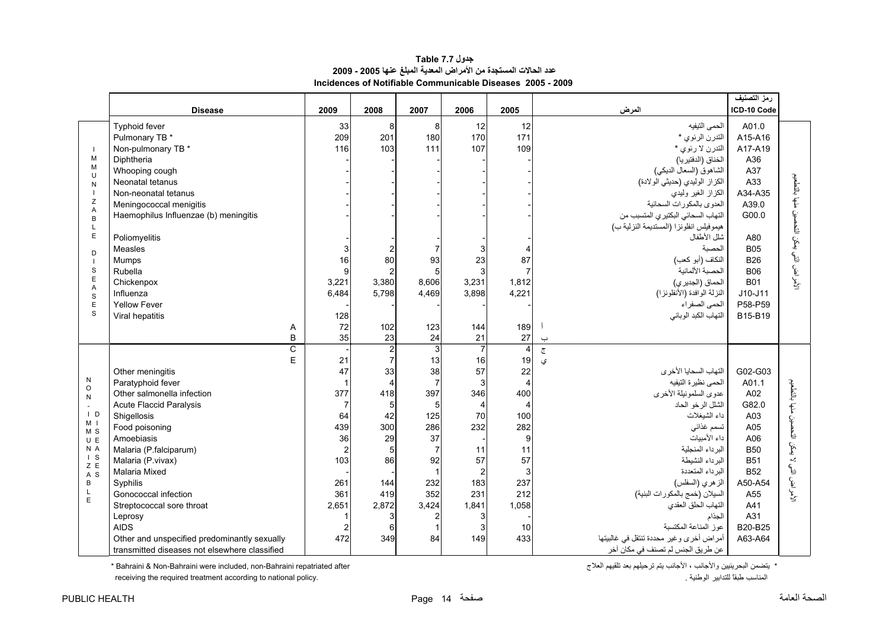**جدول Table 7.7**

**عدد الحالات المستجدة من الأمراض المعدية المبلغ عنها 2005 - 2009**

**Incidences of Notifiable Communicable Diseases 2005 - 2009**

| | Disease | 2009 | 2008 | 2007 | 2006 | 2005 | المرض | رمز التصنيف ICD-10 Code | |
|---|---|---|---|---|---|---|---|---|---|
| IMMUNIZABLE DISEASES | Typhoid fever | 33 | 8 | 8 | 12 | 12 | الحمى التيفيه | A01.0 | الأمراض التي يمكن التحصين منها بالتطعيم |
| | Pulmonary TB * | 209 | 201 | 180 | 170 | 171 | التدرن الرئوي * | A15-A16 | |
| | Non-pulmonary TB * | 116 | 103 | 111 | 107 | 109 | التدرن لا رئوي * | A17-A19 | |
| | Diphtheria | - | - | - | - | - | الخناق (الدفتيريا) | A36 | |
| | Whooping cough | - | - | - | - | - | الشاهوق (السعال الديكي) | A37 | |
| | Neonatal tetanus | - | - | - | - | - | الكزاز الوليدي (حديثي الولادة) | A33 | |
| | Non-neonatal tetanus | - | - | - | - | - | الكزاز الغير وليدي | A34-A35 | |
| | Meningococcal menigitis | - | - | - | - | - | العدوى بالمكورات السحائية | A39.0 | |
| | Haemophilus Influenzae (b) meningitis | - | - | - | - | - | التهاب السحائي البكتيري المتسبب من هيموفيلس انفلونزا (المستديمة النزلية ب) | G00.0 | |
| | Poliomyelitis | - | - | - | - | - | شلل الأطفال | A80 | |
| | Measles | 3 | 2 | 7 | 3 | 4 | الحصبة | B05 | |
| | Mumps | 16 | 80 | 93 | 23 | 87 | النكاف (أبو كعب) | B26 | |
| | Rubella | 9 | 2 | 5 | 3 | 7 | الحصبة الألمانية | B06 | |
| | Chickenpox | 3,221 | 3,380 | 8,606 | 3,231 | 1,812 | الحماق (الجديري) | B01 | |
| | Influenza | 6,484 | 5,798 | 4,469 | 3,898 | 4,221 | النزلة الوافدة (الأنفلونزا) | J10-J11 | |
| | Yellow Fever | - | - | - | - | - | الحمى الصفراء | P58-P59 | |
| | Viral hepatitis | 128 | | | | | التهاب الكبد الوبائي | B15-B19 | |
| | A | 72 | 102 | 123 | 144 | 189 | أ | | |
| | B | 35 | 23 | 24 | 21 | 27 | ب | | |
| NON-IMMUNIZABLE DISEASES | C | - | 2 | 3 | 7 | 4 | ج | | الأمراض التي لا يمكن التحصين منها بالتطعيم |
| | E | 21 | 7 | 13 | 16 | 19 | ي | | |
| | Other meningitis | 47 | 33 | 38 | 57 | 22 | التهاب السحايا الأخرى | G02-G03 | |
| | Paratyphoid fever | 1 | 4 | 7 | 3 | 4 | الحمى نظيرة التيفيه | A01.1 | |
| | Other salmonella infection | 377 | 418 | 397 | 346 | 400 | عدوى السلمونيلة الأخرى | A02 | |
| | Acute Flaccid Paralysis | 7 | 5 | 5 | 4 | 4 | الشلل الرخو الحاد | G82.0 | |
| | Shigellosis | 64 | 42 | 125 | 70 | 100 | داء الشيغلات | A03 | |
| | Food poisoning | 439 | 300 | 286 | 232 | 282 | تسمم غذائي | A05 | |
| | Amoebiasis | 36 | 29 | 37 | - | 9 | داء الأمبيات | A06 | |
| | Malaria (P.falciparum) | 2 | 5 | 7 | 11 | 11 | البرداء المنجلية | B50 | |
| | Malaria (P.vivax) | 103 | 86 | 92 | 57 | 57 | البرداء النشيطة | B51 | |
| | Malaria Mixed | - | - | 1 | 2 | 3 | البرداء المتعددة | B52 | |
| | Syphilis | 261 | 144 | 232 | 183 | 237 | الزهري (السفلس) | A50-A54 | |
| | Gonococcal infection | 361 | 419 | 352 | 231 | 212 | السيلان (خمج بالمكورات البنية) | A55 | |
| | Streptococcal sore throat | 2,651 | 2,872 | 3,424 | 1,841 | 1,058 | التهاب الحلق العقدي | A41 | |
| | Leprosy | 1 | 3 | 2 | 3 | - | الجذام | A31 | |
| | AIDS | 2 | 6 | 1 | 3 | 10 | عوز المناعة المكتسبة | B20-B25 | |
| | Other and unspecified predominantly sexually transmitted diseases not elsewhere classified | 472 | 349 | 84 | 149 | 433 | أمراض أخرى وغير محددة تنتقل في غالبيتها عن طريق الجنس لم تصنف في مكان آخر | A63-A64 | |

\* Bahraini & Non-Bahraini were included, non-Bahraini repatriated after receiving the required treatment according to national policy.

\* يتضمن البحرينيين والأجانب ، الأجانب يتم ترحيلهم بعد تلقيهم العلاج المناسب طبقاً للتدابير الوطنية .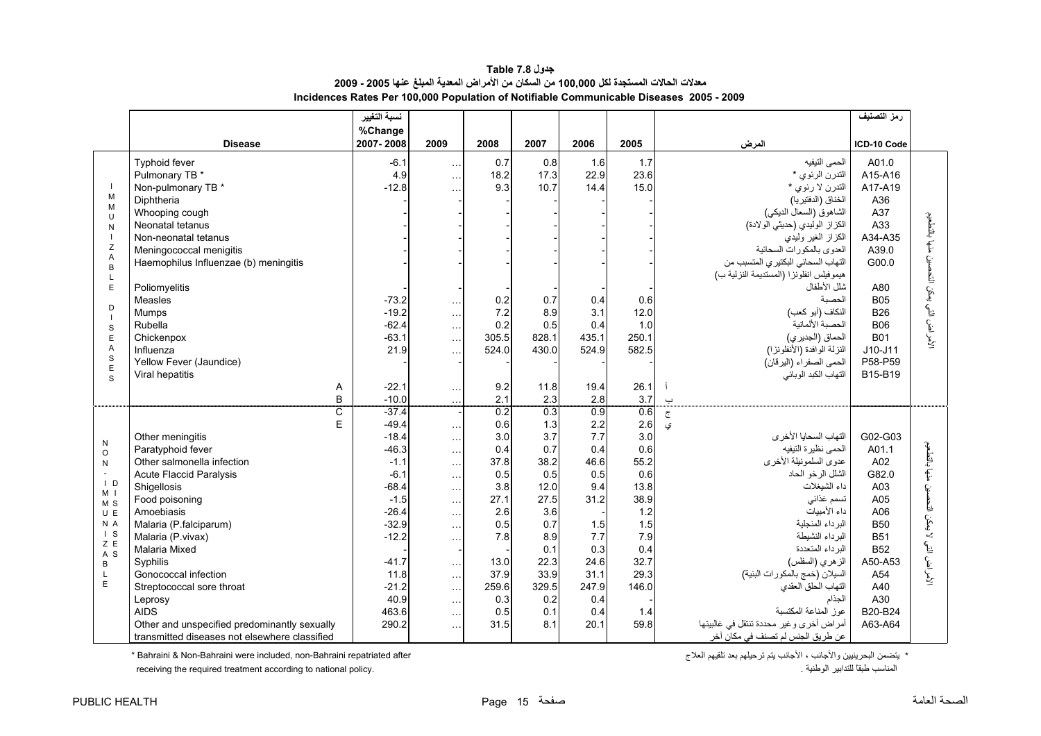**جدول 7.8 Table**

**معدلات الحالات المستجدة لكل 100,000 من السكان من الأمراض المعدية المبلغ عنها 2005 - 2009**

**Incidences Rates Per 100,000 Population of Notifiable Communicable Diseases 2005 - 2009**

| | Disease | نسبة التغيير %Change 2007-2008 | 2009 | 2008 | 2007 | 2006 | 2005 | المرض | رمز التصنيف ICD-10 Code | |
|---|---|---|---|---|---|---|---|---|---|---|
| IMMUNIZABLE DISEASES | Typhoid fever | -6.1 | … | 0.7 | 0.8 | 1.6 | 1.7 | الحمى التيفيه | A01.0 | الأمراض التي يمكن التحصين منها بالتطعيم |
| | Pulmonary TB * | 4.9 | … | 18.2 | 17.3 | 22.9 | 23.6 | التدرن الرئوي * | A15-A16 | |
| | Non-pulmonary TB * | -12.8 | … | 9.3 | 10.7 | 14.4 | 15.0 | التدرن لا رئوي * | A17-A19 | |
| | Diphtheria | - | - | - | - | - | - | الخناق (الدفتيريا) | A36 | |
| | Whooping cough | - | - | - | - | - | - | الشاهوق (السعال الديكي) | A37 | |
| | Neonatal tetanus | - | - | - | - | - | - | الكزاز الوليدي (حديثي الولادة) | A33 | |
| | Non-neonatal tetanus | - | - | - | - | - | - | الكزاز الغير وليدي | A34-A35 | |
| | Meningococcal menigitis | - | - | - | - | - | - | العدوى بالمكورات السحائية | A39.0 | |
| | Haemophilus Influenzae (b) meningitis | - | - | - | - | - | - | التهاب السحائي البكتيري المتسبب من هيموفيلس انفلونزا (المستديمة النزلية ب) | G00.0 | |
| | Poliomyelitis | - | - | - | - | - | - | شلل الأطفال | A80 | |
| | Measles | -73.2 | … | 0.2 | 0.7 | 0.4 | 0.6 | الحصبة | B05 | |
| | Mumps | -19.2 | … | 7.2 | 8.9 | 3.1 | 12.0 | النكاف (أبو كعب) | B26 | |
| | Rubella | -62.4 | … | 0.2 | 0.5 | 0.4 | 1.0 | الحصبة الألمانية | B06 | |
| | Chickenpox | -63.1 | … | 305.5 | 828.1 | 435.1 | 250.1 | الحماق (الجديري) | B01 | |
| | Influenza | 21.9 | … | 524.0 | 430.0 | 524.9 | 582.5 | النزلة الوافدة (الأنفلونزا) | J10-J11 | |
| | Yellow Fever (Jaundice) | - | - | - | - | - | - | الحمى الصفراء (اليرقان) | P58-P59 | |
| | Viral hepatitis | | | | | | | التهاب الكبد الوبائي | B15-B19 | |
| | A | -22.1 | … | 9.2 | 11.8 | 19.4 | 26.1 | أ | | |
| | B | -10.0 | … | 2.1 | 2.3 | 2.8 | 3.7 | ب | | |
| NON-IMMUNIZABLE DISEASES | C | -37.4 | - | 0.2 | 0.3 | 0.9 | 0.6 | ج | | الأمراض التي لا يمكن التحصين منها بالتطعيم |
| | E | -49.4 | … | 0.6 | 1.3 | 2.2 | 2.6 | ي | | |
| | Other meningitis | -18.4 | … | 3.0 | 3.7 | 7.7 | 3.0 | التهاب السحايا الأخرى | G02-G03 | |
| | Paratyphoid fever | -46.3 | … | 0.4 | 0.7 | 0.4 | 0.6 | الحمى نظيرة التيفيه | A01.1 | |
| | Other salmonella infection | -1.1 | … | 37.8 | 38.2 | 46.6 | 55.2 | عدوى السلمونيلة الأخرى | A02 | |
| | Acute Flaccid Paralysis | -6.1 | … | 0.5 | 0.5 | 0.5 | 0.6 | الشلل الرخو الحاد | G82.0 | |
| | Shigellosis | -68.4 | … | 3.8 | 12.0 | 9.4 | 13.8 | داء الشيغلات | A03 | |
| | Food poisoning | -1.5 | … | 27.1 | 27.5 | 31.2 | 38.9 | تسمم غذائي | A05 | |
| | Amoebiasis | -26.4 | … | 2.6 | 3.6 | - | 1.2 | داء الأميبات | A06 | |
| | Malaria (P.falciparum) | -32.9 | … | 0.5 | 0.7 | 1.5 | 1.5 | البرداء المنجلية | B50 | |
| | Malaria (P.vivax) | -12.2 | … | 7.8 | 8.9 | 7.7 | 7.9 | البرداء النشيطة | B51 | |
| | Malaria Mixed | - | - | - | 0.1 | 0.3 | 0.4 | البرداء المتعددة | B52 | |
| | Syphilis | -41.7 | … | 13.0 | 22.3 | 24.6 | 32.7 | الزهري (السفلس) | A50-A53 | |
| | Gonococcal infection | 11.8 | … | 37.9 | 33.9 | 31.1 | 29.3 | السيلان (خمج بالمكورات البنية) | A54 | |
| | Streptococcal sore throat | -21.2 | … | 259.6 | 329.5 | 247.9 | 146.0 | التهاب الحلق العقدي | A40 | |
| | Leprosy | 40.9 | … | 0.3 | 0.2 | 0.4 | - | الجذام | A30 | |
| | AIDS | 463.6 | … | 0.5 | 0.1 | 0.4 | 1.4 | عوز المناعة المكتسبة | B20-B24 | |
| | Other and unspecified predominantly sexually transmitted diseases not elsewhere classified | 290.2 | … | 31.5 | 8.1 | 20.1 | 59.8 | أمراض أخرى وغير محددة تنتقل في غالبيتها عن طريق الجنس لم تصنف في مكان آخر | A63-A64 | |

\* Bahraini & Non-Bahraini were included, non-Bahraini repatriated after receiving the required treatment according to national policy.

\* يتضمن البحرينيين والأجانب ، الأجانب يتم ترحيلهم بعد تلقيهم العلاج المناسب طبقاً للتدابير الوطنية .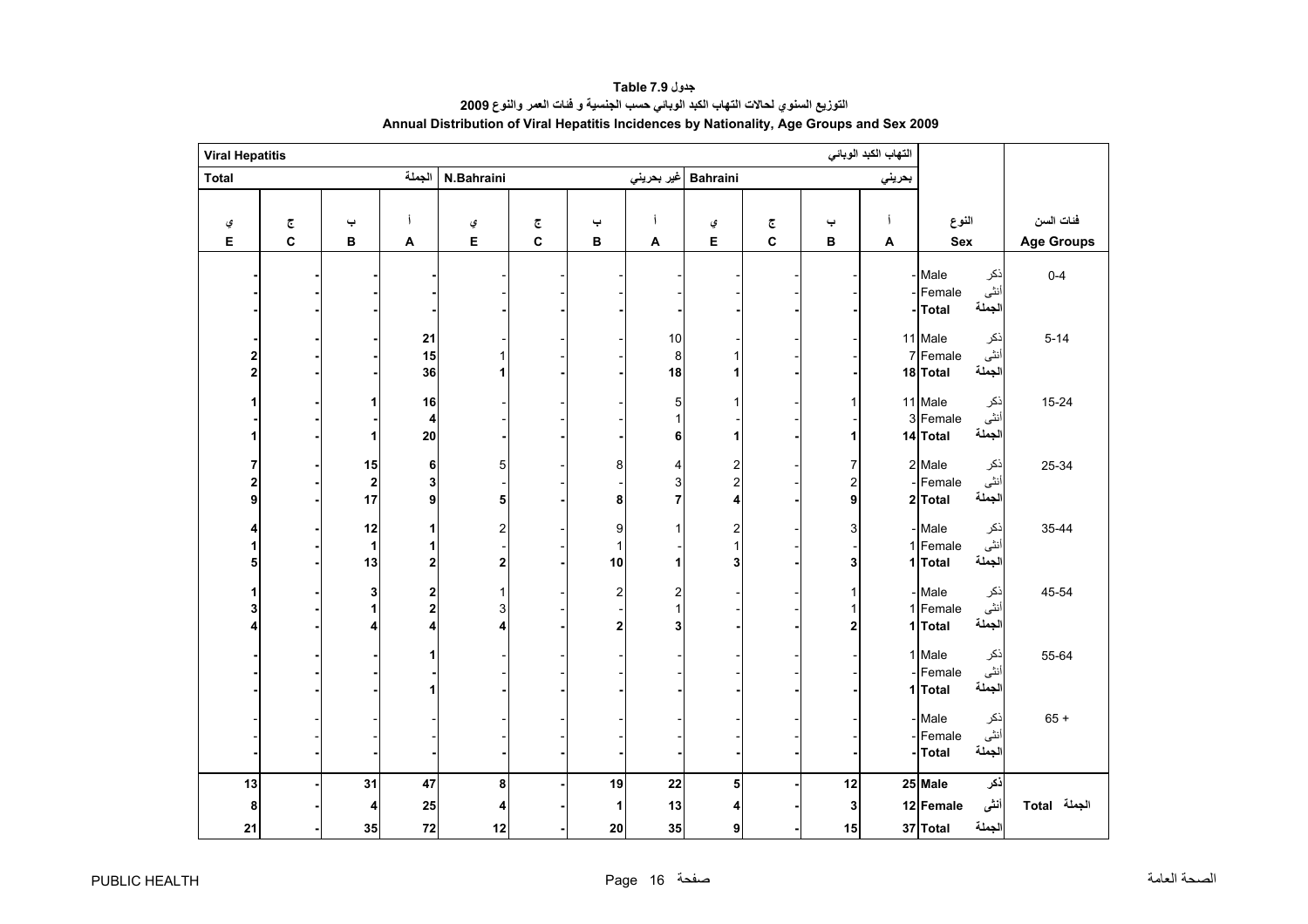**جدول 7.9 Table**

**التوزيع السنوي لحالات التهاب الكبد الوبائي حسب الجنسية و فئات العمر والنوع 2009**

**Annual Distribution of Viral Hepatitis Incidences by Nationality, Age Groups and Sex 2009**

| Viral Hepatitis | | | | | | | | | | | التهاب الكبد الوبائي | | |
|---|---|---|---|---|---|---|---|---|---|---|---|---|---|
| Total | | | الجملة | N.Bahraini | | | غير بحريني | Bahraini | | | بحريني | | |
| ي E | ج C | ب B | أ A | ي E | ج C | ب B | أ A | ي E | ج C | ب B | أ A | النوع Sex | فئات السن Age Groups |
| - | - | - | - | - | - | - | - | - | - | - | - | ذكر Male | 0-4 |
| - | - | - | - | - | - | - | - | - | - | - | - | أنثى Female | |
| - | - | - | - | - | - | - | - | - | - | - | - | الجملة Total | |
| - | - | - | 21 | - | - | - | 10 | - | - | - | 11 | ذكر Male | 5-14 |
| 2 | - | - | 15 | 1 | - | - | 8 | 1 | - | - | 7 | أنثى Female | |
| 2 | - | - | 36 | 1 | - | - | 18 | 1 | - | - | 18 | الجملة Total | |
| 1 | - | 1 | 16 | - | - | - | 5 | 1 | - | 1 | 11 | ذكر Male | 15-24 |
| - | - | - | 4 | - | - | - | 1 | - | - | - | 3 | أنثى Female | |
| 1 | - | 1 | 20 | - | - | - | 6 | 1 | - | 1 | 14 | الجملة Total | |
| 7 | - | 15 | 6 | 5 | - | 8 | 4 | 2 | - | 7 | 2 | ذكر Male | 25-34 |
| 2 | - | 2 | 3 | - | - | - | 3 | 2 | - | 2 | - | أنثى Female | |
| 9 | - | 17 | 9 | 5 | - | 8 | 7 | 4 | - | 9 | 2 | الجملة Total | |
| 4 | - | 12 | 1 | 2 | - | 9 | 1 | 2 | - | 3 | - | ذكر Male | 35-44 |
| 1 | - | 1 | 1 | - | - | 1 | - | 1 | - | - | 1 | أنثى Female | |
| 5 | - | 13 | 2 | 2 | - | 10 | 1 | 3 | - | 3 | 1 | الجملة Total | |
| 1 | - | 3 | 2 | 1 | - | 2 | 2 | - | - | 1 | - | ذكر Male | 45-54 |
| 3 | - | 1 | 2 | 3 | - | - | 1 | - | - | 1 | 1 | أنثى Female | |
| 4 | - | 4 | 4 | 4 | - | 2 | 3 | - | - | 2 | 1 | الجملة Total | |
| - | - | - | 1 | - | - | - | - | - | - | - | 1 | ذكر Male | 55-64 |
| - | - | - | - | - | - | - | - | - | - | - | - | أنثى Female | |
| - | - | - | 1 | - | - | - | - | - | - | - | 1 | الجملة Total | |
| - | - | - | - | - | - | - | - | - | - | - | - | ذكر Male | 65 + |
| - | - | - | - | - | - | - | - | - | - | - | - | أنثى Female | |
| - | - | - | - | - | - | - | - | - | - | - | - | الجملة Total | |
| 13 | - | 31 | 47 | 8 | - | 19 | 22 | 5 | - | 12 | 25 | ذكر Male | الجملة Total |
| 8 | - | 4 | 25 | 4 | - | 1 | 13 | 4 | - | 3 | 12 | أنثى Female | |
| 21 | - | 35 | 72 | 12 | - | 20 | 35 | 9 | - | 15 | 37 | الجملة Total | |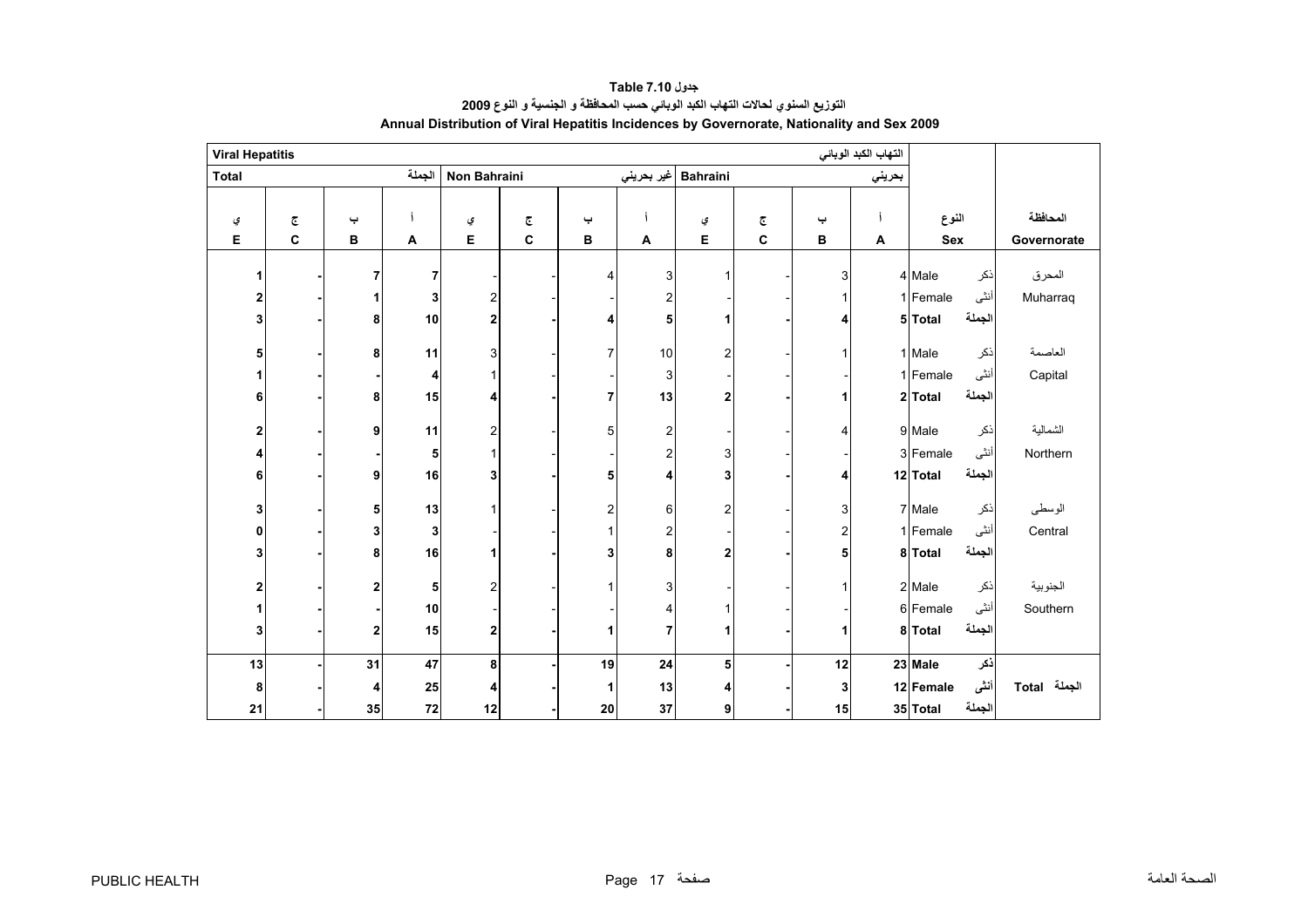**جدول Table 7.10**

**التوزيع السنوي لحالات التهاب الكبد الوبائي حسب المحافظة و الجنسية و النوع 2009**

**Annual Distribution of Viral Hepatitis Incidences by Governorate, Nationality and Sex 2009**

| Viral Hepatitis | | | | | | | | | | | التهاب الكبد الوبائي | | | |
|---|---|---|---|---|---|---|---|---|---|---|---|---|---|---|
| Total | | | الجملة | Non Bahraini | | | غير بحريني | Bahraini | | | بحريني | | | |
| ي E | ج C | ب B | أ A | ي E | ج C | ب B | أ A | ي E | ج C | ب B | أ A | النوع Sex | | المحافظة Governorate |
| 1 | - | 7 | 7 | - | - | 4 | 3 | 1 | - | 3 | 4 | Male | ذكر | المحرق Muharraq |
| 2 | - | 1 | 3 | 2 | - | - | 2 | - | - | 1 | 1 | Female | أنثى | |
| 3 | - | 8 | 10 | 2 | - | 4 | 5 | 1 | - | 4 | 5 | Total | الجملة | |
| 5 | - | 8 | 11 | 3 | - | 7 | 10 | 2 | - | 1 | 1 | Male | ذكر | العاصمة Capital |
| 1 | - | - | 4 | 1 | - | - | 3 | - | - | - | 1 | Female | أنثى | |
| 6 | - | 8 | 15 | 4 | - | 7 | 13 | 2 | - | 1 | 2 | Total | الجملة | |
| 2 | - | 9 | 11 | 2 | - | 5 | 2 | - | - | 4 | 9 | Male | ذكر | الشمالية Northern |
| 4 | - | - | 5 | 1 | - | - | 2 | 3 | - | - | 3 | Female | أنثى | |
| 6 | - | 9 | 16 | 3 | - | 5 | 4 | 3 | - | 4 | 12 | Total | الجملة | |
| 3 | - | 5 | 13 | 1 | - | 2 | 6 | 2 | - | 3 | 7 | Male | ذكر | الوسطى Central |
| 0 | - | 3 | 3 | - | - | 1 | 2 | - | - | 2 | 1 | Female | أنثى | |
| 3 | - | 8 | 16 | 1 | - | 3 | 8 | 2 | - | 5 | 8 | Total | الجملة | |
| 2 | - | 2 | 5 | 2 | - | 1 | 3 | - | - | 1 | 2 | Male | ذكر | الجنوبية Southern |
| 1 | - | - | 10 | - | - | - | 4 | 1 | - | - | 6 | Female | أنثى | |
| 3 | - | 2 | 15 | 2 | - | 1 | 7 | 1 | - | 1 | 8 | Total | الجملة | |
| 13 | - | 31 | 47 | 8 | - | 19 | 24 | 5 | - | 12 | 23 | Male | ذكر | Total الجملة |
| 8 | - | 4 | 25 | 4 | - | 1 | 13 | 4 | - | 3 | 12 | Female | أنثى | |
| 21 | - | 35 | 72 | 12 | - | 20 | 37 | 9 | - | 15 | 35 | Total | الجملة | |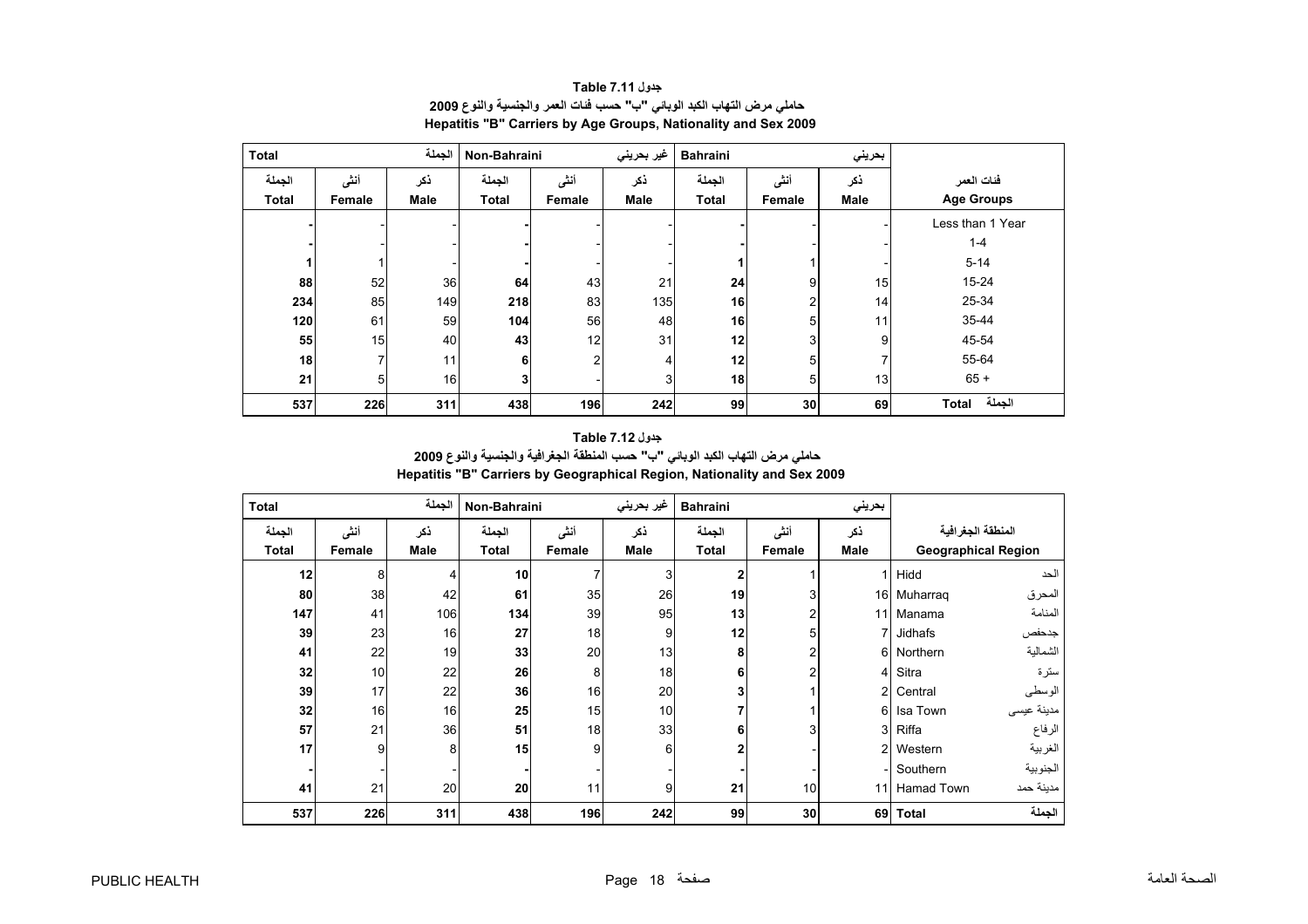## جدول Table 7.11

### حاملي مرض التهاب الكبد الوبائي "ب" حسب فئات العمر والجنسية والنوع 2009

### Hepatitis "B" Carriers by Age Groups, Nationality and Sex 2009

| Total الجملة | | | Non-Bahraini غير بحريني | | | Bahraini بحريني | | | |
|---|---|---|---|---|---|---|---|---|---|
| الجملة Total | أنثى Female | ذكر Male | الجملة Total | أنثى Female | ذكر Male | الجملة Total | أنثى Female | ذكر Male | فئات العمر Age Groups |
| - | - | - | - | - | - | - | - | - | Less than 1 Year |
| - | - | - | - | - | - | - | - | - | 1-4 |
| **1** | 1 | - | **-** | - | - | **1** | 1 | - | 5-14 |
| **88** | 52 | 36 | **64** | 43 | 21 | **24** | 9 | 15 | 15-24 |
| **234** | 85 | 149 | **218** | 83 | 135 | **16** | 2 | 14 | 25-34 |
| **120** | 61 | 59 | **104** | 56 | 48 | **16** | 5 | 11 | 35-44 |
| **55** | 15 | 40 | **43** | 12 | 31 | **12** | 3 | 9 | 45-54 |
| **18** | 7 | 11 | **6** | 2 | 4 | **12** | 5 | 7 | 55-64 |
| **21** | 5 | 16 | **3** | - | 3 | **18** | 5 | 13 | 65 + |
| **537** | **226** | **311** | **438** | **196** | **242** | **99** | **30** | **69** | **Total الجملة** |

## جدول Table 7.12

### حاملي مرض التهاب الكبد الوبائي "ب" حسب المنطقة الجغرافية والجنسية والنوع 2009

### Hepatitis "B" Carriers by Geographical Region, Nationality and Sex 2009

| Total الجملة | | | Non-Bahraini غير بحريني | | | Bahraini بحريني | | | | |
|---|---|---|---|---|---|---|---|---|---|---|
| الجملة Total | أنثى Female | ذكر Male | الجملة Total | أنثى Female | ذكر Male | الجملة Total | أنثى Female | ذكر Male | Geographical Region | المنطقة الجغرافية |
| **12** | 8 | 4 | **10** | 7 | 3 | **2** | 1 | 1 | Hidd | الحد |
| **80** | 38 | 42 | **61** | 35 | 26 | **19** | 3 | 16 | Muharraq | المحرق |
| **147** | 41 | 106 | **134** | 39 | 95 | **13** | 2 | 11 | Manama | المنامة |
| **39** | 23 | 16 | **27** | 18 | 9 | **12** | 5 | 7 | Jidhafs | جدحفص |
| **41** | 22 | 19 | **33** | 20 | 13 | **8** | 2 | 6 | Northern | الشمالية |
| **32** | 10 | 22 | **26** | 8 | 18 | **6** | 2 | 4 | Sitra | سترة |
| **39** | 17 | 22 | **36** | 16 | 20 | **3** | 1 | 2 | Central | الوسطى |
| **32** | 16 | 16 | **25** | 15 | 10 | **7** | 1 | 6 | Isa Town | مدينة عيسى |
| **57** | 21 | 36 | **51** | 18 | 33 | **6** | 3 | 3 | Riffa | الرفاع |
| **17** | 9 | 8 | **15** | 9 | 6 | **2** | - | 2 | Western | الغربية |
| **-** | - | - | **-** | - | - | **-** | - | - | Southern | الجنوبية |
| **41** | 21 | 20 | **20** | 11 | 9 | **21** | 10 | 11 | Hamad Town | مدينة حمد |
| **537** | **226** | **311** | **438** | **196** | **242** | **99** | **30** | **69** | **Total** | **الجملة** |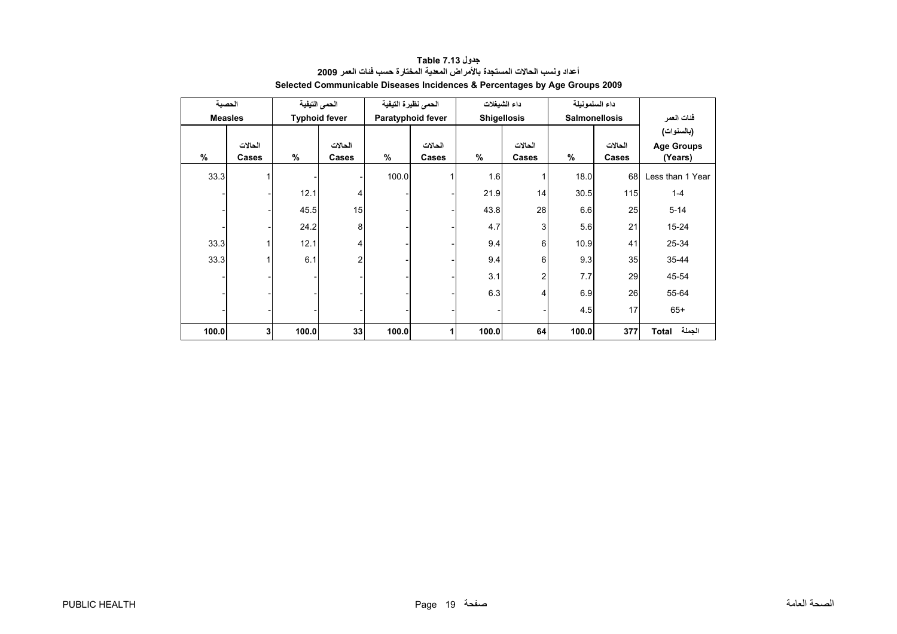**جدول Table 7.13**

**أعداد ونسب الحالات المستجدة بالأمراض المعدية المختارة حسب فئات العمر 2009**

**Selected Communicable Diseases Incidences & Percentages by Age Groups 2009**

| الحصبة Measles | | الحمى التيفية Typhoid fever | | الحمى نظيرة التيفية Paratyphoid fever | | داء الشيغلات Shigellosis | | داء السلمونيلة Salmonellosis | | فئات العمر (بالسنوات) Age Groups (Years) |
|---|---|---|---|---|---|---|---|---|---|---|
| % | الحالات Cases | % | الحالات Cases | % | الحالات Cases | % | الحالات Cases | % | الحالات Cases | |
| 33.3 | 1 | - | - | 100.0 | 1 | 1.6 | 1 | 18.0 | 68 | Less than 1 Year |
| - | - | 12.1 | 4 | - | - | 21.9 | 14 | 30.5 | 115 | 1-4 |
| - | - | 45.5 | 15 | - | - | 43.8 | 28 | 6.6 | 25 | 5-14 |
| - | - | 24.2 | 8 | - | - | 4.7 | 3 | 5.6 | 21 | 15-24 |
| 33.3 | 1 | 12.1 | 4 | - | - | 9.4 | 6 | 10.9 | 41 | 25-34 |
| 33.3 | 1 | 6.1 | 2 | - | - | 9.4 | 6 | 9.3 | 35 | 35-44 |
| - | - | - | - | - | - | 3.1 | 2 | 7.7 | 29 | 45-54 |
| - | - | - | - | - | - | 6.3 | 4 | 6.9 | 26 | 55-64 |
| - | - | - | - | - | - | - | - | 4.5 | 17 | 65+ |
| **100.0** | **3** | **100.0** | **33** | **100.0** | **1** | **100.0** | **64** | **100.0** | **377** | **Total الجملة** |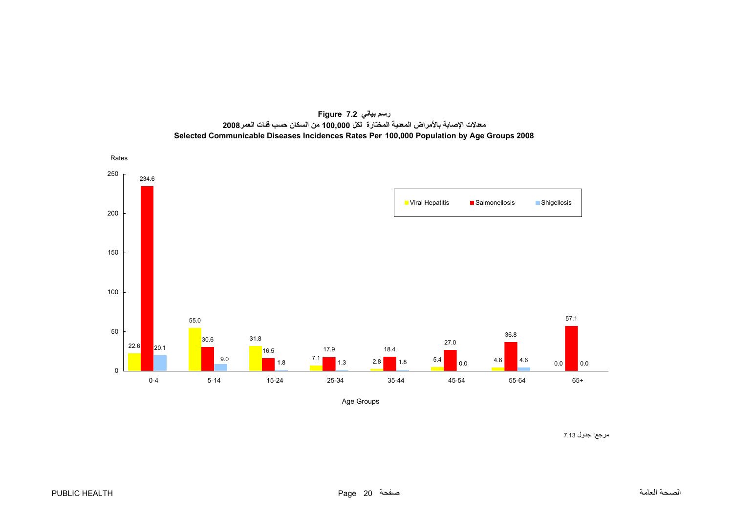**Figure 7.2 رسم بياني**

**معدلات الإصابة بالأمراض المعدية المختارة لكل 100,000 من السكان حسب فئات العمر2008**

**Selected Communicable Diseases Incidences Rates Per 100,000 Population by Age Groups 2008**

| Age Groups | Viral Hepatitis | Salmonellosis | Shigellosis |
| --- | --- | --- | --- |
| 0-4 | 22.6 | 234.6 | 20.1 |
| 5-14 | 55.0 | 30.6 | 9.0 |
| 15-24 | 31.8 | 16.5 | 1.8 |
| 25-34 | 7.1 | 17.9 | 1.3 |
| 35-44 | 2.8 | 18.4 | 1.8 |
| 45-54 | 5.4 | 27.0 | 0.0 |
| 55-64 | 4.6 | 36.8 | 4.6 |
| 65+ | 0.0 | 57.1 | 0.0 |

Rates

Age Groups

مرجع: جدول 7.13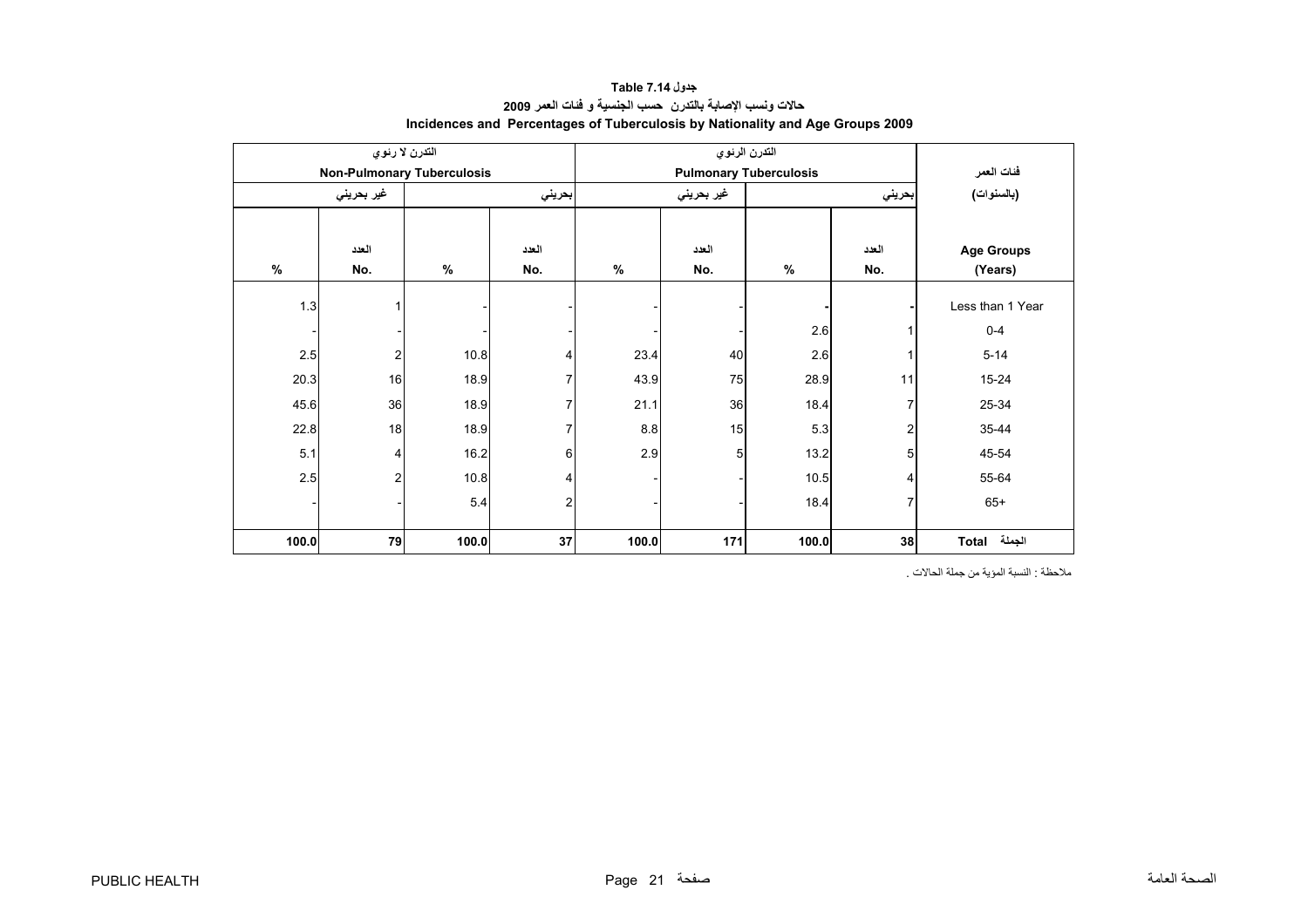**جدول Table 7.14**

**حالات ونسب الإصابة بالتدرن حسب الجنسية و فئات العمر 2009**

**Incidences and Percentages of Tuberculosis by Nationality and Age Groups 2009**

| التدرن لا رئوي<br>Non-Pulmonary Tuberculosis | | | | التدرن الرئوي<br>Pulmonary Tuberculosis | | | | فئات العمر<br>(بالسنوات) |
|---|---|---|---|---|---|---|---|---|
| غير بحريني | | بحريني | | غير بحريني | | بحريني | | |
| % | العدد<br>No. | % | العدد<br>No. | % | العدد<br>No. | % | العدد<br>No. | Age Groups<br>(Years) |
| 1.3 | 1 | - | - | - | - | - | - | Less than 1 Year |
| - | - | - | - | - | - | 2.6 | 1 | 0-4 |
| 2.5 | 2 | 10.8 | 4 | 23.4 | 40 | 2.6 | 1 | 5-14 |
| 20.3 | 16 | 18.9 | 7 | 43.9 | 75 | 28.9 | 11 | 15-24 |
| 45.6 | 36 | 18.9 | 7 | 21.1 | 36 | 18.4 | 7 | 25-34 |
| 22.8 | 18 | 18.9 | 7 | 8.8 | 15 | 5.3 | 2 | 35-44 |
| 5.1 | 4 | 16.2 | 6 | 2.9 | 5 | 13.2 | 5 | 45-54 |
| 2.5 | 2 | 10.8 | 4 | - | - | 10.5 | 4 | 55-64 |
| - | - | 5.4 | 2 | - | - | 18.4 | 7 | 65+ |
| **100.0** | **79** | **100.0** | **37** | **100.0** | **171** | **100.0** | **38** | **Total الجملة** |

ملاحظة : النسبة المؤية من جملة الحالات .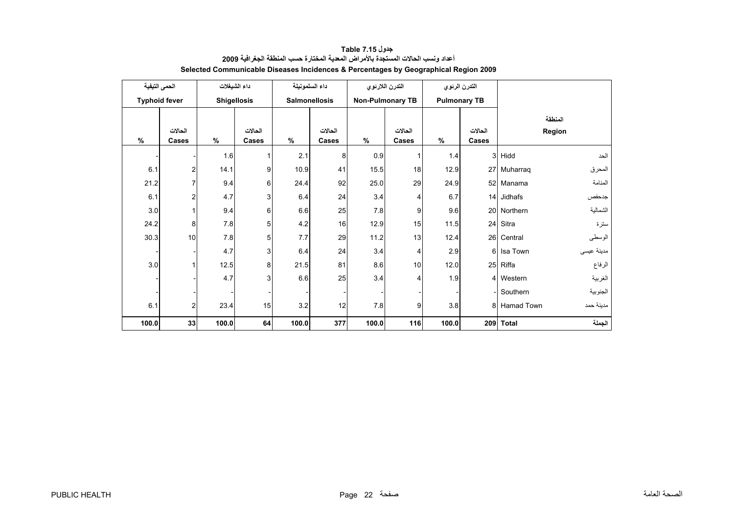# جدول 7.15 Table

## أعداد ونسب الحالات المستجدة بالأمراض المعدية المختارة حسب المنطقة الجغرافية 2009

## Selected Communicable Diseases Incidences & Percentages by Geographical Region 2009

| الحمى التيفية Typhoid fever | | داء الشيغلات Shigellosis | | داء السلمونيلة Salmonellosis | | التدرن اللارئوي Non-Pulmonary TB | | التدرن الرئوي Pulmonary TB | | المنطقة Region | |
|---|---|---|---|---|---|---|---|---|---|---|---|
| % | الحالات Cases | % | الحالات Cases | % | الحالات Cases | % | الحالات Cases | % | الحالات Cases | | |
| - | - | 1.6 | 1 | 2.1 | 8 | 0.9 | 1 | 1.4 | 3 | Hidd | الحد |
| 6.1 | 2 | 14.1 | 9 | 10.9 | 41 | 15.5 | 18 | 12.9 | 27 | Muharraq | المحرق |
| 21.2 | 7 | 9.4 | 6 | 24.4 | 92 | 25.0 | 29 | 24.9 | 52 | Manama | المنامة |
| 6.1 | 2 | 4.7 | 3 | 6.4 | 24 | 3.4 | 4 | 6.7 | 14 | Jidhafs | جدحفص |
| 3.0 | 1 | 9.4 | 6 | 6.6 | 25 | 7.8 | 9 | 9.6 | 20 | Northern | الشمالية |
| 24.2 | 8 | 7.8 | 5 | 4.2 | 16 | 12.9 | 15 | 11.5 | 24 | Sitra | سترة |
| 30.3 | 10 | 7.8 | 5 | 7.7 | 29 | 11.2 | 13 | 12.4 | 26 | Central | الوسطى |
| - | - | 4.7 | 3 | 6.4 | 24 | 3.4 | 4 | 2.9 | 6 | Isa Town | مدينة عيسى |
| 3.0 | 1 | 12.5 | 8 | 21.5 | 81 | 8.6 | 10 | 12.0 | 25 | Riffa | الرفاع |
| - | - | 4.7 | 3 | 6.6 | 25 | 3.4 | 4 | 1.9 | 4 | Western | الغربية |
| - | - | - | - | - | - | - | - | - | - | Southern | الجنوبية |
| 6.1 | 2 | 23.4 | 15 | 3.2 | 12 | 7.8 | 9 | 3.8 | 8 | Hamad Town | مدينة حمد |
| **100.0** | **33** | **100.0** | **64** | **100.0** | **377** | **100.0** | **116** | **100.0** | **209** | **Total** | **الجملة** |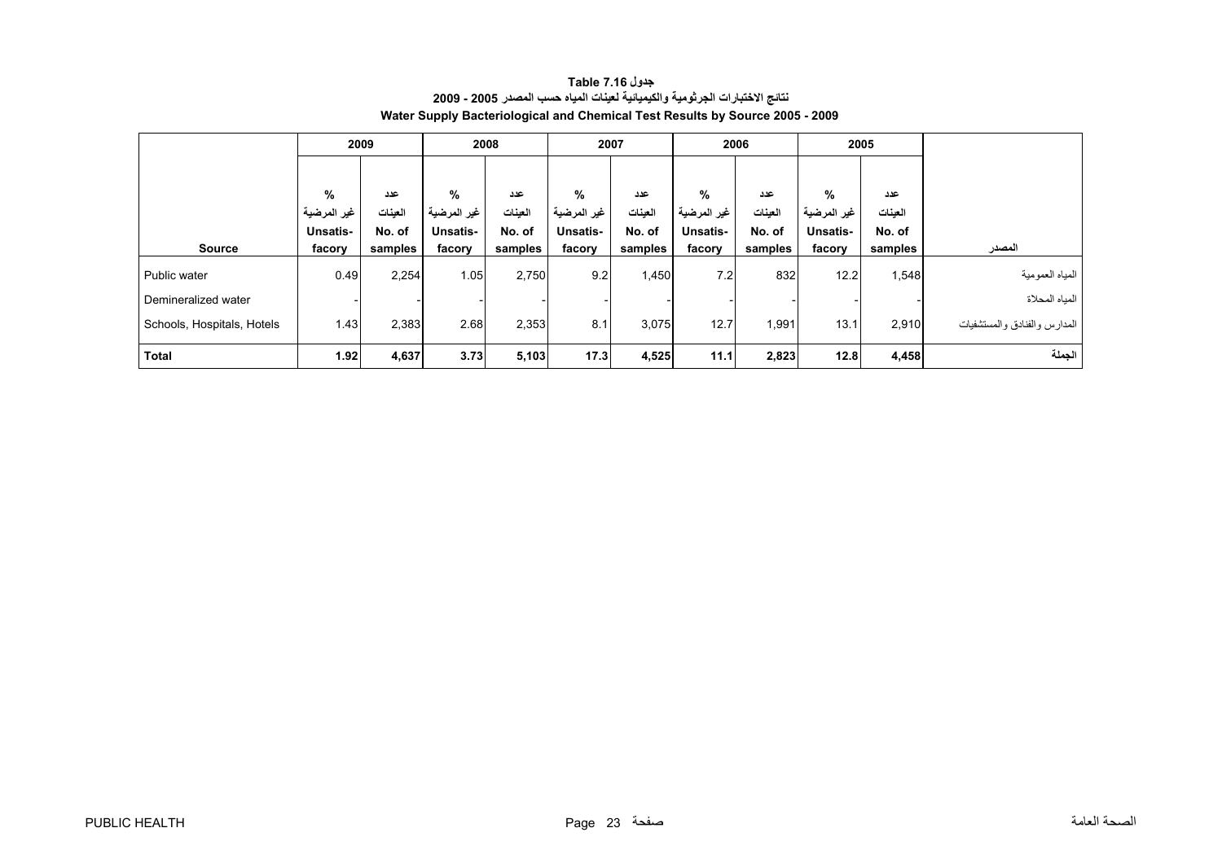# جدول Table 7.16

## نتائج الاختبارات الجرثومية والكيميائية لعينات المياه حسب المصدر 2005 - 2009

## Water Supply Bacteriological and Chemical Test Results by Source 2005 - 2009

| Source | 2009 | | 2008 | | 2007 | | 2006 | | 2005 | | المصدر |
|---|---|---|---|---|---|---|---|---|---|---|---|
| | % غير المرضية Unsatis-facory | عدد العينات No. of samples | % غير المرضية Unsatis-facory | عدد العينات No. of samples | % غير المرضية Unsatis-facory | عدد العينات No. of samples | % غير المرضية Unsatis-facory | عدد العينات No. of samples | % غير المرضية Unsatis-facory | عدد العينات No. of samples | |
| Public water | 0.49 | 2,254 | 1.05 | 2,750 | 9.2 | 1,450 | 7.2 | 832 | 12.2 | 1,548 | المياه العمومية |
| Demineralized water | - | - | - | - | - | - | - | - | - | - | المياه المحلاة |
| Schools, Hospitals, Hotels | 1.43 | 2,383 | 2.68 | 2,353 | 8.1 | 3,075 | 12.7 | 1,991 | 13.1 | 2,910 | المدارس والفنادق والمستشفيات |
| **Total** | **1.92** | **4,637** | **3.73** | **5,103** | **17.3** | **4,525** | **11.1** | **2,823** | **12.8** | **4,458** | **الجملة** |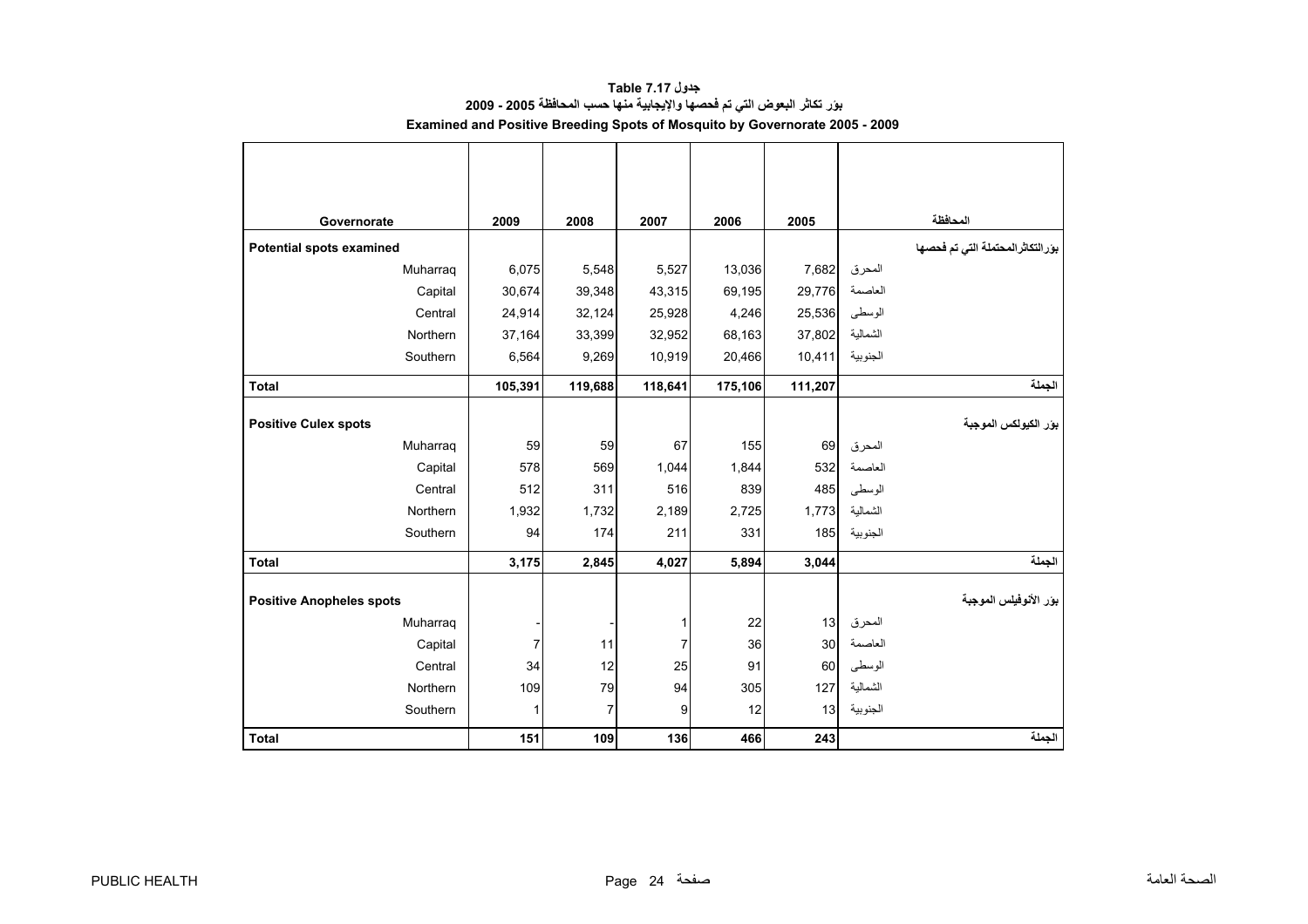# جدول Table 7.17

## بؤر تكاثر البعوض التي تم فحصها والإيجابية منها حسب المحافظة 2005 - 2009

## Examined and Positive Breeding Spots of Mosquito by Governorate 2005 - 2009

| Governorate | 2009 | 2008 | 2007 | 2006 | 2005 | المحافظة |
|---|---|---|---|---|---|---|
| **Potential spots examined** | | | | | | **بؤرالتكاثرالمحتملة التي تم فحصها** |
| Muharraq | 6,075 | 5,548 | 5,527 | 13,036 | 7,682 | المحرق |
| Capital | 30,674 | 39,348 | 43,315 | 69,195 | 29,776 | العاصمة |
| Central | 24,914 | 32,124 | 25,928 | 4,246 | 25,536 | الوسطى |
| Northern | 37,164 | 33,399 | 32,952 | 68,163 | 37,802 | الشمالية |
| Southern | 6,564 | 9,269 | 10,919 | 20,466 | 10,411 | الجنوبية |
| **Total** | **105,391** | **119,688** | **118,641** | **175,106** | **111,207** | **الجملة** |
| **Positive Culex spots** | | | | | | **بؤر الكيولكس الموجبة** |
| Muharraq | 59 | 59 | 67 | 155 | 69 | المحرق |
| Capital | 578 | 569 | 1,044 | 1,844 | 532 | العاصمة |
| Central | 512 | 311 | 516 | 839 | 485 | الوسطى |
| Northern | 1,932 | 1,732 | 2,189 | 2,725 | 1,773 | الشمالية |
| Southern | 94 | 174 | 211 | 331 | 185 | الجنوبية |
| **Total** | **3,175** | **2,845** | **4,027** | **5,894** | **3,044** | **الجملة** |
| **Positive Anopheles spots** | | | | | | **بؤر الأنوفيلس الموجبة** |
| Muharraq | - | - | 1 | 22 | 13 | المحرق |
| Capital | 7 | 11 | 7 | 36 | 30 | العاصمة |
| Central | 34 | 12 | 25 | 91 | 60 | الوسطى |
| Northern | 109 | 79 | 94 | 305 | 127 | الشمالية |
| Southern | 1 | 7 | 9 | 12 | 13 | الجنوبية |
| **Total** | **151** | **109** | **136** | **466** | **243** | **الجملة** |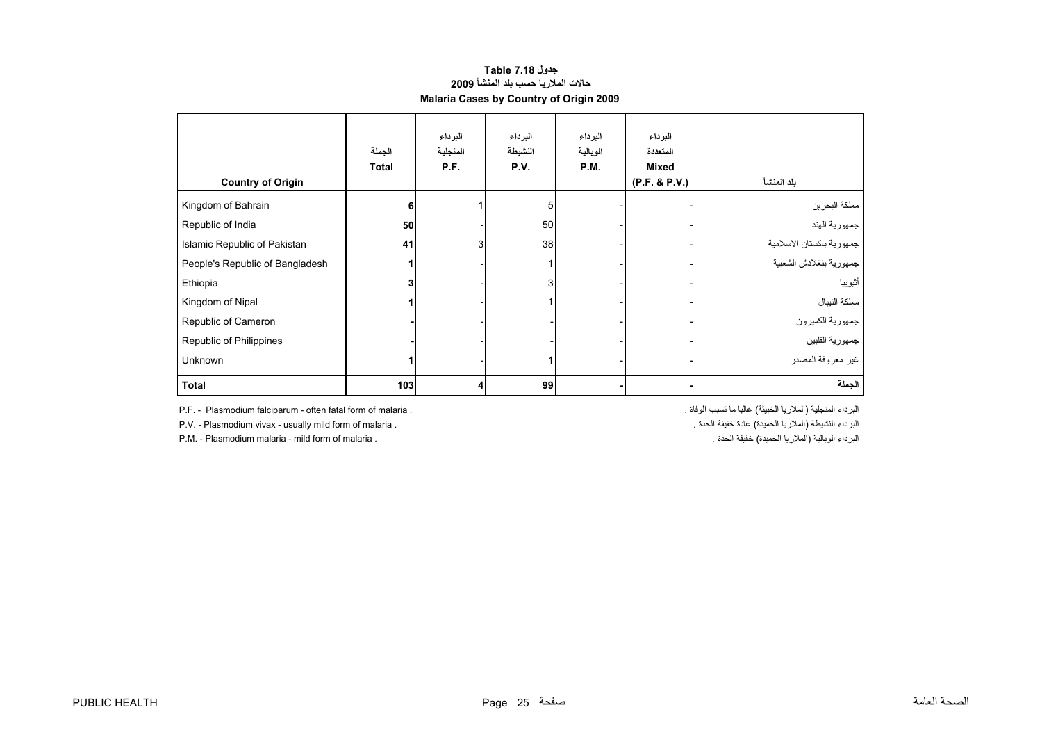**جدول Table 7.18**

**حالات الملاريا حسب بلد المنشأ 2009**

**Malaria Cases by Country of Origin 2009**

| Country of Origin | الجملة Total | البرداء المنجلية P.F. | البرداء النشيطة P.V. | البرداء الوبالية P.M. | البرداء المتعددة Mixed (P.F. & P.V.) | بلد المنشأ |
|---|---|---|---|---|---|---|
| Kingdom of Bahrain | **6** | 1 | 5 | - | - | مملكة البحرين |
| Republic of India | **50** | - | 50 | - | - | جمهورية الهند |
| Islamic Republic of Pakistan | **41** | 3 | 38 | - | - | جمهورية باكستان الاسلامية |
| People's Republic of Bangladesh | **1** | - | 1 | - | - | جمهورية بنغلادش الشعبية |
| Ethiopia | **3** | - | 3 | - | - | أثيوبيا |
| Kingdom of Nipal | **1** | - | 1 | - | - | مملكة النيبال |
| Republic of Cameron | **-** | - | - | - | - | جمهورية الكميرون |
| Republic of Philippines | **-** | - | - | - | - | جمهورية الفلبين |
| Unknown | **1** | - | 1 | - | - | غير معروفة المصدر |
| **Total** | **103** | **4** | **99** | **-** | **-** | **الجملة** |

P.F. - Plasmodium falciparum - often fatal form of malaria .

P.V. - Plasmodium vivax - usually mild form of malaria .

P.M. - Plasmodium malaria - mild form of malaria .

البرداء المنجلية (الملاريا الخبيثة) غالبا ما تسبب الوفاة .

البرداء النشيطة (الملاريا الحميدة) عادة خفيفة الحدة .

البرداء الوبالية (الملاريا الحميدة) خفيفة الحدة .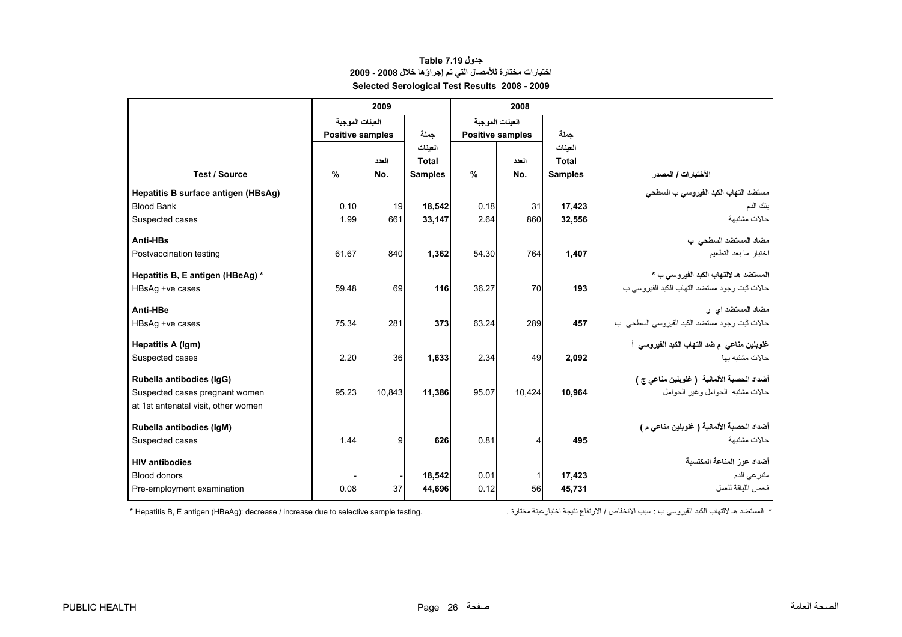**جدول Table 7.19**

**اختبارات مختارة للأمصال التي تم إجراؤها خلال 2008 - 2009**

**Selected Serological Test Results 2008 - 2009**

| | 2009 | | | 2008 | | | |
|---|---|---|---|---|---|---|---|
| | العينات الموجبة Positive samples | | جملة العينات | العينات الموجبة Positive samples | | جملة العينات | |
| **Test / Source** | **%** | العدد **No.** | **Total Samples** | **%** | العدد **No.** | **Total Samples** | **الأختبارات / المصدر** |
| **Hepatitis B surface antigen (HBsAg)** | | | | | | | **مستضد التهاب الكبد الفيروسي ب السطحي** |
| Blood Bank | 0.10 | 19 | **18,542** | 0.18 | 31 | **17,423** | بنك الدم |
| Suspected cases | 1.99 | 661 | **33,147** | 2.64 | 860 | **32,556** | حالات مشتبهة |
| **Anti-HBs** | | | | | | | **مضاد المستضد السطحي ب** |
| Postvaccination testing | 61.67 | 840 | **1,362** | 54.30 | 764 | **1,407** | اختبار ما بعد التطعيم |
| **Hepatitis B, E antigen (HBeAg) *** | | | | | | | **المستضد هـ لالتهاب الكبد الفيروسي ب *** |
| HBsAg +ve cases | 59.48 | 69 | **116** | 36.27 | 70 | **193** | حالات ثبت وجود مستضد التهاب الكبد الفيروسي ب |
| **Anti-HBe** | | | | | | | **مضاد المستضد اي ر** |
| HBsAg +ve cases | 75.34 | 281 | **373** | 63.24 | 289 | **457** | حالات ثبت وجود مستضد الكبد الفيروسي السطحي ب |
| **Hepatitis A (Igm)** | | | | | | | **غلوبلين مناعي م ضد التهاب الكبد الفيروسي أ** |
| Suspected cases | 2.20 | 36 | **1,633** | 2.34 | 49 | **2,092** | حالات مشتبه بها |
| **Rubella antibodies (IgG)** | | | | | | | **أضداد الحصبة الألمانية ( غلوبلين مناعي ج )** |
| Suspected cases pregnant women at 1st antenatal visit, other women | 95.23 | 10,843 | **11,386** | 95.07 | 10,424 | **10,964** | حالات مشتبه الحوامل وغير الحوامل |
| **Rubella antibodies (IgM)** | | | | | | | **أضداد الحصبة الألمانية ( غلوبلين مناعي م )** |
| Suspected cases | 1.44 | 9 | **626** | 0.81 | 4 | **495** | حالات مشتبهة |
| **HIV antibodies** | | | | | | | **أضداد عوز المناعة المكتسبة** |
| Blood donors | - | - | **18,542** | 0.01 | 1 | **17,423** | متبرعي الدم |
| Pre-employment examination | 0.08 | 37 | **44,696** | 0.12 | 56 | **45,731** | فحص اللياقة للعمل |

* Hepatitis B, E antigen (HBeAg): decrease / increase due to selective sample testing.

* المستضد هـ لالتهاب الكبد الفيروسي ب : سبب الانخفاض / الارتفاع نتيجة اختبار عينة مختارة .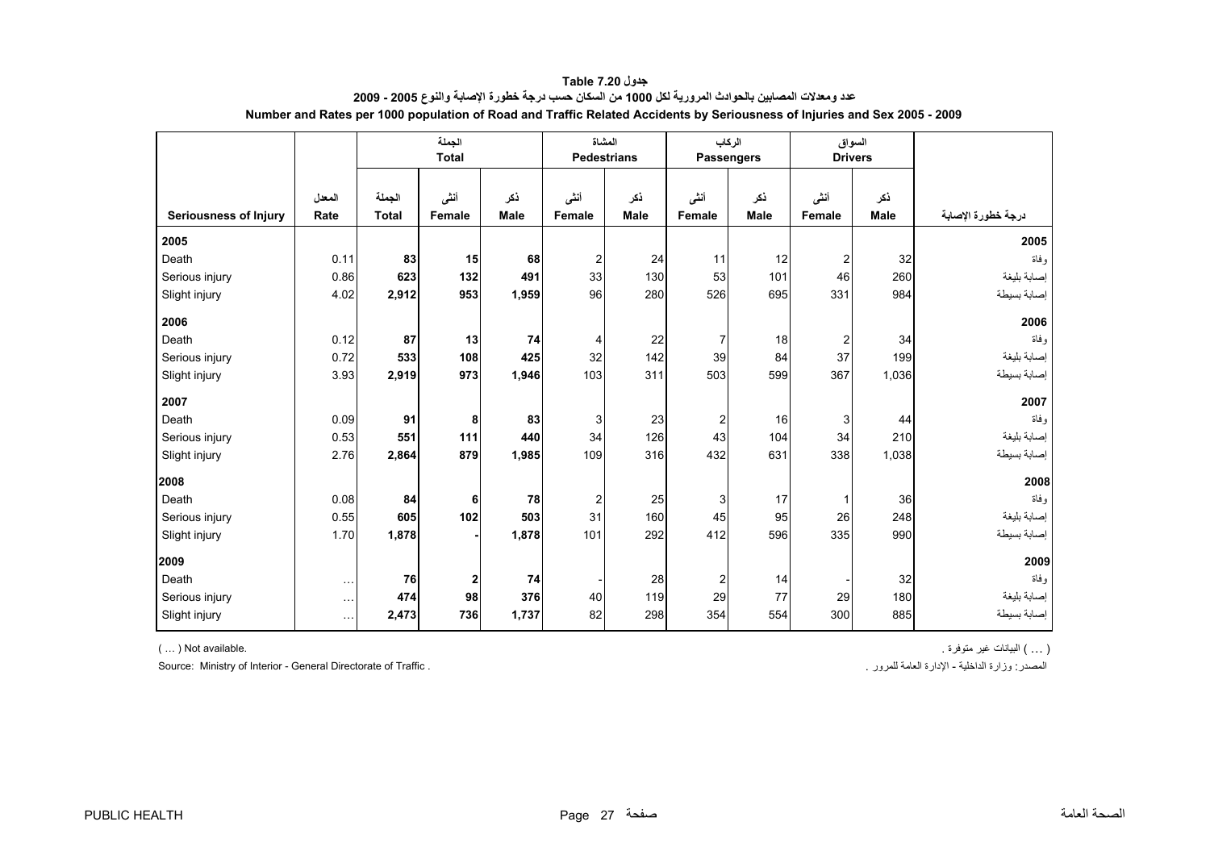# جدول Table 7.20

## عدد ومعدلات المصابين بالحوادث المرورية لكل 1000 من السكان حسب درجة خطورة الإصابة والنوع 2005 - 2009

## Number and Rates per 1000 population of Road and Traffic Related Accidents by Seriousness of Injuries and Sex 2005 - 2009

| | | الجملة Total | | | المشاة Pedestrians | | الركاب Passengers | | السواق Drivers | | |
|---|---|---|---|---|---|---|---|---|---|---|---|
| Seriousness of Injury | المعدل Rate | الجملة Total | أنثى Female | ذكر Male | أنثى Female | ذكر Male | أنثى Female | ذكر Male | أنثى Female | ذكر Male | درجة خطورة الإصابة |
| **2005** | | | | | | | | | | | **2005** |
| Death | 0.11 | **83** | **15** | **68** | 2 | 24 | 11 | 12 | 2 | 32 | وفاة |
| Serious injury | 0.86 | **623** | **132** | **491** | 33 | 130 | 53 | 101 | 46 | 260 | إصابة بليغة |
| Slight injury | 4.02 | **2,912** | **953** | **1,959** | 96 | 280 | 526 | 695 | 331 | 984 | إصابة بسيطة |
| **2006** | | | | | | | | | | | **2006** |
| Death | 0.12 | **87** | **13** | **74** | 4 | 22 | 7 | 18 | 2 | 34 | وفاة |
| Serious injury | 0.72 | **533** | **108** | **425** | 32 | 142 | 39 | 84 | 37 | 199 | إصابة بليغة |
| Slight injury | 3.93 | **2,919** | **973** | **1,946** | 103 | 311 | 503 | 599 | 367 | 1,036 | إصابة بسيطة |
| **2007** | | | | | | | | | | | **2007** |
| Death | 0.09 | **91** | **8** | **83** | 3 | 23 | 2 | 16 | 3 | 44 | وفاة |
| Serious injury | 0.53 | **551** | **111** | **440** | 34 | 126 | 43 | 104 | 34 | 210 | إصابة بليغة |
| Slight injury | 2.76 | **2,864** | **879** | **1,985** | 109 | 316 | 432 | 631 | 338 | 1,038 | إصابة بسيطة |
| **2008** | | | | | | | | | | | **2008** |
| Death | 0.08 | **84** | **6** | **78** | 2 | 25 | 3 | 17 | 1 | 36 | وفاة |
| Serious injury | 0.55 | **605** | **102** | **503** | 31 | 160 | 45 | 95 | 26 | 248 | إصابة بليغة |
| Slight injury | 1.70 | **1,878** | **-** | **1,878** | 101 | 292 | 412 | 596 | 335 | 990 | إصابة بسيطة |
| **2009** | | | | | | | | | | | **2009** |
| Death | ... | **76** | **2** | **74** | - | 28 | 2 | 14 | - | 32 | وفاة |
| Serious injury | ... | **474** | **98** | **376** | 40 | 119 | 29 | 77 | 29 | 180 | إصابة بليغة |
| Slight injury | ... | **2,473** | **736** | **1,737** | 82 | 298 | 354 | 554 | 300 | 885 | إصابة بسيطة |

( ... ) Not available. ( ... ) البيانات غير متوفرة .

Source: Ministry of Interior - General Directorate of Traffic . المصدر: وزارة الداخلية - الإدارة العامة للمرور .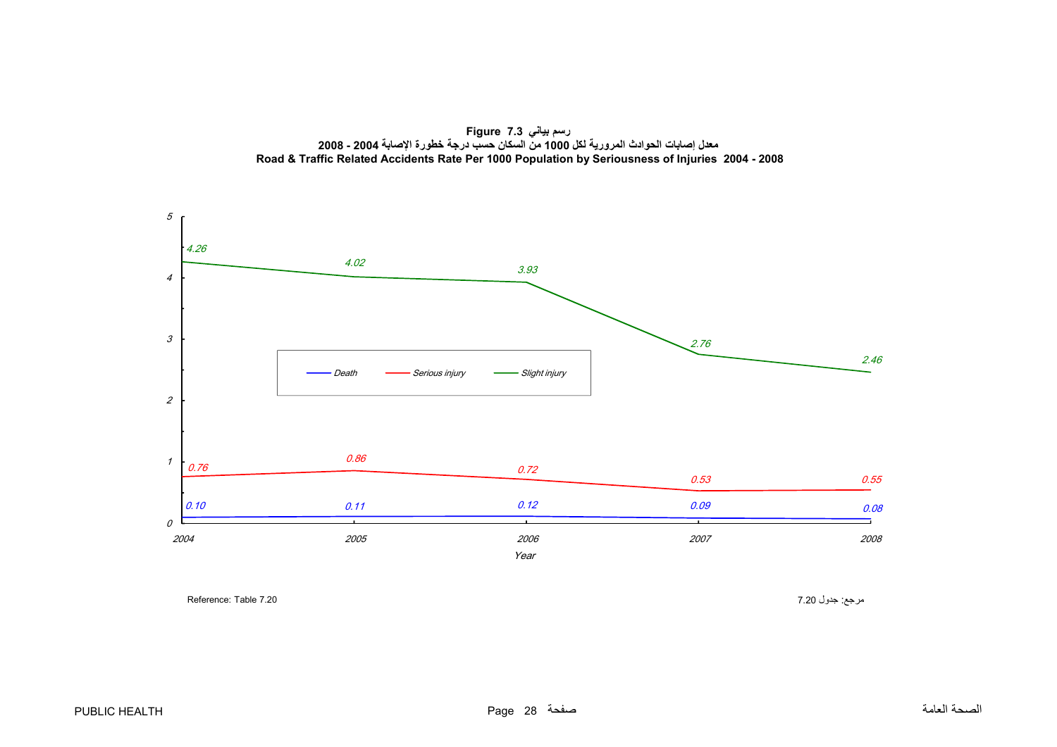**Figure 7.3 رسم بياني**

**معدل إصابات الحوادث المرورية لكل 1000 من السكان حسب درجة خطورة الإصابة 2004 - 2008**

**Road & Traffic Related Accidents Rate Per 1000 Population by Seriousness of Injuries 2004 - 2008**

| Year | Death | Serious injury | Slight injury |
|---|---|---|---|
| 2004 | 0.10 | 0.76 | 4.26 |
| 2005 | 0.11 | 0.86 | 4.02 |
| 2006 | 0.12 | 0.72 | 3.93 |
| 2007 | 0.09 | 0.53 | 2.76 |
| 2008 | 0.08 | 0.55 | 2.46 |

Reference: Table 7.20

مرجع: جدول 7.20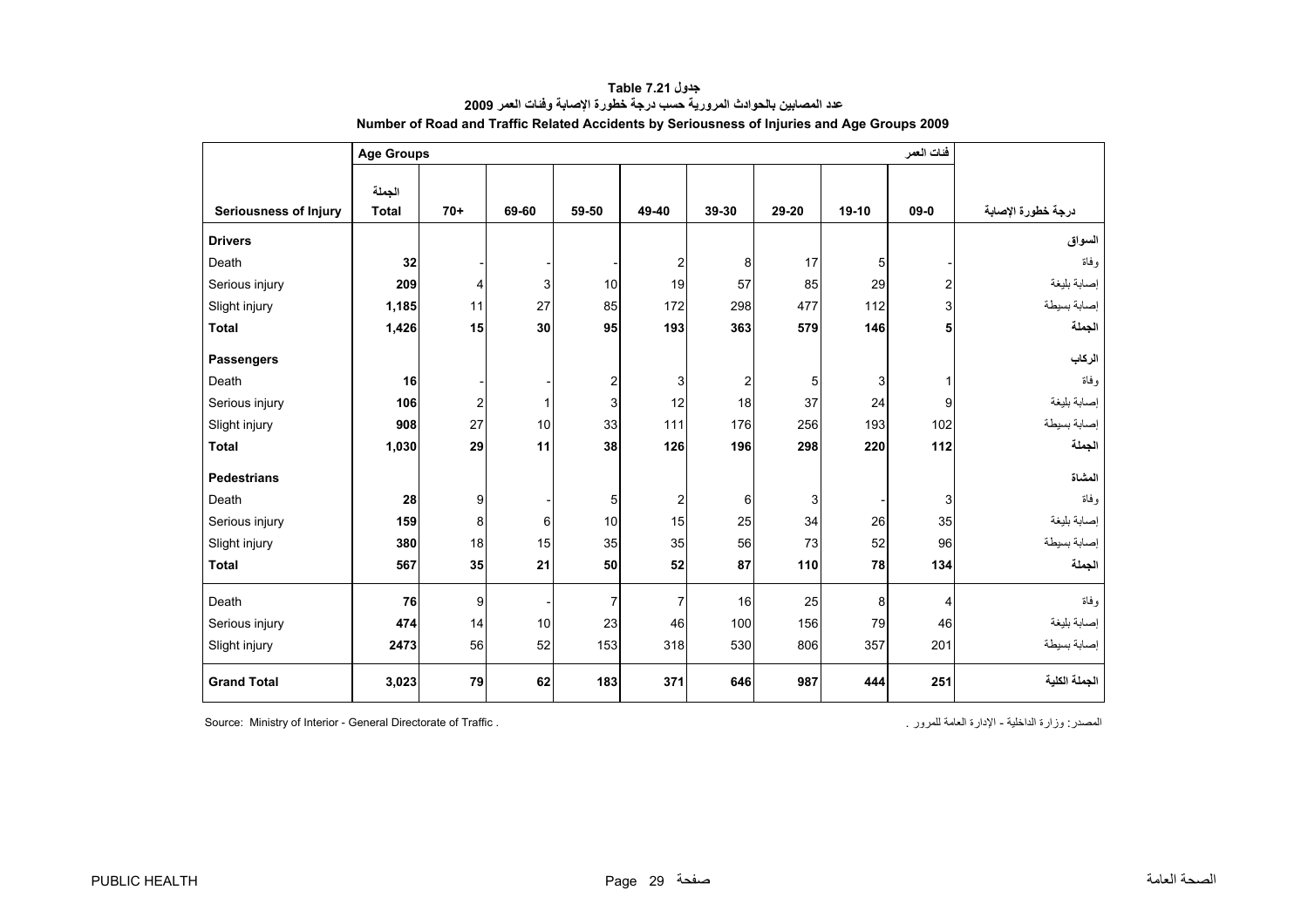**جدول Table 7.21**

**عدد المصابين بالحوادث المرورية حسب درجة خطورة الإصابة وفئات العمر 2009**

**Number of Road and Traffic Related Accidents by Seriousness of Injuries and Age Groups 2009**

| | Age Groups | | | | | | | | فئات العمر | |
|---|---|---|---|---|---|---|---|---|---|---|
| **Seriousness of Injury** | **الجملة Total** | **70+** | **69-60** | **59-50** | **49-40** | **39-30** | **29-20** | **19-10** | **09-0** | **درجة خطورة الإصابة** |
| **Drivers** | | | | | | | | | | **السواق** |
| Death | **32** | - | - | - | 2 | 8 | 17 | 5 | - | وفاة |
| Serious injury | **209** | 4 | 3 | 10 | 19 | 57 | 85 | 29 | 2 | إصابة بليغة |
| Slight injury | **1,185** | 11 | 27 | 85 | 172 | 298 | 477 | 112 | 3 | إصابة بسيطة |
| **Total** | **1,426** | **15** | **30** | **95** | **193** | **363** | **579** | **146** | **5** | **الجملة** |
| **Passengers** | | | | | | | | | | **الركاب** |
| Death | **16** | - | - | 2 | 3 | 2 | 5 | 3 | 1 | وفاة |
| Serious injury | **106** | 2 | 1 | 3 | 12 | 18 | 37 | 24 | 9 | إصابة بليغة |
| Slight injury | **908** | 27 | 10 | 33 | 111 | 176 | 256 | 193 | 102 | إصابة بسيطة |
| **Total** | **1,030** | **29** | **11** | **38** | **126** | **196** | **298** | **220** | **112** | **الجملة** |
| **Pedestrians** | | | | | | | | | | **المشاة** |
| Death | **28** | 9 | - | 5 | 2 | 6 | 3 | - | 3 | وفاة |
| Serious injury | **159** | 8 | 6 | 10 | 15 | 25 | 34 | 26 | 35 | إصابة بليغة |
| Slight injury | **380** | 18 | 15 | 35 | 35 | 56 | 73 | 52 | 96 | إصابة بسيطة |
| **Total** | **567** | **35** | **21** | **50** | **52** | **87** | **110** | **78** | **134** | **الجملة** |
| Death | **76** | 9 | - | 7 | 7 | 16 | 25 | 8 | 4 | وفاة |
| Serious injury | **474** | 14 | 10 | 23 | 46 | 100 | 156 | 79 | 46 | إصابة بليغة |
| Slight injury | **2473** | 56 | 52 | 153 | 318 | 530 | 806 | 357 | 201 | إصابة بسيطة |
| **Grand Total** | **3,023** | **79** | **62** | **183** | **371** | **646** | **987** | **444** | **251** | **الجملة الكلية** |

Source: Ministry of Interior - General Directorate of Traffic .

المصدر: وزارة الداخلية - الإدارة العامة للمرور .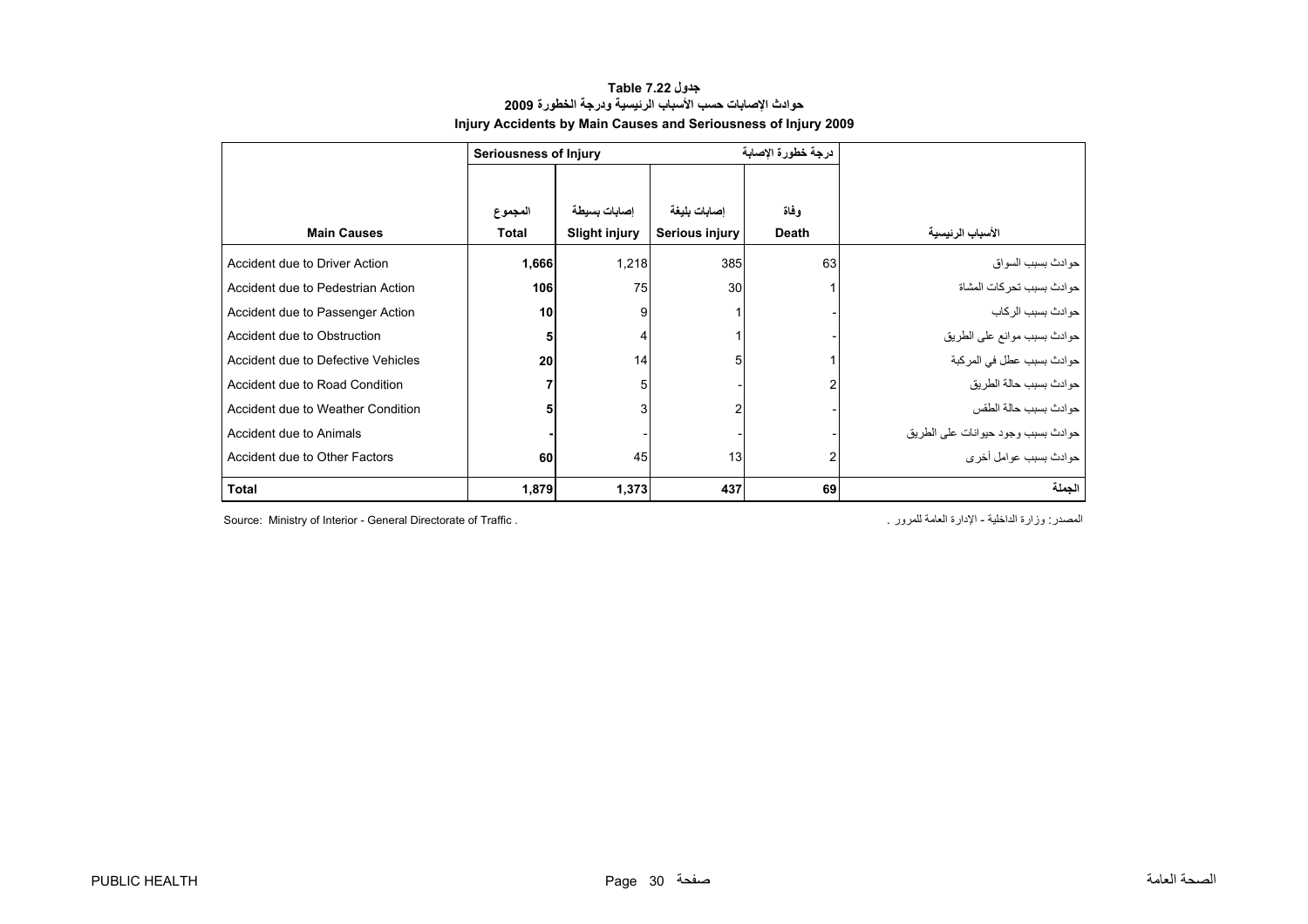## جدول Table 7.22
### حوادث الإصابات حسب الأسباب الرئيسية ودرجة الخطورة 2009
### Injury Accidents by Main Causes and Seriousness of Injury 2009

| | Seriousness of Injury درجة خطورة الإصابة | | | | |
|---|---|---|---|---|---|
| **Main Causes** | المجموع **Total** | إصابات بسيطة **Slight injury** | إصابات بليغة **Serious injury** | وفاة **Death** | الأسباب الرئيسية |
| Accident due to Driver Action | **1,666** | 1,218 | 385 | 63 | حوادث بسبب السواق |
| Accident due to Pedestrian Action | **106** | 75 | 30 | 1 | حوادث بسبب تحركات المشاة |
| Accident due to Passenger Action | **10** | 9 | 1 | - | حوادث بسبب الركاب |
| Accident due to Obstruction | **5** | 4 | 1 | - | حوادث بسبب موانع على الطريق |
| Accident due to Defective Vehicles | **20** | 14 | 5 | 1 | حوادث بسبب عطل في المركبة |
| Accident due to Road Condition | **7** | 5 | - | 2 | حوادث بسبب حالة الطريق |
| Accident due to Weather Condition | **5** | 3 | 2 | - | حوادث بسبب حالة الطقس |
| Accident due to Animals | **-** | - | - | - | حوادث بسبب وجود حيوانات على الطريق |
| Accident due to Other Factors | **60** | 45 | 13 | 2 | حوادث بسبب عوامل أخرى |
| **Total** | **1,879** | **1,373** | **437** | **69** | **الجملة** |

Source: Ministry of Interior - General Directorate of Traffic .

المصدر: وزارة الداخلية - الإدارة العامة للمرور .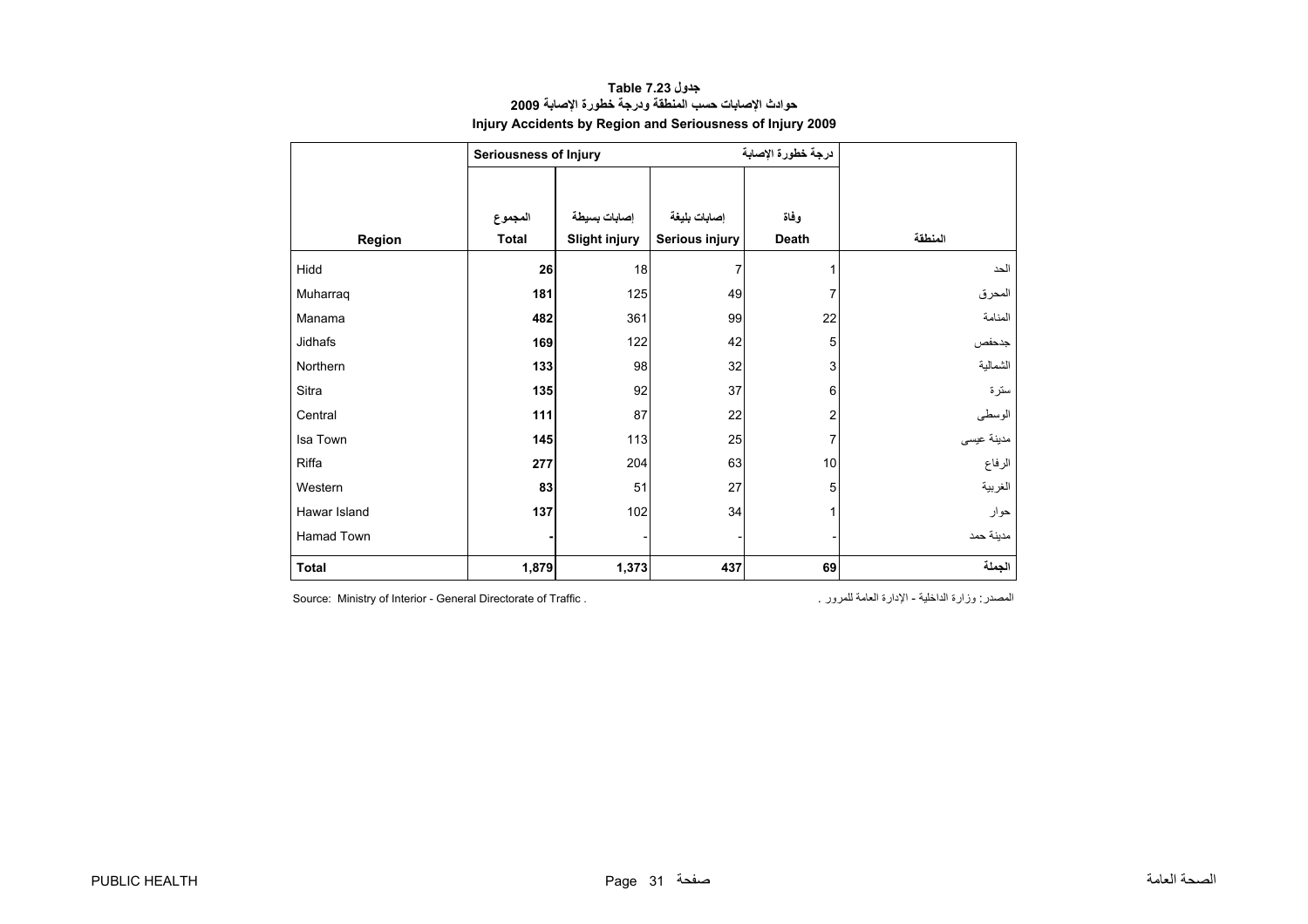# جدول Table 7.23

## حوادث الإصابات حسب المنطقة ودرجة خطورة الإصابة 2009

## Injury Accidents by Region and Seriousness of Injury 2009

| | Seriousness of Injury | | درجة خطورة الإصابة | | |
|---|---|---|---|---|---|
| Region | المجموع Total | إصابات بسيطة Slight injury | إصابات بليغة Serious injury | وفاة Death | المنطقة |
| Hidd | **26** | 18 | 7 | 1 | الحد |
| Muharraq | **181** | 125 | 49 | 7 | المحرق |
| Manama | **482** | 361 | 99 | 22 | المنامة |
| Jidhafs | **169** | 122 | 42 | 5 | جدحفص |
| Northern | **133** | 98 | 32 | 3 | الشمالية |
| Sitra | **135** | 92 | 37 | 6 | سترة |
| Central | **111** | 87 | 22 | 2 | الوسطى |
| Isa Town | **145** | 113 | 25 | 7 | مدينة عيسى |
| Riffa | **277** | 204 | 63 | 10 | الرفاع |
| Western | **83** | 51 | 27 | 5 | الغربية |
| Hawar Island | **137** | 102 | 34 | 1 | حوار |
| Hamad Town | **-** | - | - | - | مدينة حمد |
| **Total** | **1,879** | **1,373** | **437** | **69** | **الجملة** |

Source: Ministry of Interior - General Directorate of Traffic .

المصدر: وزارة الداخلية - الإدارة العامة للمرور .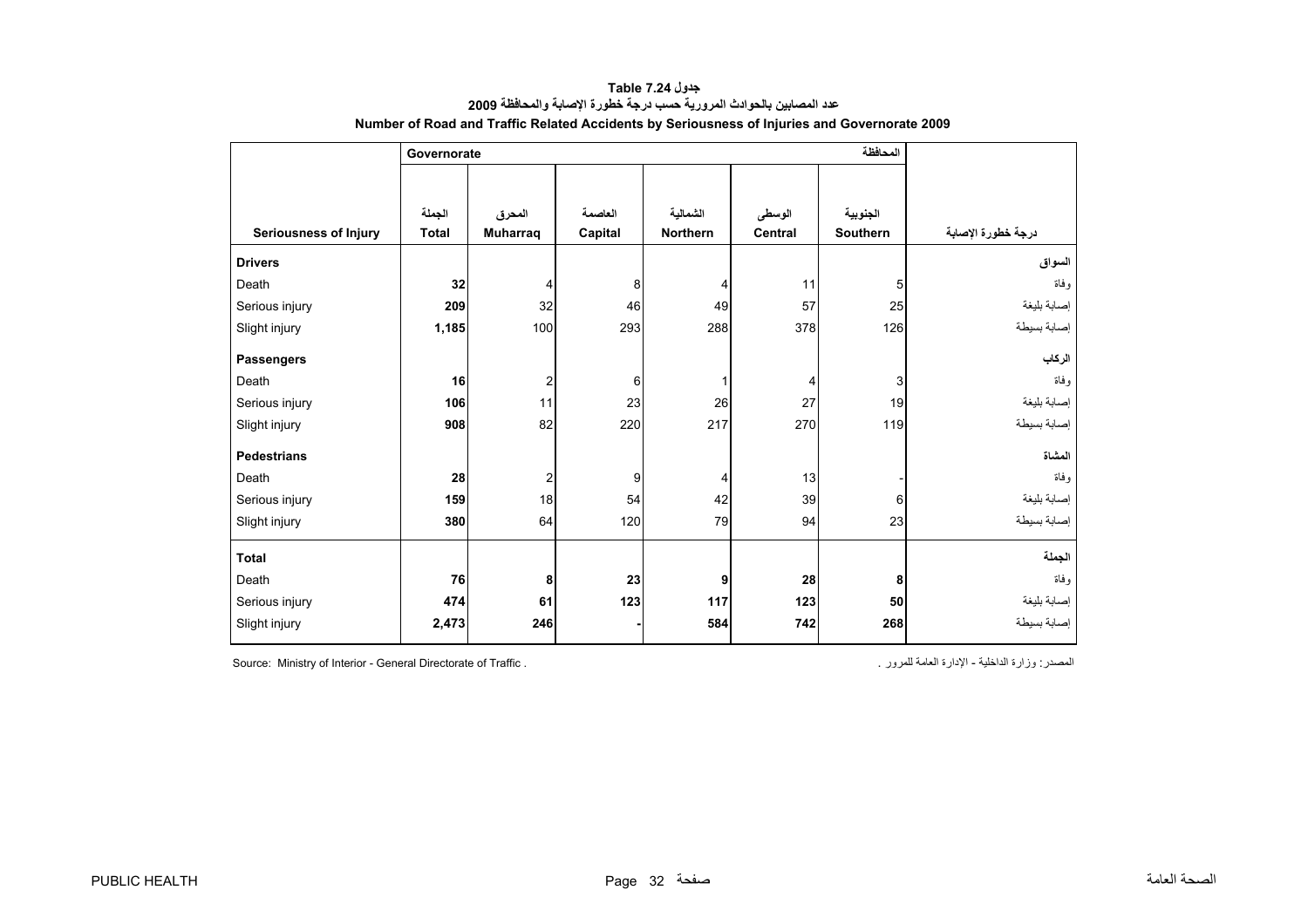# جدول Table 7.24

## عدد المصابين بالحوادث المرورية حسب درجة خطورة الإصابة والمحافظة 2009

## Number of Road and Traffic Related Accidents by Seriousness of Injuries and Governorate 2009

| | Governorate | | | | | المحافظة | |
|---|---|---|---|---|---|---|---|
| **Seriousness of Injury** | الجملة **Total** | المحرق **Muharraq** | العاصمة **Capital** | الشمالية **Northern** | الوسطى **Central** | الجنوبية **Southern** | **درجة خطورة الإصابة** |
| **Drivers** | | | | | | | **السواق** |
| Death | **32** | 4 | 8 | 4 | 11 | 5 | وفاة |
| Serious injury | **209** | 32 | 46 | 49 | 57 | 25 | إصابة بليغة |
| Slight injury | **1,185** | 100 | 293 | 288 | 378 | 126 | إصابة بسيطة |
| **Passengers** | | | | | | | **الركاب** |
| Death | **16** | 2 | 6 | 1 | 4 | 3 | وفاة |
| Serious injury | **106** | 11 | 23 | 26 | 27 | 19 | إصابة بليغة |
| Slight injury | **908** | 82 | 220 | 217 | 270 | 119 | إصابة بسيطة |
| **Pedestrians** | | | | | | | **المشاة** |
| Death | **28** | 2 | 9 | 4 | 13 | - | وفاة |
| Serious injury | **159** | 18 | 54 | 42 | 39 | 6 | إصابة بليغة |
| Slight injury | **380** | 64 | 120 | 79 | 94 | 23 | إصابة بسيطة |
| **Total** | | | | | | | **الجملة** |
| Death | **76** | **8** | **23** | **9** | **28** | **8** | وفاة |
| Serious injury | **474** | **61** | **123** | **117** | **123** | **50** | إصابة بليغة |
| Slight injury | **2,473** | **246** | **-** | **584** | **742** | **268** | إصابة بسيطة |

Source: Ministry of Interior - General Directorate of Traffic .

المصدر: وزارة الداخلية - الإدارة العامة للمرور .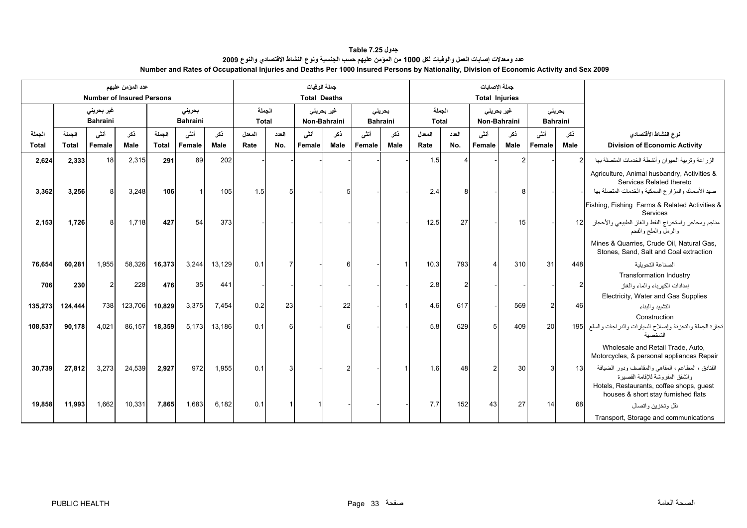# جدول 7.25 Table

**عدد ومعدلات إصابات العمل والوفيات لكل 1000 من المؤمن عليهم حسب الجنسية ونوع النشاط الاقتصادي والنوع 2009**

**Number and Rates of Occupational Injuries and Deaths Per 1000 Insured Persons by Nationality, Division of Economic Activity and Sex 2009**

| عدد المؤمن عليهم Number of Insured Persons | | | | | | | جملة الوفيات Total Deaths | | | | | | | جملة الإصابات Total Injuries | | | | | | | |
|---|---|---|---|---|---|---|---|---|---|---|---|---|---|---|---|---|---|---|---|---|---|
| | غير بحريني Bahraini | | | بحريني Bahraini | | | الجملة Total | | غير بحريني Non-Bahraini | | بحريني Bahraini | | الجملة Total | | غير بحريني Non-Bahraini | | بحريني Bahraini | | |
| الجملة Total | الجملة Total | أنثى Female | ذكر Male | الجملة Total | أنثى Female | ذكر Male | المعدل Rate | العدد No. | أنثى Female | ذكر Male | أنثى Female | ذكر Male | المعدل Rate | العدد No. | أنثى Female | ذكر Male | أنثى Female | ذكر Male | نوع النشاط الأقتصادي Division of Economic Activity |
| 2,624 | 2,333 | 18 | 2,315 | 291 | 89 | 202 | - | - | - | - | - | - | 1.5 | 4 | - | 2 | - | 2 | الزراعة وتربية الحيوان وأنشطة الخدمات المتصلة بها Agriculture, Animal husbandry, Activities & Services Related thereto |
| 3,362 | 3,256 | 8 | 3,248 | 106 | 1 | 105 | 1.5 | 5 | - | 5 | - | - | 2.4 | 8 | - | 8 | - | - | صيد الأسماك والمزارع السمكية والخدمات المتصلة بها Fishing, Fishing Farms & Related Activities & Services |
| 2,153 | 1,726 | 8 | 1,718 | 427 | 54 | 373 | - | - | - | - | - | - | 12.5 | 27 | - | 15 | - | 12 | مناجم ومحاجر واستخراج النفط والغاز الطبيعي والأحجار والرمل والملح والفحم Mines & Quarries, Crude Oil, Natural Gas, Stones, Sand, Salt and Coal extraction |
| 76,654 | 60,281 | 1,955 | 58,326 | 16,373 | 3,244 | 13,129 | 0.1 | 7 | - | 6 | - | 1 | 10.3 | 793 | 4 | 310 | 31 | 448 | الصناعة التحويلية Transformation Industry |
| 706 | 230 | 2 | 228 | 476 | 35 | 441 | - | - | - | - | - | - | 2.8 | 2 | - | - | - | 2 | إمدادات الكهرباء والماء والغاز Electricity, Water and Gas Supplies |
| 135,273 | 124,444 | 738 | 123,706 | 10,829 | 3,375 | 7,454 | 0.2 | 23 | - | 22 | - | 1 | 4.6 | 617 | - | 569 | 2 | 46 | التشييد والبناء Construction |
| 108,537 | 90,178 | 4,021 | 86,157 | 18,359 | 5,173 | 13,186 | 0.1 | 6 | - | 6 | - | - | 5.8 | 629 | 5 | 409 | 20 | 195 | تجارة الجملة والتجزئة وإصلاح السيارات والدراجات والسلع الشخصية Wholesale and Retail Trade, Auto, Motorcycles, & personal appliances Repair |
| 30,739 | 27,812 | 3,273 | 24,539 | 2,927 | 972 | 1,955 | 0.1 | 3 | - | 2 | - | 1 | 1.6 | 48 | 2 | 30 | 3 | 13 | الفنادق ، المطاعم ، المقاهي والمقاصف ودور الضيافة والشقق المفروشة للإقامة القصيرة Hotels, Restaurants, coffee shops, guest houses & short stay furnished flats |
| 19,858 | 11,993 | 1,662 | 10,331 | 7,865 | 1,683 | 6,182 | 0.1 | 1 | 1 | - | - | - | 7.7 | 152 | 43 | 27 | 14 | 68 | نقل وتخزين واتصال Transport, Storage and communications |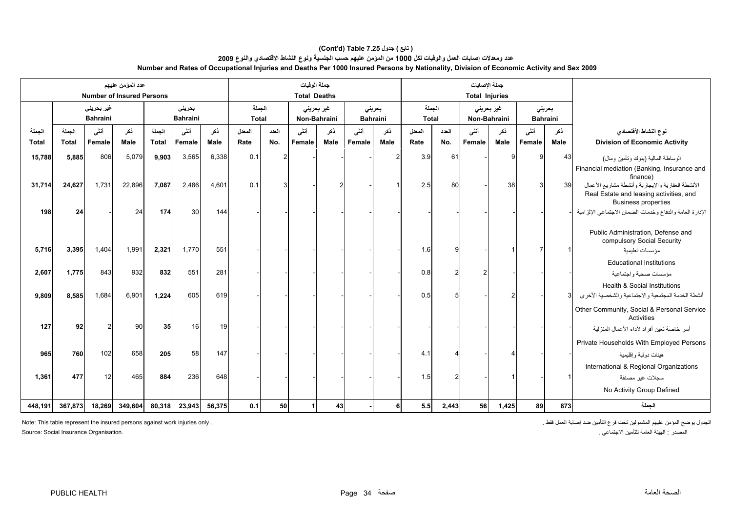**(Cont'd) Table 7.25 جدول ( تابع )**

**عدد ومعدلات إصابات العمل والوفيات لكل 1000 من المؤمن عليهم حسب الجنسية ونوع النشاط الاقتصادي والنوع 2009**

**Number and Rates of Occupational Injuries and Deaths Per 1000 Insured Persons by Nationality, Division of Economic Activity and Sex 2009**

| عدد المؤمن عليهم Number of Insured Persons | | | | | | | جملة الوفيات Total Deaths | | | | | | جملة الإصابات Total Injuries | | | | | | |
|---|---|---|---|---|---|---|---|---|---|---|---|---|---|---|---|---|---|---|---|
| | غير بحريني Bahraini | | | بحريني Bahraini | | | الجملة Total | | غير بحريني Non-Bahraini | | بحريني Bahraini | | الجملة Total | | غير بحريني Non-Bahraini | | بحريني Bahraini | | |
| الجملة Total | الجملة Total | أنثى Female | ذكر Male | الجملة Total | أنثى Female | ذكر Male | المعدل Rate | العدد No. | أنثى Female | ذكر Male | أنثى Female | ذكر Male | المعدل Rate | العدد No. | أنثى Female | ذكر Male | أنثى Female | ذكر Male | نوع النشاط الأقتصادي Division of Economic Activity |
| **15,788** | **5,885** | 806 | 5,079 | **9,903** | 3,565 | 6,338 | 0.1 | 2 | - | - | - | 2 | 3.9 | 61 | - | 9 | 9 | 43 | الوساطة المالية (بنوك وتأمين ومال) Financial mediation (Banking, Insurance and finance) |
| **31,714** | **24,627** | 1,731 | 22,896 | **7,087** | 2,486 | 4,601 | 0.1 | 3 | - | 2 | - | 1 | 2.5 | 80 | - | 38 | 3 | 39 | الأنشطة العقارية والإيجارية وأنشطة مشاريع الأعمال Real Estate and leasing activities, and Business properties |
| **198** | **24** | - | 24 | **174** | 30 | 144 | - | - | - | - | - | - | - | - | - | - | - | - | الإدارة العامة والدفاع وخدمات الضمان الاجتماعي الإلزامية Public Administration, Defense and compulsory Social Security |
| **5,716** | **3,395** | 1,404 | 1,991 | **2,321** | 1,770 | 551 | - | - | - | - | - | - | 1.6 | 9 | - | 1 | 7 | 1 | مؤسسات تعليمية Educational Institutions |
| **2,607** | **1,775** | 843 | 932 | **832** | 551 | 281 | - | - | - | - | - | - | 0.8 | 2 | 2 | - | - | - | مؤسسات صحية واجتماعية Health & Social Institutions |
| **9,809** | **8,585** | 1,684 | 6,901 | **1,224** | 605 | 619 | - | - | - | - | - | - | 0.5 | 5 | - | 2 | - | 3 | أنشطة الخدمة المجتمعية والاجتماعية والشخصية الأخرى Other Community, Social & Personal Service Activities |
| **127** | **92** | 2 | 90 | **35** | 16 | 19 | - | - | - | - | - | - | - | - | - | - | - | - | أسر خاصة تعين أفراد لأداء الأعمال المنزلية Private Households With Employed Persons |
| **965** | **760** | 102 | 658 | **205** | 58 | 147 | - | - | - | - | - | - | 4.1 | 4 | - | 4 | - | - | هيئات دولية وإقليمية International & Regional Organizations |
| **1,361** | **477** | 12 | 465 | **884** | 236 | 648 | - | - | - | - | - | - | 1.5 | 2 | - | 1 | - | 1 | سجلات غير مصنفة No Activity Group Defined |
| **448,191** | **367,873** | **18,269** | **349,604** | **80,318** | **23,943** | **56,375** | **0.1** | **50** | **1** | **43** | **-** | **6** | **5.5** | **2,443** | **56** | **1,425** | **89** | **873** | **الجملة** |

Note: This table represent the insured persons against work injuries only .

الجدول يوضح المؤمن عليهم المشمولين تحت فرع التأمين ضد إصابة العمل فقط .

Source: Social Insurance Organisation.

المصدر : الهيئة العامة للتأمين الاجتماعي .